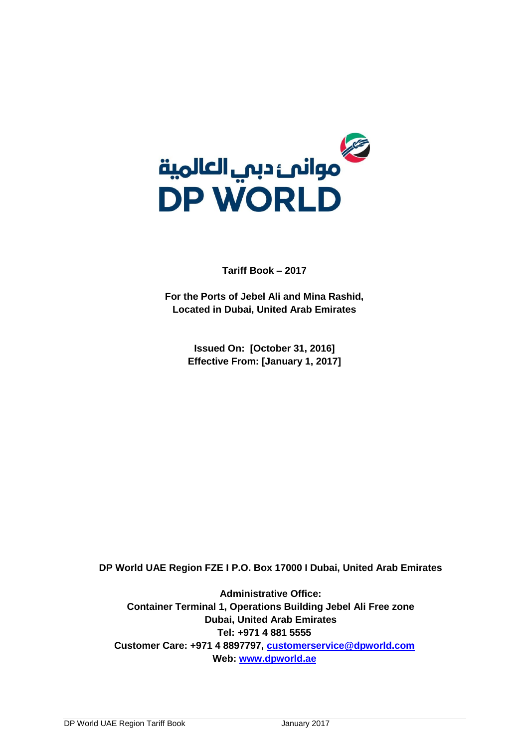موانئ دبي العالمية
DP WORLD

**Tariff Book – 2017**

**For the Ports of Jebel Ali and Mina Rashid, Located in Dubai, United Arab Emirates**

**Issued On: [October 31, 2016]**
**Effective From: [January 1, 2017]**

**DP World UAE Region FZE I P.O. Box 17000 I Dubai, United Arab Emirates**

**Administrative Office:**
**Container Terminal 1, Operations Building Jebel Ali Free zone**
**Dubai, United Arab Emirates**
**Tel: +971 4 881 5555**
**Customer Care: +971 4 8897797, customerservice@dpworld.com**
**Web: www.dpworld.ae**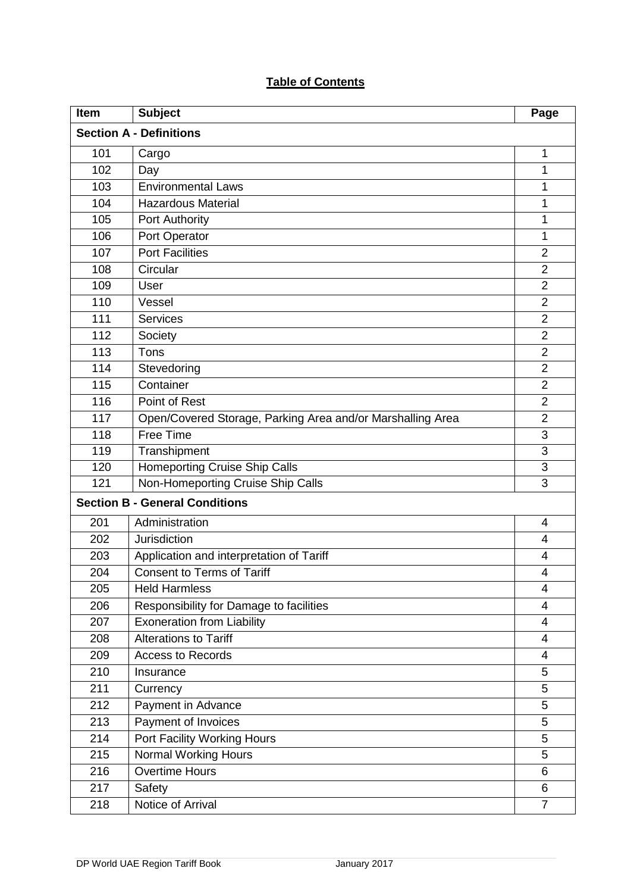**Table of Contents**

| Item | Subject | Page |
|---|---|---|
| **Section A - Definitions** | | |
| 101 | Cargo | 1 |
| 102 | Day | 1 |
| 103 | Environmental Laws | 1 |
| 104 | Hazardous Material | 1 |
| 105 | Port Authority | 1 |
| 106 | Port Operator | 1 |
| 107 | Port Facilities | 2 |
| 108 | Circular | 2 |
| 109 | User | 2 |
| 110 | Vessel | 2 |
| 111 | Services | 2 |
| 112 | Society | 2 |
| 113 | Tons | 2 |
| 114 | Stevedoring | 2 |
| 115 | Container | 2 |
| 116 | Point of Rest | 2 |
| 117 | Open/Covered Storage, Parking Area and/or Marshalling Area | 2 |
| 118 | Free Time | 3 |
| 119 | Transhipment | 3 |
| 120 | Homeporting Cruise Ship Calls | 3 |
| 121 | Non-Homeporting Cruise Ship Calls | 3 |
| **Section B - General Conditions** | | |
| 201 | Administration | 4 |
| 202 | Jurisdiction | 4 |
| 203 | Application and interpretation of Tariff | 4 |
| 204 | Consent to Terms of Tariff | 4 |
| 205 | Held Harmless | 4 |
| 206 | Responsibility for Damage to facilities | 4 |
| 207 | Exoneration from Liability | 4 |
| 208 | Alterations to Tariff | 4 |
| 209 | Access to Records | 4 |
| 210 | Insurance | 5 |
| 211 | Currency | 5 |
| 212 | Payment in Advance | 5 |
| 213 | Payment of Invoices | 5 |
| 214 | Port Facility Working Hours | 5 |
| 215 | Normal Working Hours | 5 |
| 216 | Overtime Hours | 6 |
| 217 | Safety | 6 |
| 218 | Notice of Arrival | 7 |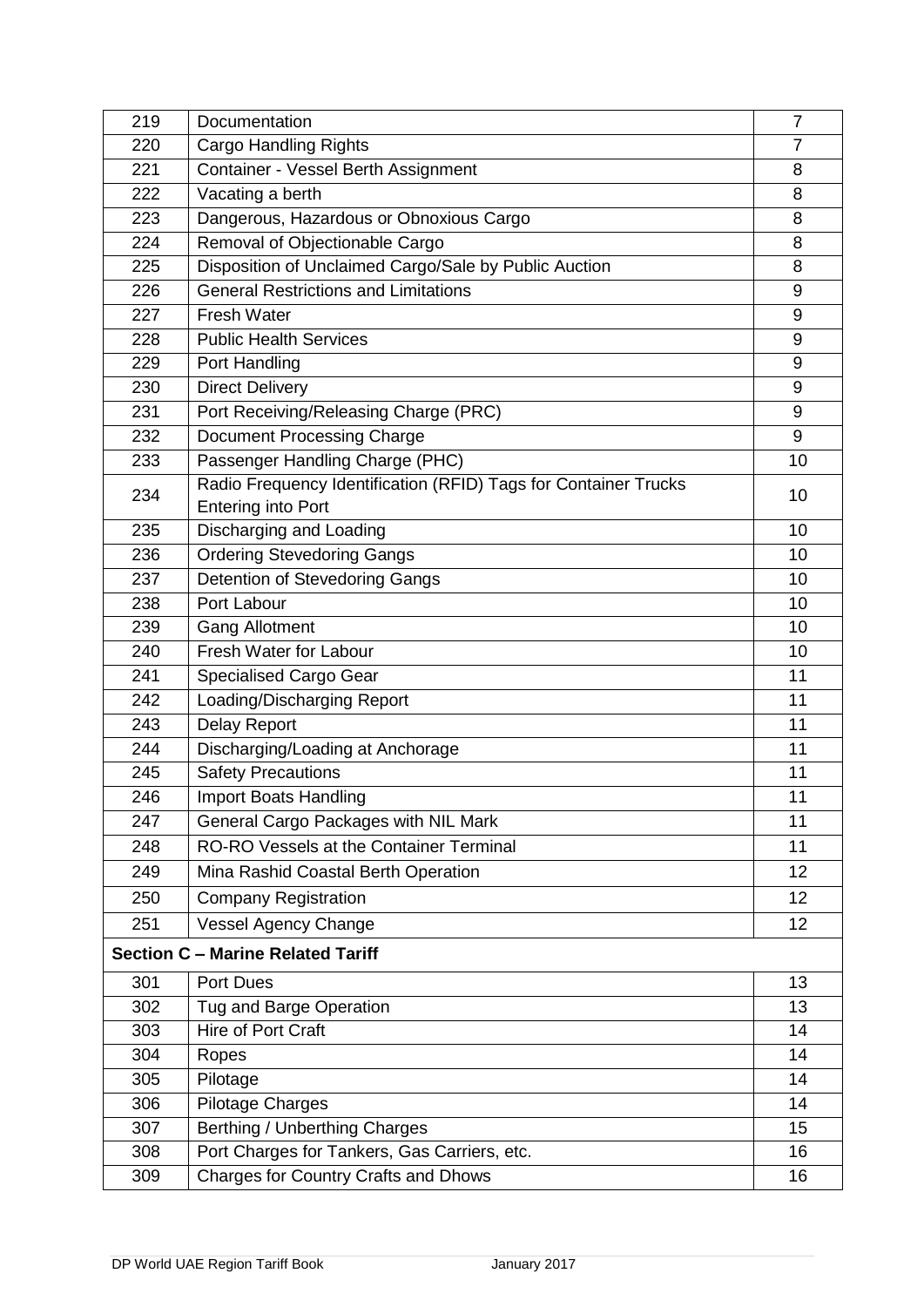| | | |
|---|---|---|
| 219 | Documentation | 7 |
| 220 | Cargo Handling Rights | 7 |
| 221 | Container - Vessel Berth Assignment | 8 |
| 222 | Vacating a berth | 8 |
| 223 | Dangerous, Hazardous or Obnoxious Cargo | 8 |
| 224 | Removal of Objectionable Cargo | 8 |
| 225 | Disposition of Unclaimed Cargo/Sale by Public Auction | 8 |
| 226 | General Restrictions and Limitations | 9 |
| 227 | Fresh Water | 9 |
| 228 | Public Health Services | 9 |
| 229 | Port Handling | 9 |
| 230 | Direct Delivery | 9 |
| 231 | Port Receiving/Releasing Charge (PRC) | 9 |
| 232 | Document Processing Charge | 9 |
| 233 | Passenger Handling Charge (PHC) | 10 |
| 234 | Radio Frequency Identification (RFID) Tags for Container Trucks Entering into Port | 10 |
| 235 | Discharging and Loading | 10 |
| 236 | Ordering Stevedoring Gangs | 10 |
| 237 | Detention of Stevedoring Gangs | 10 |
| 238 | Port Labour | 10 |
| 239 | Gang Allotment | 10 |
| 240 | Fresh Water for Labour | 10 |
| 241 | Specialised Cargo Gear | 11 |
| 242 | Loading/Discharging Report | 11 |
| 243 | Delay Report | 11 |
| 244 | Discharging/Loading at Anchorage | 11 |
| 245 | Safety Precautions | 11 |
| 246 | Import Boats Handling | 11 |
| 247 | General Cargo Packages with NIL Mark | 11 |
| 248 | RO-RO Vessels at the Container Terminal | 11 |
| 249 | Mina Rashid Coastal Berth Operation | 12 |
| 250 | Company Registration | 12 |
| 251 | Vessel Agency Change | 12 |
| **Section C – Marine Related Tariff** | | |
| 301 | Port Dues | 13 |
| 302 | Tug and Barge Operation | 13 |
| 303 | Hire of Port Craft | 14 |
| 304 | Ropes | 14 |
| 305 | Pilotage | 14 |
| 306 | Pilotage Charges | 14 |
| 307 | Berthing / Unberthing Charges | 15 |
| 308 | Port Charges for Tankers, Gas Carriers, etc. | 16 |
| 309 | Charges for Country Crafts and Dhows | 16 |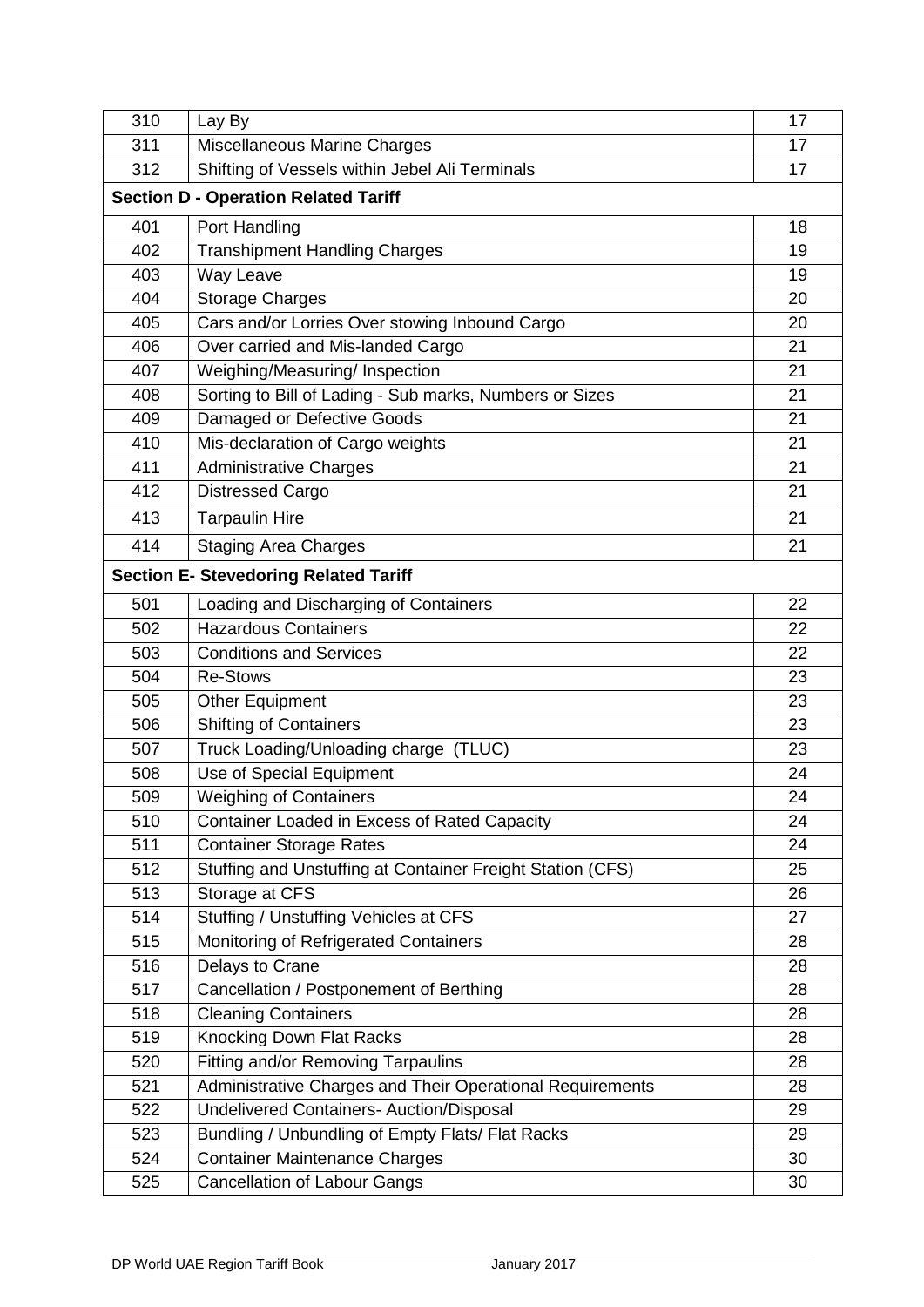| | | |
|---|---|---|
| 310 | Lay By | 17 |
| 311 | Miscellaneous Marine Charges | 17 |
| 312 | Shifting of Vessels within Jebel Ali Terminals | 17 |
| **Section D - Operation Related Tariff** | | |
| 401 | Port Handling | 18 |
| 402 | Transhipment Handling Charges | 19 |
| 403 | Way Leave | 19 |
| 404 | Storage Charges | 20 |
| 405 | Cars and/or Lorries Over stowing Inbound Cargo | 20 |
| 406 | Over carried and Mis-landed Cargo | 21 |
| 407 | Weighing/Measuring/ Inspection | 21 |
| 408 | Sorting to Bill of Lading - Sub marks, Numbers or Sizes | 21 |
| 409 | Damaged or Defective Goods | 21 |
| 410 | Mis-declaration of Cargo weights | 21 |
| 411 | Administrative Charges | 21 |
| 412 | Distressed Cargo | 21 |
| 413 | Tarpaulin Hire | 21 |
| 414 | Staging Area Charges | 21 |
| **Section E- Stevedoring Related Tariff** | | |
| 501 | Loading and Discharging of Containers | 22 |
| 502 | Hazardous Containers | 22 |
| 503 | Conditions and Services | 22 |
| 504 | Re-Stows | 23 |
| 505 | Other Equipment | 23 |
| 506 | Shifting of Containers | 23 |
| 507 | Truck Loading/Unloading charge (TLUC) | 23 |
| 508 | Use of Special Equipment | 24 |
| 509 | Weighing of Containers | 24 |
| 510 | Container Loaded in Excess of Rated Capacity | 24 |
| 511 | Container Storage Rates | 24 |
| 512 | Stuffing and Unstuffing at Container Freight Station (CFS) | 25 |
| 513 | Storage at CFS | 26 |
| 514 | Stuffing / Unstuffing Vehicles at CFS | 27 |
| 515 | Monitoring of Refrigerated Containers | 28 |
| 516 | Delays to Crane | 28 |
| 517 | Cancellation / Postponement of Berthing | 28 |
| 518 | Cleaning Containers | 28 |
| 519 | Knocking Down Flat Racks | 28 |
| 520 | Fitting and/or Removing Tarpaulins | 28 |
| 521 | Administrative Charges and Their Operational Requirements | 28 |
| 522 | Undelivered Containers- Auction/Disposal | 29 |
| 523 | Bundling / Unbundling of Empty Flats/ Flat Racks | 29 |
| 524 | Container Maintenance Charges | 30 |
| 525 | Cancellation of Labour Gangs | 30 |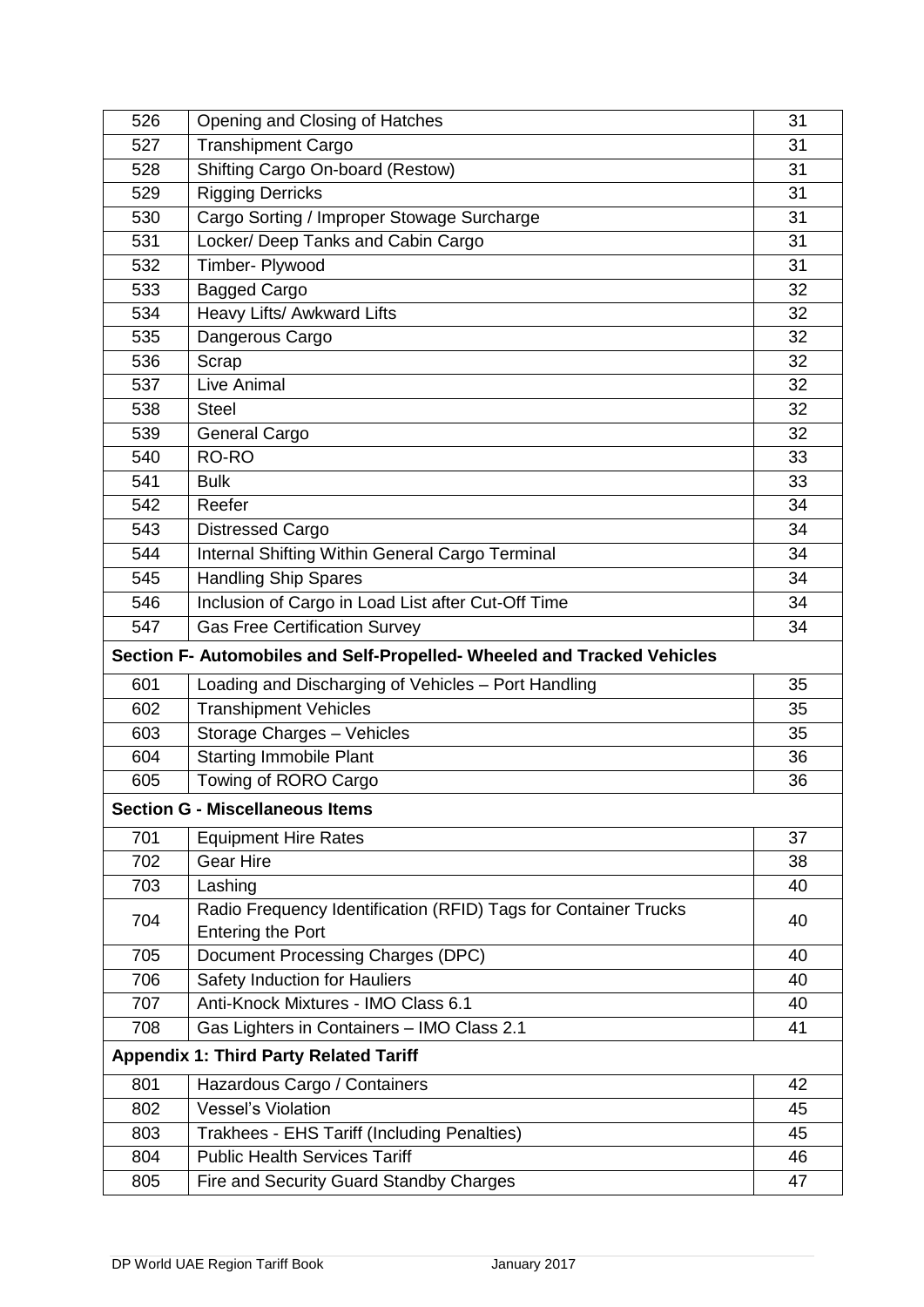| | | |
|---|---|---|
| 526 | Opening and Closing of Hatches | 31 |
| 527 | Transhipment Cargo | 31 |
| 528 | Shifting Cargo On-board (Restow) | 31 |
| 529 | Rigging Derricks | 31 |
| 530 | Cargo Sorting / Improper Stowage Surcharge | 31 |
| 531 | Locker/ Deep Tanks and Cabin Cargo | 31 |
| 532 | Timber- Plywood | 31 |
| 533 | Bagged Cargo | 32 |
| 534 | Heavy Lifts/ Awkward Lifts | 32 |
| 535 | Dangerous Cargo | 32 |
| 536 | Scrap | 32 |
| 537 | Live Animal | 32 |
| 538 | Steel | 32 |
| 539 | General Cargo | 32 |
| 540 | RO-RO | 33 |
| 541 | Bulk | 33 |
| 542 | Reefer | 34 |
| 543 | Distressed Cargo | 34 |
| 544 | Internal Shifting Within General Cargo Terminal | 34 |
| 545 | Handling Ship Spares | 34 |
| 546 | Inclusion of Cargo in Load List after Cut-Off Time | 34 |
| 547 | Gas Free Certification Survey | 34 |
| **Section F- Automobiles and Self-Propelled- Wheeled and Tracked Vehicles** | | |
| 601 | Loading and Discharging of Vehicles – Port Handling | 35 |
| 602 | Transhipment Vehicles | 35 |
| 603 | Storage Charges – Vehicles | 35 |
| 604 | Starting Immobile Plant | 36 |
| 605 | Towing of RORO Cargo | 36 |
| **Section G - Miscellaneous Items** | | |
| 701 | Equipment Hire Rates | 37 |
| 702 | Gear Hire | 38 |
| 703 | Lashing | 40 |
| 704 | Radio Frequency Identification (RFID) Tags for Container Trucks Entering the Port | 40 |
| 705 | Document Processing Charges (DPC) | 40 |
| 706 | Safety Induction for Hauliers | 40 |
| 707 | Anti-Knock Mixtures - IMO Class 6.1 | 40 |
| 708 | Gas Lighters in Containers – IMO Class 2.1 | 41 |
| **Appendix 1: Third Party Related Tariff** | | |
| 801 | Hazardous Cargo / Containers | 42 |
| 802 | Vessel's Violation | 45 |
| 803 | Trakhees - EHS Tariff (Including Penalties) | 45 |
| 804 | Public Health Services Tariff | 46 |
| 805 | Fire and Security Guard Standby Charges | 47 |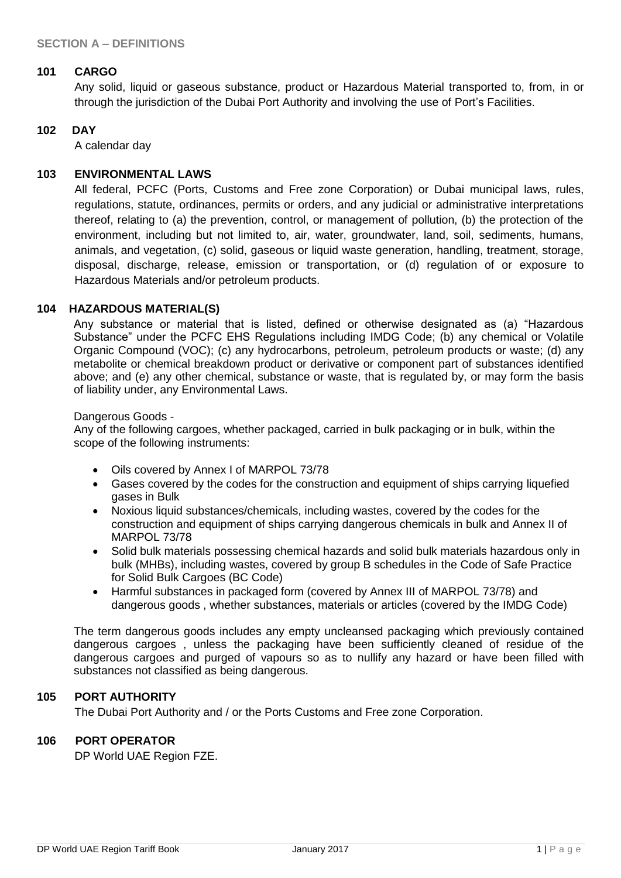## SECTION A – DEFINITIONS

### 101 CARGO

Any solid, liquid or gaseous substance, product or Hazardous Material transported to, from, in or through the jurisdiction of the Dubai Port Authority and involving the use of Port's Facilities.

### 102 DAY

A calendar day

### 103 ENVIRONMENTAL LAWS

All federal, PCFC (Ports, Customs and Free zone Corporation) or Dubai municipal laws, rules, regulations, statute, ordinances, permits or orders, and any judicial or administrative interpretations thereof, relating to (a) the prevention, control, or management of pollution, (b) the protection of the environment, including but not limited to, air, water, groundwater, land, soil, sediments, humans, animals, and vegetation, (c) solid, gaseous or liquid waste generation, handling, treatment, storage, disposal, discharge, release, emission or transportation, or (d) regulation of or exposure to Hazardous Materials and/or petroleum products.

### 104 HAZARDOUS MATERIAL(S)

Any substance or material that is listed, defined or otherwise designated as (a) "Hazardous Substance" under the PCFC EHS Regulations including IMDG Code; (b) any chemical or Volatile Organic Compound (VOC); (c) any hydrocarbons, petroleum, petroleum products or waste; (d) any metabolite or chemical breakdown product or derivative or component part of substances identified above; and (e) any other chemical, substance or waste, that is regulated by, or may form the basis of liability under, any Environmental Laws.

Dangerous Goods -

Any of the following cargoes, whether packaged, carried in bulk packaging or in bulk, within the scope of the following instruments:

- Oils covered by Annex I of MARPOL 73/78
- Gases covered by the codes for the construction and equipment of ships carrying liquefied gases in Bulk
- Noxious liquid substances/chemicals, including wastes, covered by the codes for the construction and equipment of ships carrying dangerous chemicals in bulk and Annex II of MARPOL 73/78
- Solid bulk materials possessing chemical hazards and solid bulk materials hazardous only in bulk (MHBs), including wastes, covered by group B schedules in the Code of Safe Practice for Solid Bulk Cargoes (BC Code)
- Harmful substances in packaged form (covered by Annex III of MARPOL 73/78) and dangerous goods , whether substances, materials or articles (covered by the IMDG Code)

The term dangerous goods includes any empty uncleansed packaging which previously contained dangerous cargoes , unless the packaging have been sufficiently cleaned of residue of the dangerous cargoes and purged of vapours so as to nullify any hazard or have been filled with substances not classified as being dangerous.

### 105 PORT AUTHORITY

The Dubai Port Authority and / or the Ports Customs and Free zone Corporation.

### 106 PORT OPERATOR

DP World UAE Region FZE.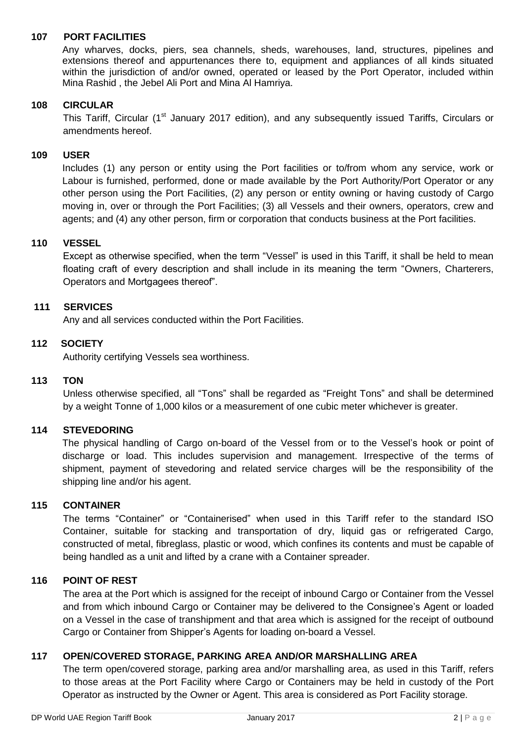### 107 PORT FACILITIES

Any wharves, docks, piers, sea channels, sheds, warehouses, land, structures, pipelines and extensions thereof and appurtenances there to, equipment and appliances of all kinds situated within the jurisdiction of and/or owned, operated or leased by the Port Operator, included within Mina Rashid , the Jebel Ali Port and Mina Al Hamriya.

### 108 CIRCULAR

This Tariff, Circular (1st January 2017 edition), and any subsequently issued Tariffs, Circulars or amendments hereof.

### 109 USER

Includes (1) any person or entity using the Port facilities or to/from whom any service, work or Labour is furnished, performed, done or made available by the Port Authority/Port Operator or any other person using the Port Facilities, (2) any person or entity owning or having custody of Cargo moving in, over or through the Port Facilities; (3) all Vessels and their owners, operators, crew and agents; and (4) any other person, firm or corporation that conducts business at the Port facilities.

### 110 VESSEL

Except as otherwise specified, when the term "Vessel" is used in this Tariff, it shall be held to mean floating craft of every description and shall include in its meaning the term "Owners, Charterers, Operators and Mortgagees thereof".

### 111 SERVICES

Any and all services conducted within the Port Facilities.

### 112 SOCIETY

Authority certifying Vessels sea worthiness.

### 113 TON

Unless otherwise specified, all "Tons" shall be regarded as "Freight Tons" and shall be determined by a weight Tonne of 1,000 kilos or a measurement of one cubic meter whichever is greater.

### 114 STEVEDORING

The physical handling of Cargo on-board of the Vessel from or to the Vessel's hook or point of discharge or load. This includes supervision and management. Irrespective of the terms of shipment, payment of stevedoring and related service charges will be the responsibility of the shipping line and/or his agent.

### 115 CONTAINER

The terms "Container" or "Containerised" when used in this Tariff refer to the standard ISO Container, suitable for stacking and transportation of dry, liquid gas or refrigerated Cargo, constructed of metal, fibreglass, plastic or wood, which confines its contents and must be capable of being handled as a unit and lifted by a crane with a Container spreader.

### 116 POINT OF REST

The area at the Port which is assigned for the receipt of inbound Cargo or Container from the Vessel and from which inbound Cargo or Container may be delivered to the Consignee's Agent or loaded on a Vessel in the case of transhipment and that area which is assigned for the receipt of outbound Cargo or Container from Shipper's Agents for loading on-board a Vessel.

### 117 OPEN/COVERED STORAGE, PARKING AREA AND/OR MARSHALLING AREA

The term open/covered storage, parking area and/or marshalling area, as used in this Tariff, refers to those areas at the Port Facility where Cargo or Containers may be held in custody of the Port Operator as instructed by the Owner or Agent. This area is considered as Port Facility storage.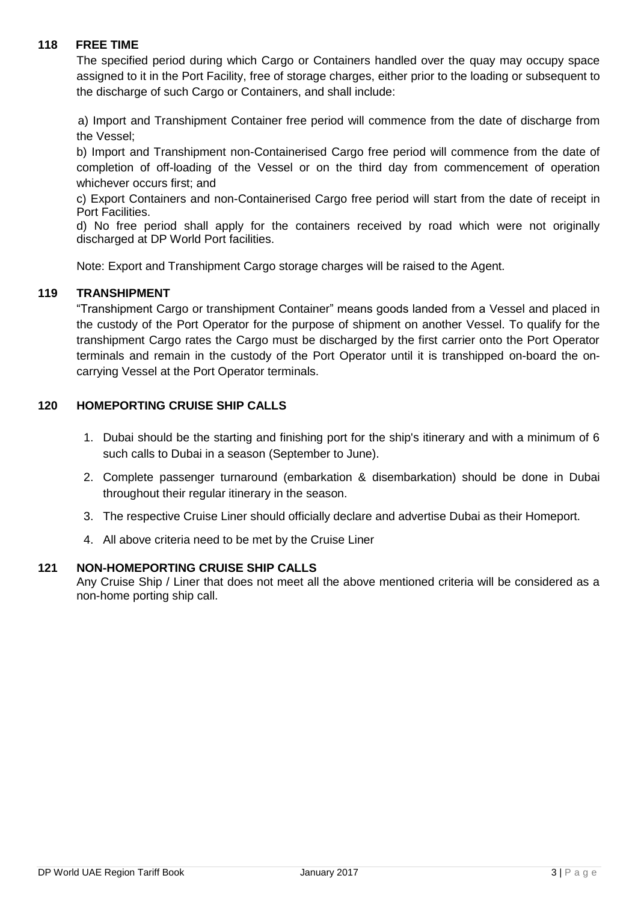### 118 FREE TIME

The specified period during which Cargo or Containers handled over the quay may occupy space assigned to it in the Port Facility, free of storage charges, either prior to the loading or subsequent to the discharge of such Cargo or Containers, and shall include:

a) Import and Transhipment Container free period will commence from the date of discharge from the Vessel;

b) Import and Transhipment non-Containerised Cargo free period will commence from the date of completion of off-loading of the Vessel or on the third day from commencement of operation whichever occurs first; and

c) Export Containers and non-Containerised Cargo free period will start from the date of receipt in Port Facilities.

d) No free period shall apply for the containers received by road which were not originally discharged at DP World Port facilities.

Note: Export and Transhipment Cargo storage charges will be raised to the Agent.

### 119 TRANSHIPMENT

"Transhipment Cargo or transhipment Container" means goods landed from a Vessel and placed in the custody of the Port Operator for the purpose of shipment on another Vessel. To qualify for the transhipment Cargo rates the Cargo must be discharged by the first carrier onto the Port Operator terminals and remain in the custody of the Port Operator until it is transhipped on-board the on-carrying Vessel at the Port Operator terminals.

### 120 HOMEPORTING CRUISE SHIP CALLS

1. Dubai should be the starting and finishing port for the ship's itinerary and with a minimum of 6 such calls to Dubai in a season (September to June).
2. Complete passenger turnaround (embarkation & disembarkation) should be done in Dubai throughout their regular itinerary in the season.
3. The respective Cruise Liner should officially declare and advertise Dubai as their Homeport.
4. All above criteria need to be met by the Cruise Liner

### 121 NON-HOMEPORTING CRUISE SHIP CALLS

Any Cruise Ship / Liner that does not meet all the above mentioned criteria will be considered as a non-home porting ship call.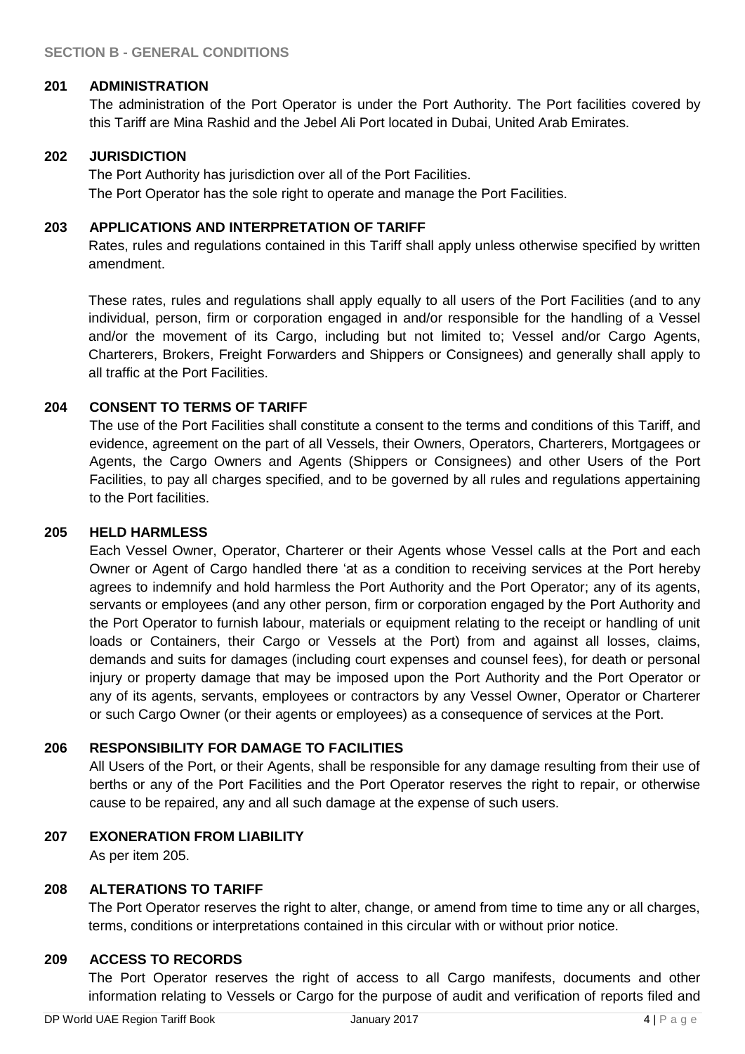## SECTION B - GENERAL CONDITIONS

### 201 ADMINISTRATION

The administration of the Port Operator is under the Port Authority. The Port facilities covered by this Tariff are Mina Rashid and the Jebel Ali Port located in Dubai, United Arab Emirates.

### 202 JURISDICTION

The Port Authority has jurisdiction over all of the Port Facilities.
The Port Operator has the sole right to operate and manage the Port Facilities.

### 203 APPLICATIONS AND INTERPRETATION OF TARIFF

Rates, rules and regulations contained in this Tariff shall apply unless otherwise specified by written amendment.

These rates, rules and regulations shall apply equally to all users of the Port Facilities (and to any individual, person, firm or corporation engaged in and/or responsible for the handling of a Vessel and/or the movement of its Cargo, including but not limited to; Vessel and/or Cargo Agents, Charterers, Brokers, Freight Forwarders and Shippers or Consignees) and generally shall apply to all traffic at the Port Facilities.

### 204 CONSENT TO TERMS OF TARIFF

The use of the Port Facilities shall constitute a consent to the terms and conditions of this Tariff, and evidence, agreement on the part of all Vessels, their Owners, Operators, Charterers, Mortgagees or Agents, the Cargo Owners and Agents (Shippers or Consignees) and other Users of the Port Facilities, to pay all charges specified, and to be governed by all rules and regulations appertaining to the Port facilities.

### 205 HELD HARMLESS

Each Vessel Owner, Operator, Charterer or their Agents whose Vessel calls at the Port and each Owner or Agent of Cargo handled there 'at as a condition to receiving services at the Port hereby agrees to indemnify and hold harmless the Port Authority and the Port Operator; any of its agents, servants or employees (and any other person, firm or corporation engaged by the Port Authority and the Port Operator to furnish labour, materials or equipment relating to the receipt or handling of unit loads or Containers, their Cargo or Vessels at the Port) from and against all losses, claims, demands and suits for damages (including court expenses and counsel fees), for death or personal injury or property damage that may be imposed upon the Port Authority and the Port Operator or any of its agents, servants, employees or contractors by any Vessel Owner, Operator or Charterer or such Cargo Owner (or their agents or employees) as a consequence of services at the Port.

### 206 RESPONSIBILITY FOR DAMAGE TO FACILITIES

All Users of the Port, or their Agents, shall be responsible for any damage resulting from their use of berths or any of the Port Facilities and the Port Operator reserves the right to repair, or otherwise cause to be repaired, any and all such damage at the expense of such users.

### 207 EXONERATION FROM LIABILITY

As per item 205.

### 208 ALTERATIONS TO TARIFF

The Port Operator reserves the right to alter, change, or amend from time to time any or all charges, terms, conditions or interpretations contained in this circular with or without prior notice.

### 209 ACCESS TO RECORDS

The Port Operator reserves the right of access to all Cargo manifests, documents and other information relating to Vessels or Cargo for the purpose of audit and verification of reports filed and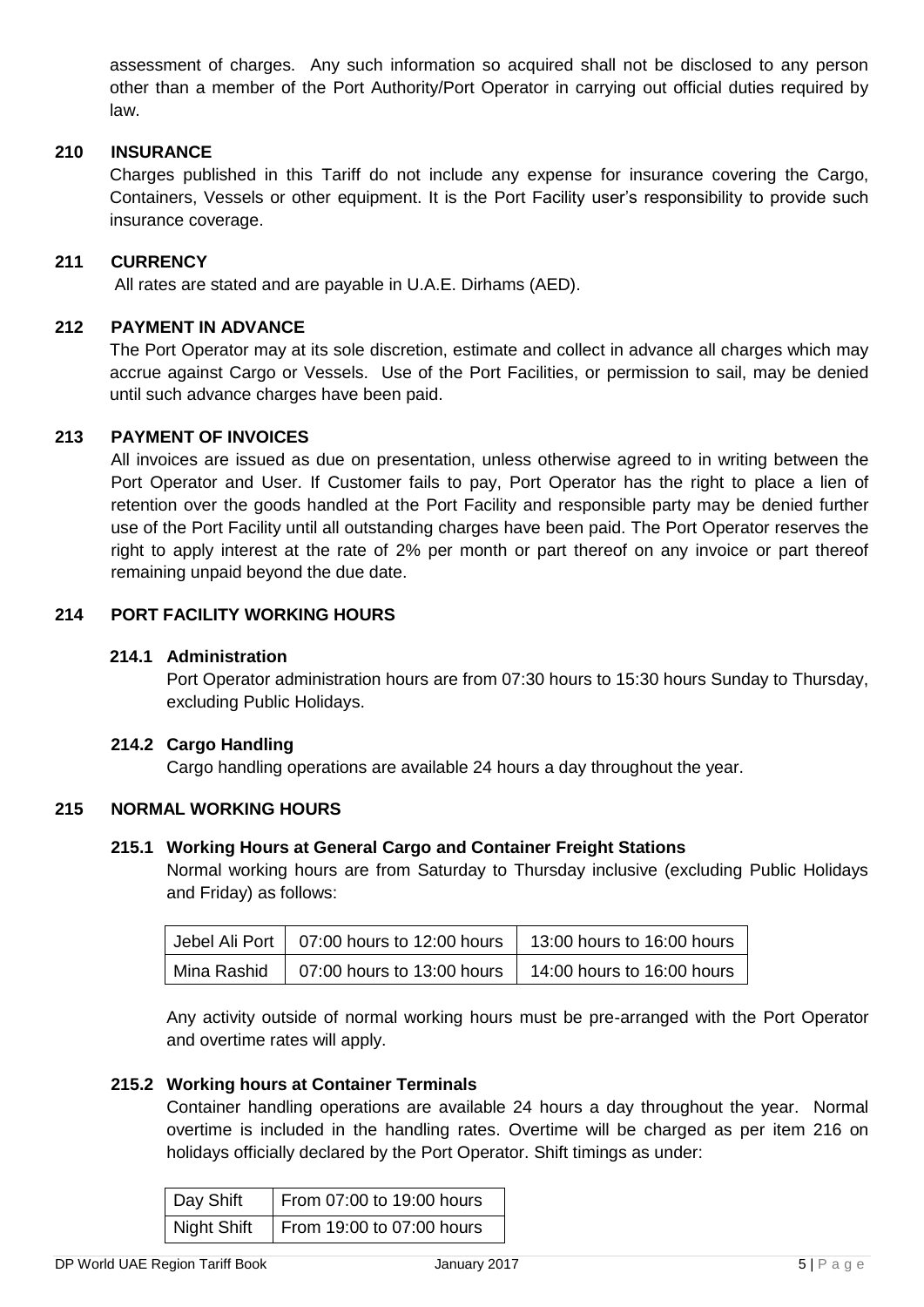assessment of charges. Any such information so acquired shall not be disclosed to any person other than a member of the Port Authority/Port Operator in carrying out official duties required by law.

### 210 INSURANCE

Charges published in this Tariff do not include any expense for insurance covering the Cargo, Containers, Vessels or other equipment. It is the Port Facility user's responsibility to provide such insurance coverage.

### 211 CURRENCY

All rates are stated and are payable in U.A.E. Dirhams (AED).

### 212 PAYMENT IN ADVANCE

The Port Operator may at its sole discretion, estimate and collect in advance all charges which may accrue against Cargo or Vessels. Use of the Port Facilities, or permission to sail, may be denied until such advance charges have been paid.

### 213 PAYMENT OF INVOICES

All invoices are issued as due on presentation, unless otherwise agreed to in writing between the Port Operator and User. If Customer fails to pay, Port Operator has the right to place a lien of retention over the goods handled at the Port Facility and responsible party may be denied further use of the Port Facility until all outstanding charges have been paid. The Port Operator reserves the right to apply interest at the rate of 2% per month or part thereof on any invoice or part thereof remaining unpaid beyond the due date.

### 214 PORT FACILITY WORKING HOURS

#### 214.1 Administration

Port Operator administration hours are from 07:30 hours to 15:30 hours Sunday to Thursday, excluding Public Holidays.

#### 214.2 Cargo Handling

Cargo handling operations are available 24 hours a day throughout the year.

### 215 NORMAL WORKING HOURS

#### 215.1 Working Hours at General Cargo and Container Freight Stations

Normal working hours are from Saturday to Thursday inclusive (excluding Public Holidays and Friday) as follows:

| | | |
|---|---|---|
| Jebel Ali Port | 07:00 hours to 12:00 hours | 13:00 hours to 16:00 hours |
| Mina Rashid | 07:00 hours to 13:00 hours | 14:00 hours to 16:00 hours |

Any activity outside of normal working hours must be pre-arranged with the Port Operator and overtime rates will apply.

#### 215.2 Working hours at Container Terminals

Container handling operations are available 24 hours a day throughout the year. Normal overtime is included in the handling rates. Overtime will be charged as per item 216 on holidays officially declared by the Port Operator. Shift timings as under:

| | |
|---|---|
| Day Shift | From 07:00 to 19:00 hours |
| Night Shift | From 19:00 to 07:00 hours |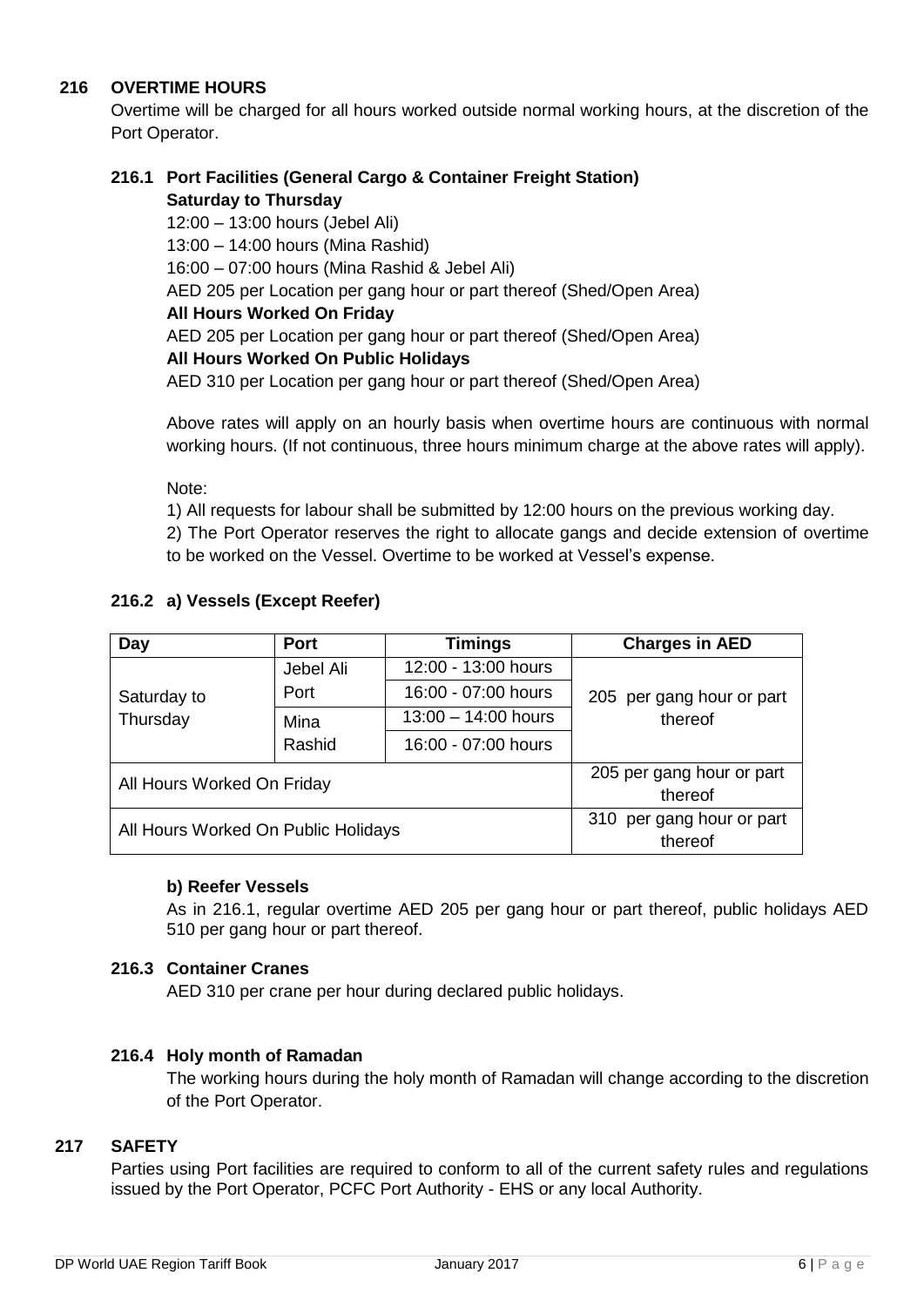## 216 OVERTIME HOURS

Overtime will be charged for all hours worked outside normal working hours, at the discretion of the Port Operator.

### 216.1 Port Facilities (General Cargo & Container Freight Station)

**Saturday to Thursday**

12:00 – 13:00 hours (Jebel Ali)
13:00 – 14:00 hours (Mina Rashid)
16:00 – 07:00 hours (Mina Rashid & Jebel Ali)
AED 205 per Location per gang hour or part thereof (Shed/Open Area)

**All Hours Worked On Friday**

AED 205 per Location per gang hour or part thereof (Shed/Open Area)

**All Hours Worked On Public Holidays**

AED 310 per Location per gang hour or part thereof (Shed/Open Area)

Above rates will apply on an hourly basis when overtime hours are continuous with normal working hours. (If not continuous, three hours minimum charge at the above rates will apply).

Note:

1) All requests for labour shall be submitted by 12:00 hours on the previous working day.
2) The Port Operator reserves the right to allocate gangs and decide extension of overtime to be worked on the Vessel. Overtime to be worked at Vessel's expense.

### 216.2 a) Vessels (Except Reefer)

| Day | Port | Timings | Charges in AED |
|---|---|---|---|
| Saturday to Thursday | Jebel Ali Port | 12:00 - 13:00 hours | 205 per gang hour or part thereof |
| | | 16:00 - 07:00 hours | |
| | Mina Rashid | 13:00 – 14:00 hours | |
| | | 16:00 - 07:00 hours | |
| All Hours Worked On Friday | | | 205 per gang hour or part thereof |
| All Hours Worked On Public Holidays | | | 310 per gang hour or part thereof |

**b) Reefer Vessels**

As in 216.1, regular overtime AED 205 per gang hour or part thereof, public holidays AED 510 per gang hour or part thereof.

### 216.3 Container Cranes

AED 310 per crane per hour during declared public holidays.

### 216.4 Holy month of Ramadan

The working hours during the holy month of Ramadan will change according to the discretion of the Port Operator.

## 217 SAFETY

Parties using Port facilities are required to conform to all of the current safety rules and regulations issued by the Port Operator, PCFC Port Authority - EHS or any local Authority.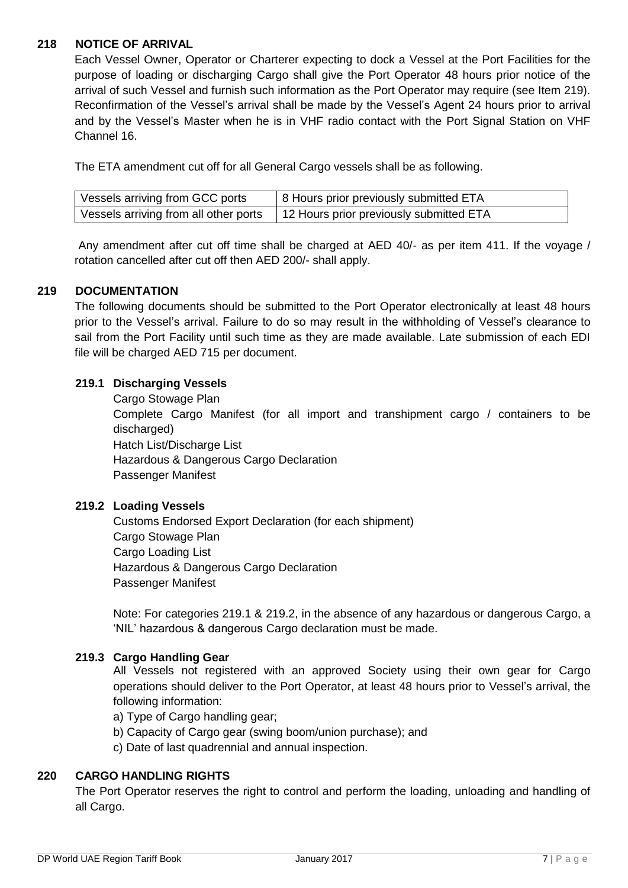## 218 NOTICE OF ARRIVAL

Each Vessel Owner, Operator or Charterer expecting to dock a Vessel at the Port Facilities for the purpose of loading or discharging Cargo shall give the Port Operator 48 hours prior notice of the arrival of such Vessel and furnish such information as the Port Operator may require (see Item 219). Reconfirmation of the Vessel's arrival shall be made by the Vessel's Agent 24 hours prior to arrival and by the Vessel's Master when he is in VHF radio contact with the Port Signal Station on VHF Channel 16.

The ETA amendment cut off for all General Cargo vessels shall be as following.

| Vessels arriving from GCC ports | 8 Hours prior previously submitted ETA |
|---|---|
| Vessels arriving from all other ports | 12 Hours prior previously submitted ETA |

Any amendment after cut off time shall be charged at AED 40/- as per item 411. If the voyage / rotation cancelled after cut off then AED 200/- shall apply.

## 219 DOCUMENTATION

The following documents should be submitted to the Port Operator electronically at least 48 hours prior to the Vessel's arrival. Failure to do so may result in the withholding of Vessel's clearance to sail from the Port Facility until such time as they are made available. Late submission of each EDI file will be charged AED 715 per document.

### 219.1 Discharging Vessels

Cargo Stowage Plan
Complete Cargo Manifest (for all import and transhipment cargo / containers to be discharged)
Hatch List/Discharge List
Hazardous & Dangerous Cargo Declaration
Passenger Manifest

### 219.2 Loading Vessels

Customs Endorsed Export Declaration (for each shipment)
Cargo Stowage Plan
Cargo Loading List
Hazardous & Dangerous Cargo Declaration
Passenger Manifest

Note: For categories 219.1 & 219.2, in the absence of any hazardous or dangerous Cargo, a 'NIL' hazardous & dangerous Cargo declaration must be made.

### 219.3 Cargo Handling Gear

All Vessels not registered with an approved Society using their own gear for Cargo operations should deliver to the Port Operator, at least 48 hours prior to Vessel's arrival, the following information:

a) Type of Cargo handling gear;
b) Capacity of Cargo gear (swing boom/union purchase); and
c) Date of last quadrennial and annual inspection.

## 220 CARGO HANDLING RIGHTS

The Port Operator reserves the right to control and perform the loading, unloading and handling of all Cargo.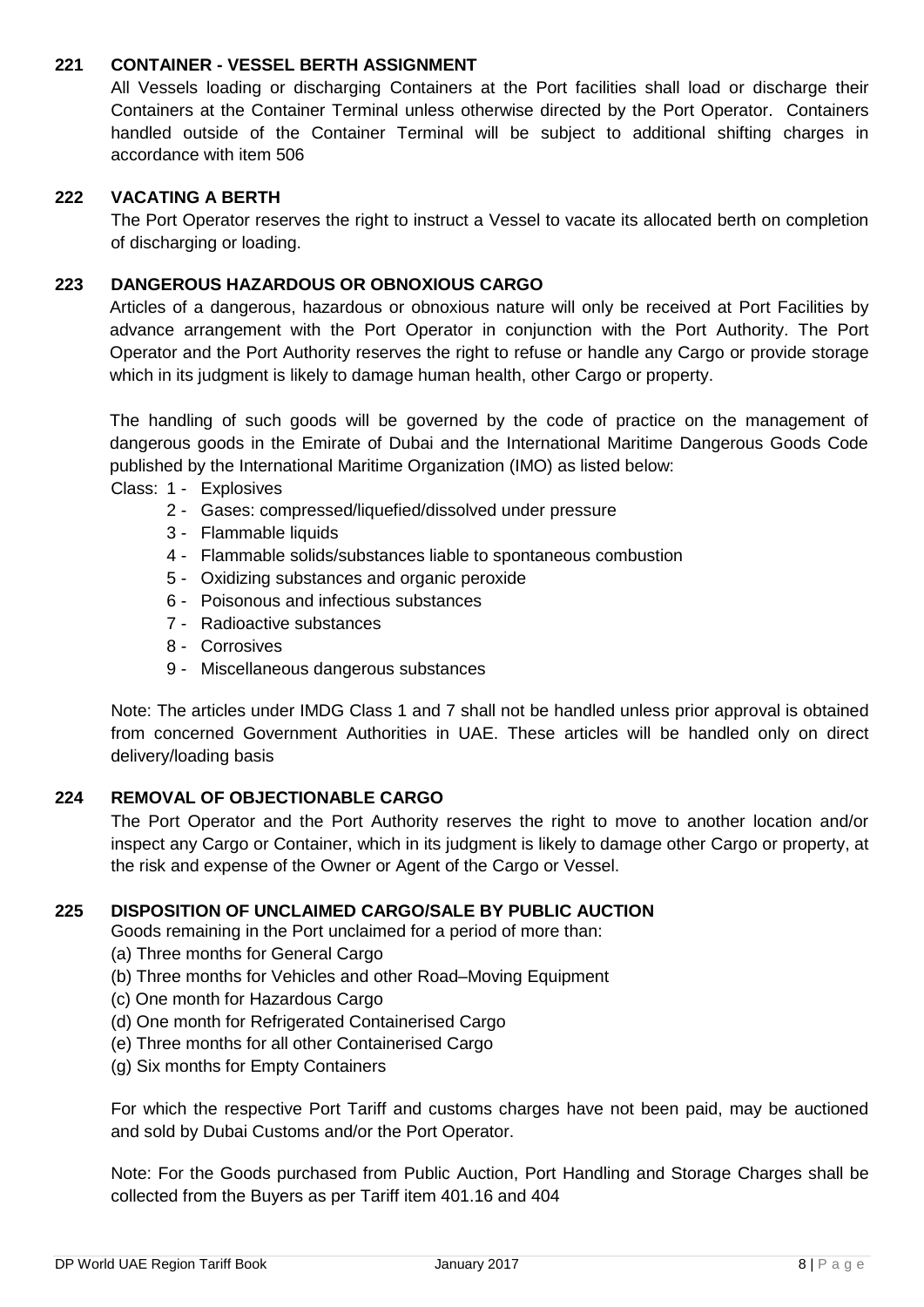### 221 CONTAINER - VESSEL BERTH ASSIGNMENT

All Vessels loading or discharging Containers at the Port facilities shall load or discharge their Containers at the Container Terminal unless otherwise directed by the Port Operator. Containers handled outside of the Container Terminal will be subject to additional shifting charges in accordance with item 506

### 222 VACATING A BERTH

The Port Operator reserves the right to instruct a Vessel to vacate its allocated berth on completion of discharging or loading.

### 223 DANGEROUS HAZARDOUS OR OBNOXIOUS CARGO

Articles of a dangerous, hazardous or obnoxious nature will only be received at Port Facilities by advance arrangement with the Port Operator in conjunction with the Port Authority. The Port Operator and the Port Authority reserves the right to refuse or handle any Cargo or provide storage which in its judgment is likely to damage human health, other Cargo or property.

The handling of such goods will be governed by the code of practice on the management of dangerous goods in the Emirate of Dubai and the International Maritime Dangerous Goods Code published by the International Maritime Organization (IMO) as listed below:

Class: 1 - Explosives
- 2 - Gases: compressed/liquefied/dissolved under pressure
- 3 - Flammable liquids
- 4 - Flammable solids/substances liable to spontaneous combustion
- 5 - Oxidizing substances and organic peroxide
- 6 - Poisonous and infectious substances
- 7 - Radioactive substances
- 8 - Corrosives
- 9 - Miscellaneous dangerous substances

Note: The articles under IMDG Class 1 and 7 shall not be handled unless prior approval is obtained from concerned Government Authorities in UAE. These articles will be handled only on direct delivery/loading basis

### 224 REMOVAL OF OBJECTIONABLE CARGO

The Port Operator and the Port Authority reserves the right to move to another location and/or inspect any Cargo or Container, which in its judgment is likely to damage other Cargo or property, at the risk and expense of the Owner or Agent of the Cargo or Vessel.

### 225 DISPOSITION OF UNCLAIMED CARGO/SALE BY PUBLIC AUCTION

Goods remaining in the Port unclaimed for a period of more than:

(a) Three months for General Cargo
(b) Three months for Vehicles and other Road–Moving Equipment
(c) One month for Hazardous Cargo
(d) One month for Refrigerated Containerised Cargo
(e) Three months for all other Containerised Cargo
(g) Six months for Empty Containers

For which the respective Port Tariff and customs charges have not been paid, may be auctioned and sold by Dubai Customs and/or the Port Operator.

Note: For the Goods purchased from Public Auction, Port Handling and Storage Charges shall be collected from the Buyers as per Tariff item 401.16 and 404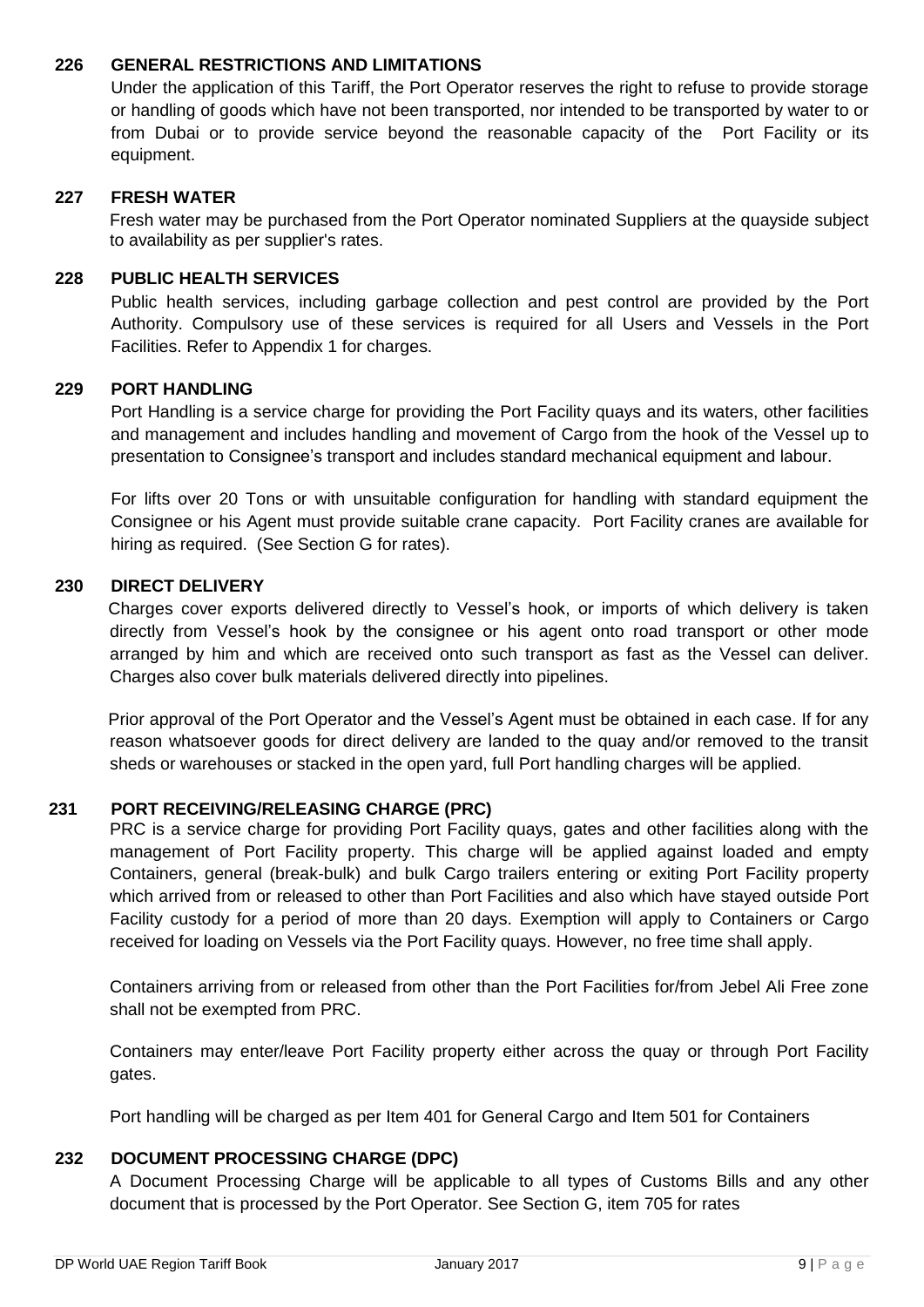### 226 GENERAL RESTRICTIONS AND LIMITATIONS

Under the application of this Tariff, the Port Operator reserves the right to refuse to provide storage or handling of goods which have not been transported, nor intended to be transported by water to or from Dubai or to provide service beyond the reasonable capacity of the Port Facility or its equipment.

### 227 FRESH WATER

Fresh water may be purchased from the Port Operator nominated Suppliers at the quayside subject to availability as per supplier's rates.

### 228 PUBLIC HEALTH SERVICES

Public health services, including garbage collection and pest control are provided by the Port Authority. Compulsory use of these services is required for all Users and Vessels in the Port Facilities. Refer to Appendix 1 for charges.

### 229 PORT HANDLING

Port Handling is a service charge for providing the Port Facility quays and its waters, other facilities and management and includes handling and movement of Cargo from the hook of the Vessel up to presentation to Consignee's transport and includes standard mechanical equipment and labour.

For lifts over 20 Tons or with unsuitable configuration for handling with standard equipment the Consignee or his Agent must provide suitable crane capacity. Port Facility cranes are available for hiring as required. (See Section G for rates).

### 230 DIRECT DELIVERY

Charges cover exports delivered directly to Vessel's hook, or imports of which delivery is taken directly from Vessel's hook by the consignee or his agent onto road transport or other mode arranged by him and which are received onto such transport as fast as the Vessel can deliver. Charges also cover bulk materials delivered directly into pipelines.

Prior approval of the Port Operator and the Vessel's Agent must be obtained in each case. If for any reason whatsoever goods for direct delivery are landed to the quay and/or removed to the transit sheds or warehouses or stacked in the open yard, full Port handling charges will be applied.

### 231 PORT RECEIVING/RELEASING CHARGE (PRC)

PRC is a service charge for providing Port Facility quays, gates and other facilities along with the management of Port Facility property. This charge will be applied against loaded and empty Containers, general (break-bulk) and bulk Cargo trailers entering or exiting Port Facility property which arrived from or released to other than Port Facilities and also which have stayed outside Port Facility custody for a period of more than 20 days. Exemption will apply to Containers or Cargo received for loading on Vessels via the Port Facility quays. However, no free time shall apply.

Containers arriving from or released from other than the Port Facilities for/from Jebel Ali Free zone shall not be exempted from PRC.

Containers may enter/leave Port Facility property either across the quay or through Port Facility gates.

Port handling will be charged as per Item 401 for General Cargo and Item 501 for Containers

### 232 DOCUMENT PROCESSING CHARGE (DPC)

A Document Processing Charge will be applicable to all types of Customs Bills and any other document that is processed by the Port Operator. See Section G, item 705 for rates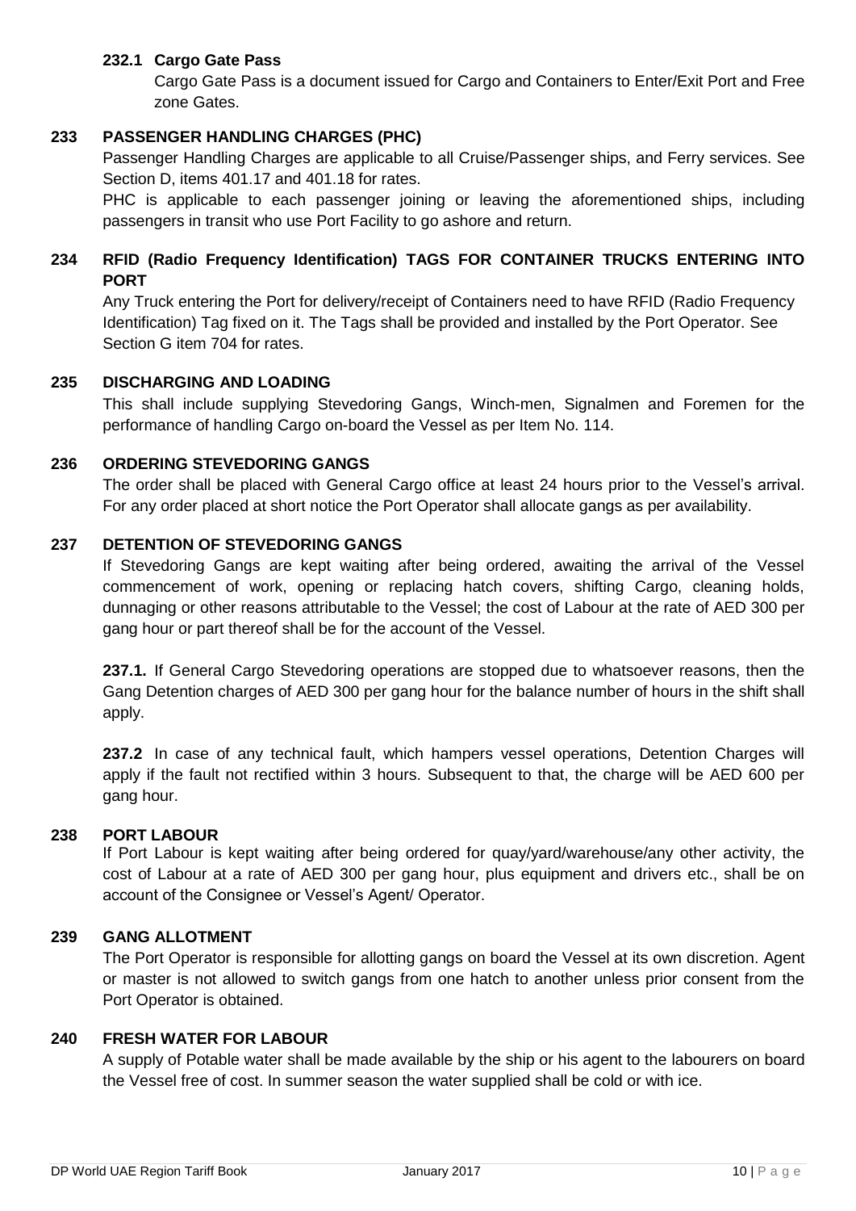### 232.1 Cargo Gate Pass

Cargo Gate Pass is a document issued for Cargo and Containers to Enter/Exit Port and Free zone Gates.

## 233 PASSENGER HANDLING CHARGES (PHC)

Passenger Handling Charges are applicable to all Cruise/Passenger ships, and Ferry services. See Section D, items 401.17 and 401.18 for rates.

PHC is applicable to each passenger joining or leaving the aforementioned ships, including passengers in transit who use Port Facility to go ashore and return.

## 234 RFID (Radio Frequency Identification) TAGS FOR CONTAINER TRUCKS ENTERING INTO PORT

Any Truck entering the Port for delivery/receipt of Containers need to have RFID (Radio Frequency Identification) Tag fixed on it. The Tags shall be provided and installed by the Port Operator. See Section G item 704 for rates.

## 235 DISCHARGING AND LOADING

This shall include supplying Stevedoring Gangs, Winch-men, Signalmen and Foremen for the performance of handling Cargo on-board the Vessel as per Item No. 114.

## 236 ORDERING STEVEDORING GANGS

The order shall be placed with General Cargo office at least 24 hours prior to the Vessel's arrival. For any order placed at short notice the Port Operator shall allocate gangs as per availability.

## 237 DETENTION OF STEVEDORING GANGS

If Stevedoring Gangs are kept waiting after being ordered, awaiting the arrival of the Vessel commencement of work, opening or replacing hatch covers, shifting Cargo, cleaning holds, dunnaging or other reasons attributable to the Vessel; the cost of Labour at the rate of AED 300 per gang hour or part thereof shall be for the account of the Vessel.

**237.1.** If General Cargo Stevedoring operations are stopped due to whatsoever reasons, then the Gang Detention charges of AED 300 per gang hour for the balance number of hours in the shift shall apply.

**237.2** In case of any technical fault, which hampers vessel operations, Detention Charges will apply if the fault not rectified within 3 hours. Subsequent to that, the charge will be AED 600 per gang hour.

## 238 PORT LABOUR

If Port Labour is kept waiting after being ordered for quay/yard/warehouse/any other activity, the cost of Labour at a rate of AED 300 per gang hour, plus equipment and drivers etc., shall be on account of the Consignee or Vessel's Agent/ Operator.

## 239 GANG ALLOTMENT

The Port Operator is responsible for allotting gangs on board the Vessel at its own discretion. Agent or master is not allowed to switch gangs from one hatch to another unless prior consent from the Port Operator is obtained.

## 240 FRESH WATER FOR LABOUR

A supply of Potable water shall be made available by the ship or his agent to the labourers on board the Vessel free of cost. In summer season the water supplied shall be cold or with ice.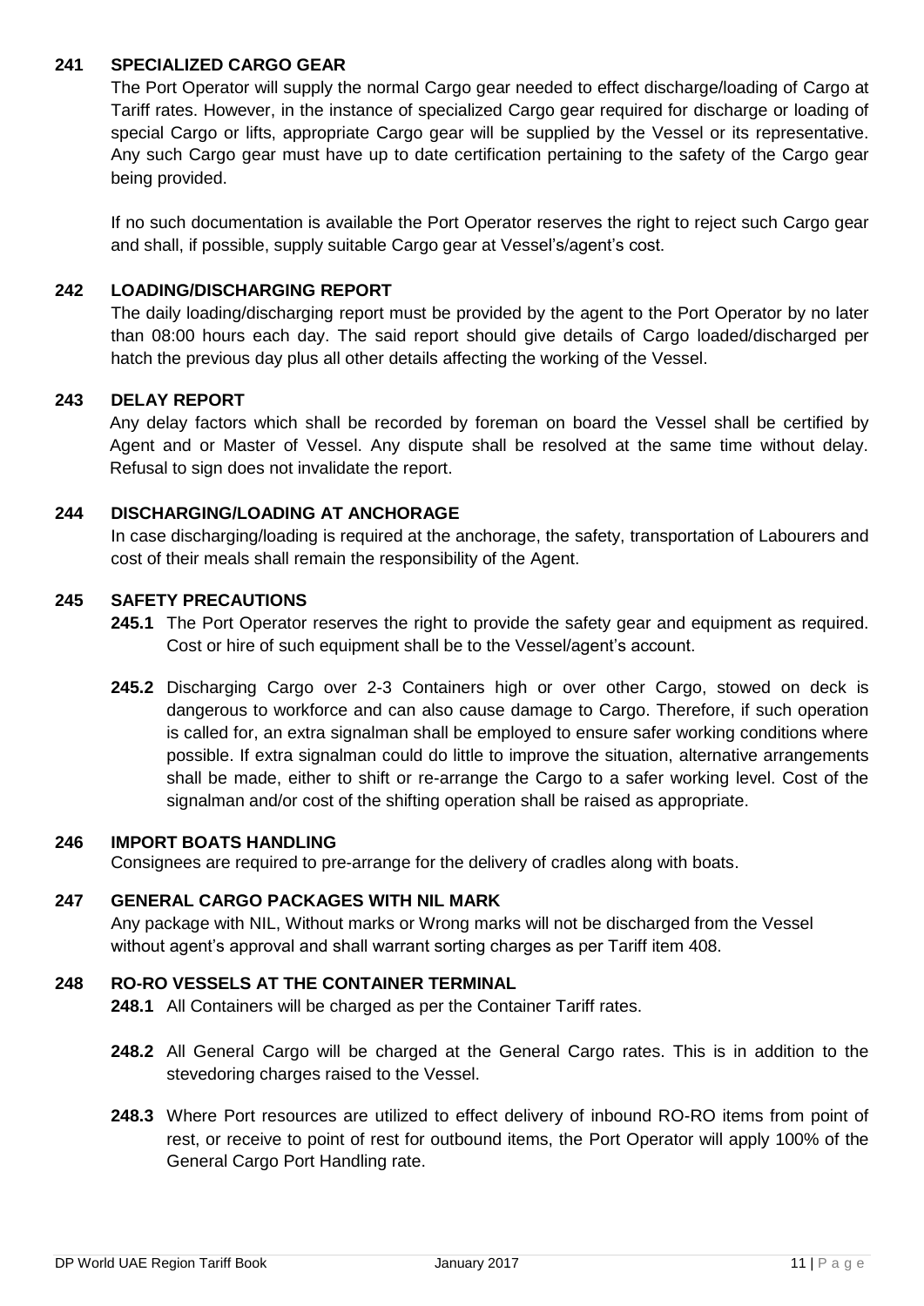**241 SPECIALIZED CARGO GEAR**

The Port Operator will supply the normal Cargo gear needed to effect discharge/loading of Cargo at Tariff rates. However, in the instance of specialized Cargo gear required for discharge or loading of special Cargo or lifts, appropriate Cargo gear will be supplied by the Vessel or its representative. Any such Cargo gear must have up to date certification pertaining to the safety of the Cargo gear being provided.

If no such documentation is available the Port Operator reserves the right to reject such Cargo gear and shall, if possible, supply suitable Cargo gear at Vessel's/agent's cost.

**242 LOADING/DISCHARGING REPORT**

The daily loading/discharging report must be provided by the agent to the Port Operator by no later than 08:00 hours each day. The said report should give details of Cargo loaded/discharged per hatch the previous day plus all other details affecting the working of the Vessel.

**243 DELAY REPORT**

Any delay factors which shall be recorded by foreman on board the Vessel shall be certified by Agent and or Master of Vessel. Any dispute shall be resolved at the same time without delay. Refusal to sign does not invalidate the report.

**244 DISCHARGING/LOADING AT ANCHORAGE**

In case discharging/loading is required at the anchorage, the safety, transportation of Labourers and cost of their meals shall remain the responsibility of the Agent.

**245 SAFETY PRECAUTIONS**

**245.1** The Port Operator reserves the right to provide the safety gear and equipment as required. Cost or hire of such equipment shall be to the Vessel/agent's account.

**245.2** Discharging Cargo over 2-3 Containers high or over other Cargo, stowed on deck is dangerous to workforce and can also cause damage to Cargo. Therefore, if such operation is called for, an extra signalman shall be employed to ensure safer working conditions where possible. If extra signalman could do little to improve the situation, alternative arrangements shall be made, either to shift or re-arrange the Cargo to a safer working level. Cost of the signalman and/or cost of the shifting operation shall be raised as appropriate.

**246 IMPORT BOATS HANDLING**

Consignees are required to pre-arrange for the delivery of cradles along with boats.

**247 GENERAL CARGO PACKAGES WITH NIL MARK**

Any package with NIL, Without marks or Wrong marks will not be discharged from the Vessel without agent's approval and shall warrant sorting charges as per Tariff item 408.

**248 RO-RO VESSELS AT THE CONTAINER TERMINAL**

**248.1** All Containers will be charged as per the Container Tariff rates.

**248.2** All General Cargo will be charged at the General Cargo rates. This is in addition to the stevedoring charges raised to the Vessel.

**248.3** Where Port resources are utilized to effect delivery of inbound RO-RO items from point of rest, or receive to point of rest for outbound items, the Port Operator will apply 100% of the General Cargo Port Handling rate.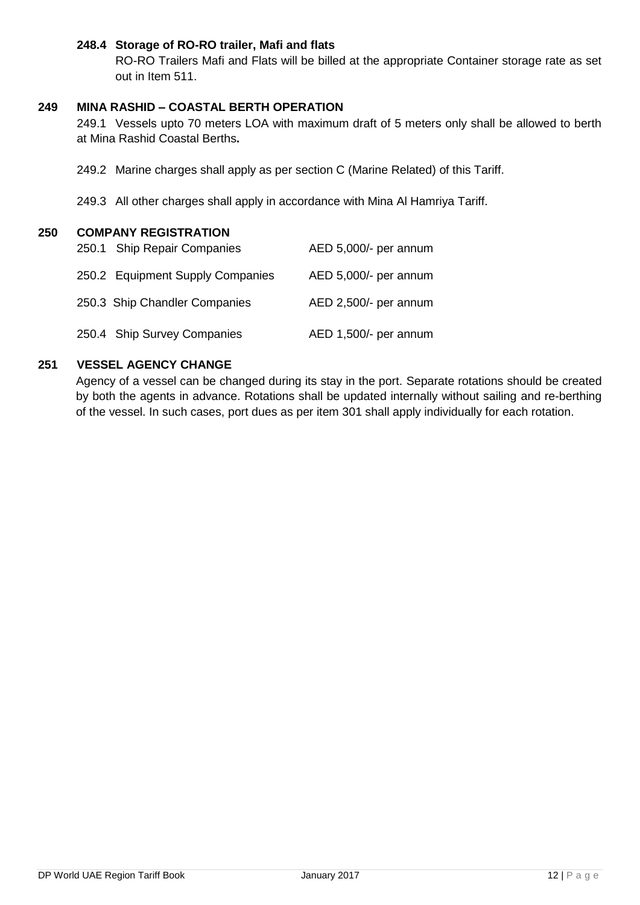**248.4 Storage of RO-RO trailer, Mafi and flats**

RO-RO Trailers Mafi and Flats will be billed at the appropriate Container storage rate as set out in Item 511.

## 249 MINA RASHID – COASTAL BERTH OPERATION

249.1 Vessels upto 70 meters LOA with maximum draft of 5 meters only shall be allowed to berth at Mina Rashid Coastal Berths**.**

249.2 Marine charges shall apply as per section C (Marine Related) of this Tariff.

249.3 All other charges shall apply in accordance with Mina Al Hamriya Tariff.

## 250 COMPANY REGISTRATION

| | |
|---|---|
| 250.1 Ship Repair Companies | AED 5,000/- per annum |
| 250.2 Equipment Supply Companies | AED 5,000/- per annum |
| 250.3 Ship Chandler Companies | AED 2,500/- per annum |
| 250.4 Ship Survey Companies | AED 1,500/- per annum |

## 251 VESSEL AGENCY CHANGE

Agency of a vessel can be changed during its stay in the port. Separate rotations should be created by both the agents in advance. Rotations shall be updated internally without sailing and re-berthing of the vessel. In such cases, port dues as per item 301 shall apply individually for each rotation.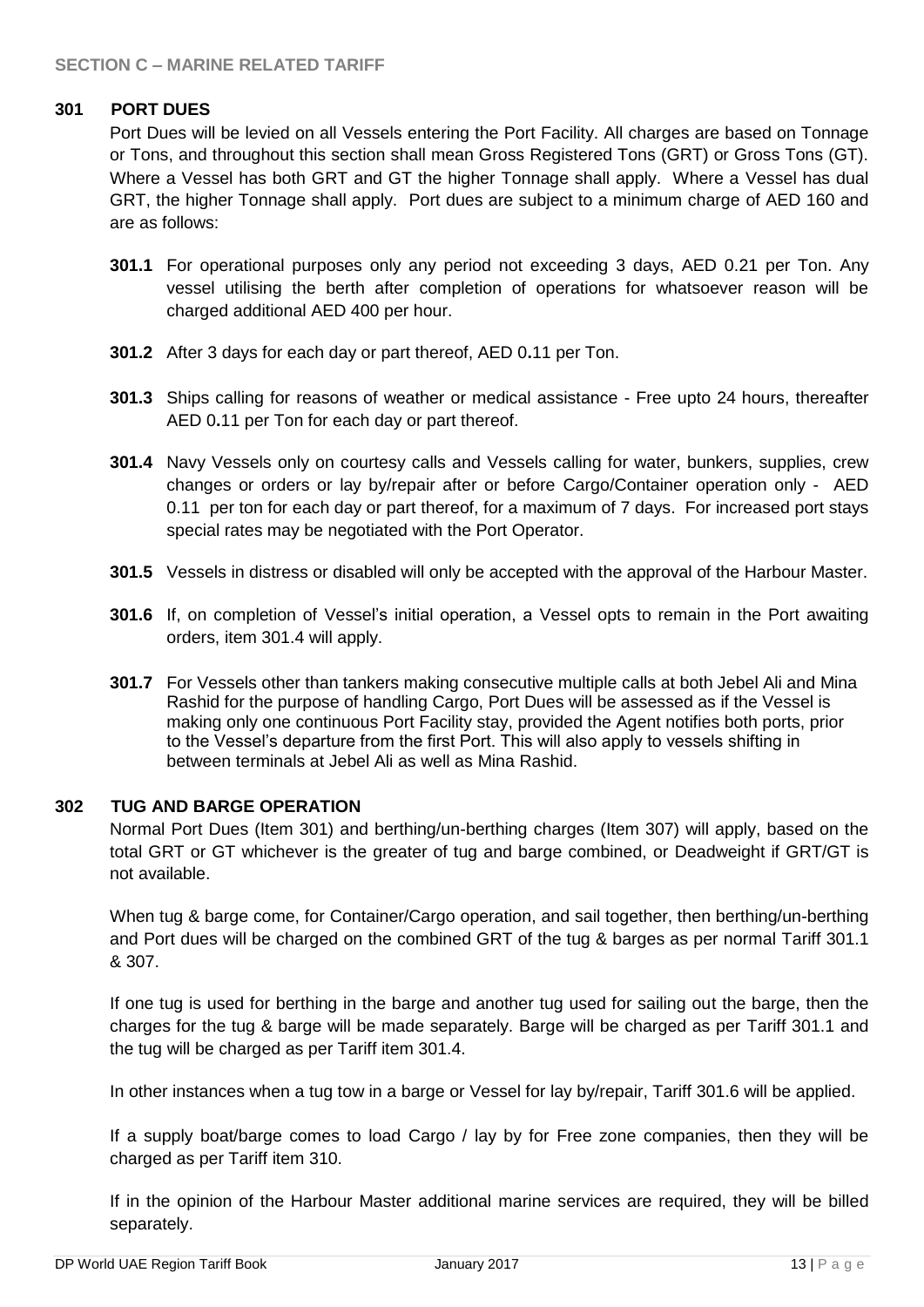## SECTION C – MARINE RELATED TARIFF

### 301 PORT DUES

Port Dues will be levied on all Vessels entering the Port Facility. All charges are based on Tonnage or Tons, and throughout this section shall mean Gross Registered Tons (GRT) or Gross Tons (GT). Where a Vessel has both GRT and GT the higher Tonnage shall apply. Where a Vessel has dual GRT, the higher Tonnage shall apply. Port dues are subject to a minimum charge of AED 160 and are as follows:

**301.1** For operational purposes only any period not exceeding 3 days, AED 0.21 per Ton. Any vessel utilising the berth after completion of operations for whatsoever reason will be charged additional AED 400 per hour.

**301.2** After 3 days for each day or part thereof, AED 0.11 per Ton.

**301.3** Ships calling for reasons of weather or medical assistance - Free upto 24 hours, thereafter AED 0.11 per Ton for each day or part thereof.

**301.4** Navy Vessels only on courtesy calls and Vessels calling for water, bunkers, supplies, crew changes or orders or lay by/repair after or before Cargo/Container operation only - AED 0.11 per ton for each day or part thereof, for a maximum of 7 days. For increased port stays special rates may be negotiated with the Port Operator.

**301.5** Vessels in distress or disabled will only be accepted with the approval of the Harbour Master.

**301.6** If, on completion of Vessel's initial operation, a Vessel opts to remain in the Port awaiting orders, item 301.4 will apply.

**301.7** For Vessels other than tankers making consecutive multiple calls at both Jebel Ali and Mina Rashid for the purpose of handling Cargo, Port Dues will be assessed as if the Vessel is making only one continuous Port Facility stay, provided the Agent notifies both ports, prior to the Vessel's departure from the first Port. This will also apply to vessels shifting in between terminals at Jebel Ali as well as Mina Rashid.

### 302 TUG AND BARGE OPERATION

Normal Port Dues (Item 301) and berthing/un-berthing charges (Item 307) will apply, based on the total GRT or GT whichever is the greater of tug and barge combined, or Deadweight if GRT/GT is not available.

When tug & barge come, for Container/Cargo operation, and sail together, then berthing/un-berthing and Port dues will be charged on the combined GRT of the tug & barges as per normal Tariff 301.1 & 307.

If one tug is used for berthing in the barge and another tug used for sailing out the barge, then the charges for the tug & barge will be made separately. Barge will be charged as per Tariff 301.1 and the tug will be charged as per Tariff item 301.4.

In other instances when a tug tow in a barge or Vessel for lay by/repair, Tariff 301.6 will be applied.

If a supply boat/barge comes to load Cargo / lay by for Free zone companies, then they will be charged as per Tariff item 310.

If in the opinion of the Harbour Master additional marine services are required, they will be billed separately.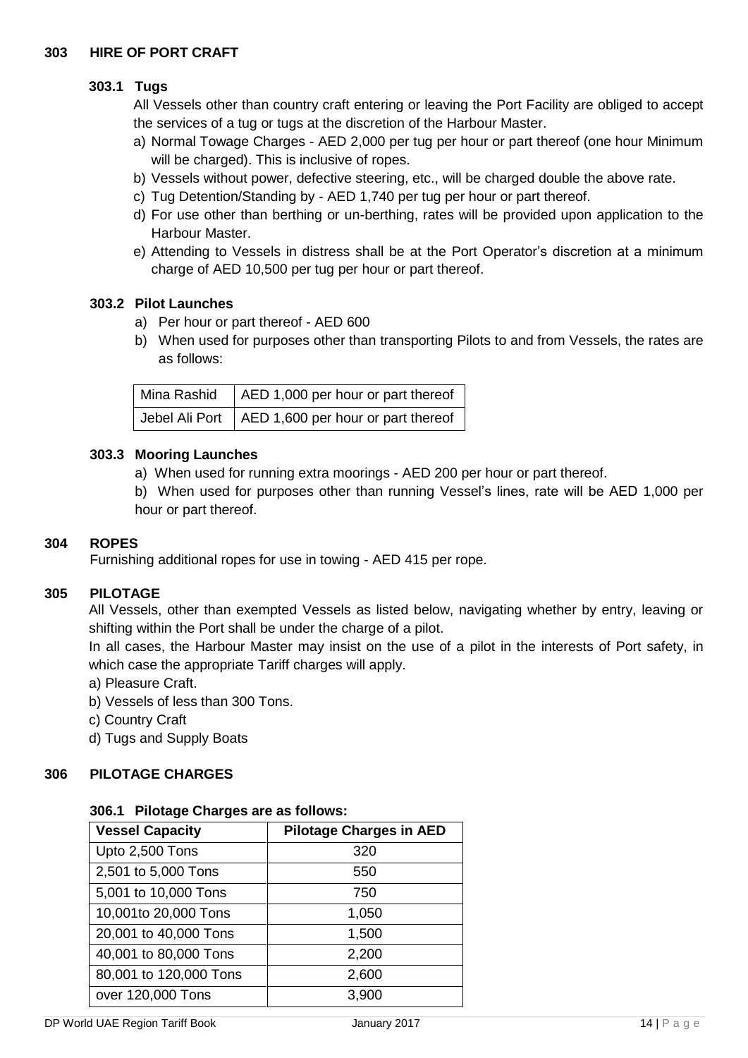## 303 HIRE OF PORT CRAFT

### 303.1 Tugs

All Vessels other than country craft entering or leaving the Port Facility are obliged to accept the services of a tug or tugs at the discretion of the Harbour Master.

a) Normal Towage Charges - AED 2,000 per tug per hour or part thereof (one hour Minimum will be charged). This is inclusive of ropes.

b) Vessels without power, defective steering, etc., will be charged double the above rate.

c) Tug Detention/Standing by - AED 1,740 per tug per hour or part thereof.

d) For use other than berthing or un-berthing, rates will be provided upon application to the Harbour Master.

e) Attending to Vessels in distress shall be at the Port Operator's discretion at a minimum charge of AED 10,500 per tug per hour or part thereof.

### 303.2 Pilot Launches

a) Per hour or part thereof - AED 600

b) When used for purposes other than transporting Pilots to and from Vessels, the rates are as follows:

| Mina Rashid | AED 1,000 per hour or part thereof |
|---|---|
| Jebel Ali Port | AED 1,600 per hour or part thereof |

### 303.3 Mooring Launches

a) When used for running extra moorings - AED 200 per hour or part thereof.

b) When used for purposes other than running Vessel's lines, rate will be AED 1,000 per hour or part thereof.

## 304 ROPES

Furnishing additional ropes for use in towing - AED 415 per rope.

## 305 PILOTAGE

All Vessels, other than exempted Vessels as listed below, navigating whether by entry, leaving or shifting within the Port shall be under the charge of a pilot.

In all cases, the Harbour Master may insist on the use of a pilot in the interests of Port safety, in which case the appropriate Tariff charges will apply.

a) Pleasure Craft.

b) Vessels of less than 300 Tons.

c) Country Craft

d) Tugs and Supply Boats

## 306 PILOTAGE CHARGES

### 306.1 Pilotage Charges are as follows:

| Vessel Capacity | Pilotage Charges in AED |
|---|---|
| Upto 2,500 Tons | 320 |
| 2,501 to 5,000 Tons | 550 |
| 5,001 to 10,000 Tons | 750 |
| 10,001to 20,000 Tons | 1,050 |
| 20,001 to 40,000 Tons | 1,500 |
| 40,001 to 80,000 Tons | 2,200 |
| 80,001 to 120,000 Tons | 2,600 |
| over 120,000 Tons | 3,900 |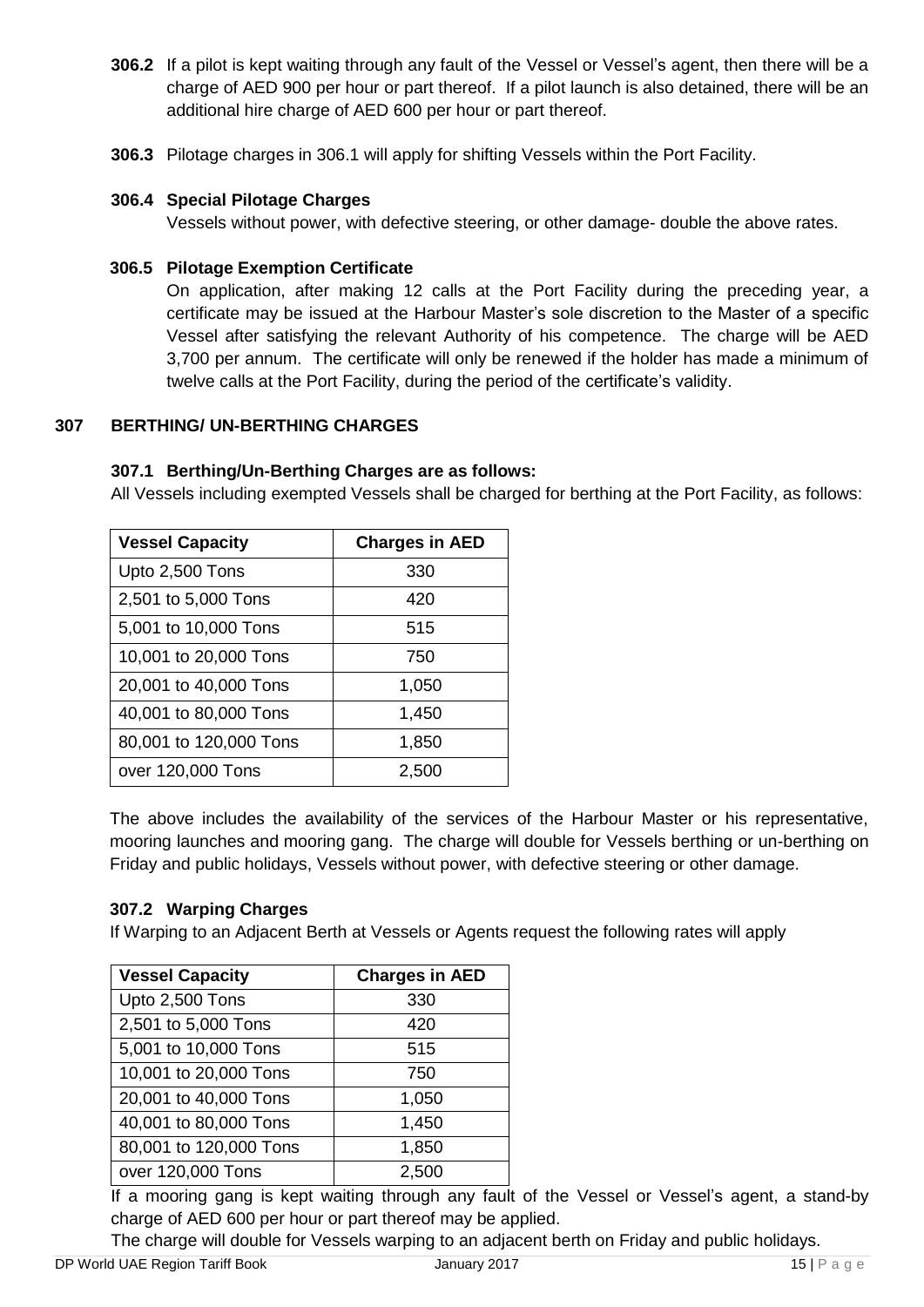**306.2** If a pilot is kept waiting through any fault of the Vessel or Vessel's agent, then there will be a charge of AED 900 per hour or part thereof. If a pilot launch is also detained, there will be an additional hire charge of AED 600 per hour or part thereof.

**306.3** Pilotage charges in 306.1 will apply for shifting Vessels within the Port Facility.

**306.4 Special Pilotage Charges**

Vessels without power, with defective steering, or other damage- double the above rates.

**306.5 Pilotage Exemption Certificate**

On application, after making 12 calls at the Port Facility during the preceding year, a certificate may be issued at the Harbour Master's sole discretion to the Master of a specific Vessel after satisfying the relevant Authority of his competence. The charge will be AED 3,700 per annum. The certificate will only be renewed if the holder has made a minimum of twelve calls at the Port Facility, during the period of the certificate's validity.

## 307 BERTHING/ UN-BERTHING CHARGES

### 307.1 Berthing/Un-Berthing Charges are as follows:

All Vessels including exempted Vessels shall be charged for berthing at the Port Facility, as follows:

| Vessel Capacity | Charges in AED |
|---|---|
| Upto 2,500 Tons | 330 |
| 2,501 to 5,000 Tons | 420 |
| 5,001 to 10,000 Tons | 515 |
| 10,001 to 20,000 Tons | 750 |
| 20,001 to 40,000 Tons | 1,050 |
| 40,001 to 80,000 Tons | 1,450 |
| 80,001 to 120,000 Tons | 1,850 |
| over 120,000 Tons | 2,500 |

The above includes the availability of the services of the Harbour Master or his representative, mooring launches and mooring gang. The charge will double for Vessels berthing or un-berthing on Friday and public holidays, Vessels without power, with defective steering or other damage.

### 307.2 Warping Charges

If Warping to an Adjacent Berth at Vessels or Agents request the following rates will apply

| Vessel Capacity | Charges in AED |
|---|---|
| Upto 2,500 Tons | 330 |
| 2,501 to 5,000 Tons | 420 |
| 5,001 to 10,000 Tons | 515 |
| 10,001 to 20,000 Tons | 750 |
| 20,001 to 40,000 Tons | 1,050 |
| 40,001 to 80,000 Tons | 1,450 |
| 80,001 to 120,000 Tons | 1,850 |
| over 120,000 Tons | 2,500 |

If a mooring gang is kept waiting through any fault of the Vessel or Vessel's agent, a stand-by charge of AED 600 per hour or part thereof may be applied.

The charge will double for Vessels warping to an adjacent berth on Friday and public holidays.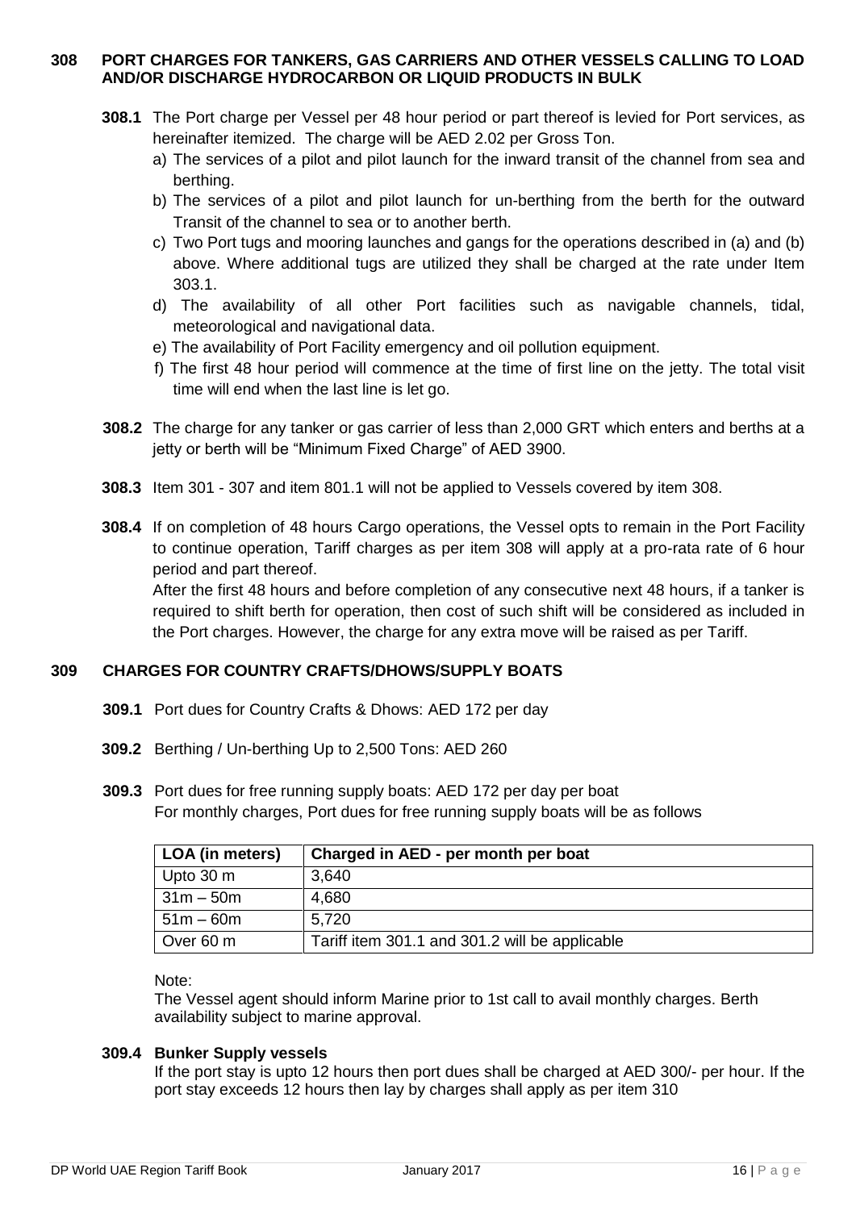## 308 PORT CHARGES FOR TANKERS, GAS CARRIERS AND OTHER VESSELS CALLING TO LOAD AND/OR DISCHARGE HYDROCARBON OR LIQUID PRODUCTS IN BULK

**308.1** The Port charge per Vessel per 48 hour period or part thereof is levied for Port services, as hereinafter itemized. The charge will be AED 2.02 per Gross Ton.

a) The services of a pilot and pilot launch for the inward transit of the channel from sea and berthing.

b) The services of a pilot and pilot launch for un-berthing from the berth for the outward Transit of the channel to sea or to another berth.

c) Two Port tugs and mooring launches and gangs for the operations described in (a) and (b) above. Where additional tugs are utilized they shall be charged at the rate under Item 303.1.

d) The availability of all other Port facilities such as navigable channels, tidal, meteorological and navigational data.

e) The availability of Port Facility emergency and oil pollution equipment.

f) The first 48 hour period will commence at the time of first line on the jetty. The total visit time will end when the last line is let go.

**308.2** The charge for any tanker or gas carrier of less than 2,000 GRT which enters and berths at a jetty or berth will be "Minimum Fixed Charge" of AED 3900.

**308.3** Item 301 - 307 and item 801.1 will not be applied to Vessels covered by item 308.

**308.4** If on completion of 48 hours Cargo operations, the Vessel opts to remain in the Port Facility to continue operation, Tariff charges as per item 308 will apply at a pro-rata rate of 6 hour period and part thereof.

After the first 48 hours and before completion of any consecutive next 48 hours, if a tanker is required to shift berth for operation, then cost of such shift will be considered as included in the Port charges. However, the charge for any extra move will be raised as per Tariff.

## 309 CHARGES FOR COUNTRY CRAFTS/DHOWS/SUPPLY BOATS

**309.1** Port dues for Country Crafts & Dhows: AED 172 per day

**309.2** Berthing / Un-berthing Up to 2,500 Tons: AED 260

**309.3** Port dues for free running supply boats: AED 172 per day per boat
For monthly charges, Port dues for free running supply boats will be as follows

| LOA (in meters) | Charged in AED - per month per boat |
|---|---|
| Upto 30 m | 3,640 |
| 31m – 50m | 4,680 |
| 51m – 60m | 5,720 |
| Over 60 m | Tariff item 301.1 and 301.2 will be applicable |

Note:
The Vessel agent should inform Marine prior to 1st call to avail monthly charges. Berth availability subject to marine approval.

**309.4 Bunker Supply vessels**
If the port stay is upto 12 hours then port dues shall be charged at AED 300/- per hour. If the port stay exceeds 12 hours then lay by charges shall apply as per item 310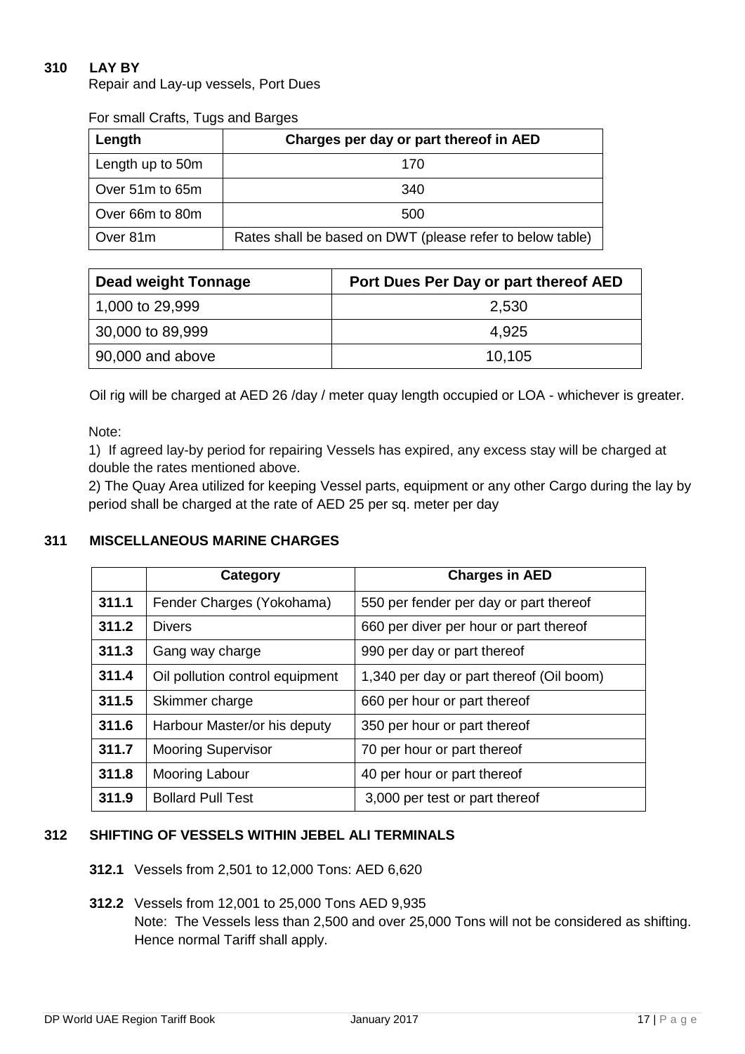**310 LAY BY**

Repair and Lay-up vessels, Port Dues

For small Crafts, Tugs and Barges

| Length | Charges per day or part thereof in AED |
|---|---|
| Length up to 50m | 170 |
| Over 51m to 65m | 340 |
| Over 66m to 80m | 500 |
| Over 81m | Rates shall be based on DWT (please refer to below table) |

| Dead weight Tonnage | Port Dues Per Day or part thereof AED |
|---|---|
| 1,000 to 29,999 | 2,530 |
| 30,000 to 89,999 | 4,925 |
| 90,000 and above | 10,105 |

Oil rig will be charged at AED 26 /day / meter quay length occupied or LOA - whichever is greater.

Note:

1) If agreed lay-by period for repairing Vessels has expired, any excess stay will be charged at double the rates mentioned above.

2) The Quay Area utilized for keeping Vessel parts, equipment or any other Cargo during the lay by period shall be charged at the rate of AED 25 per sq. meter per day

**311 MISCELLANEOUS MARINE CHARGES**

| | Category | Charges in AED |
|---|---|---|
| **311.1** | Fender Charges (Yokohama) | 550 per fender per day or part thereof |
| **311.2** | Divers | 660 per diver per hour or part thereof |
| **311.3** | Gang way charge | 990 per day or part thereof |
| **311.4** | Oil pollution control equipment | 1,340 per day or part thereof (Oil boom) |
| **311.5** | Skimmer charge | 660 per hour or part thereof |
| **311.6** | Harbour Master/or his deputy | 350 per hour or part thereof |
| **311.7** | Mooring Supervisor | 70 per hour or part thereof |
| **311.8** | Mooring Labour | 40 per hour or part thereof |
| **311.9** | Bollard Pull Test | 3,000 per test or part thereof |

**312 SHIFTING OF VESSELS WITHIN JEBEL ALI TERMINALS**

**312.1** Vessels from 2,501 to 12,000 Tons: AED 6,620

**312.2** Vessels from 12,001 to 25,000 Tons AED 9,935
Note: The Vessels less than 2,500 and over 25,000 Tons will not be considered as shifting. Hence normal Tariff shall apply.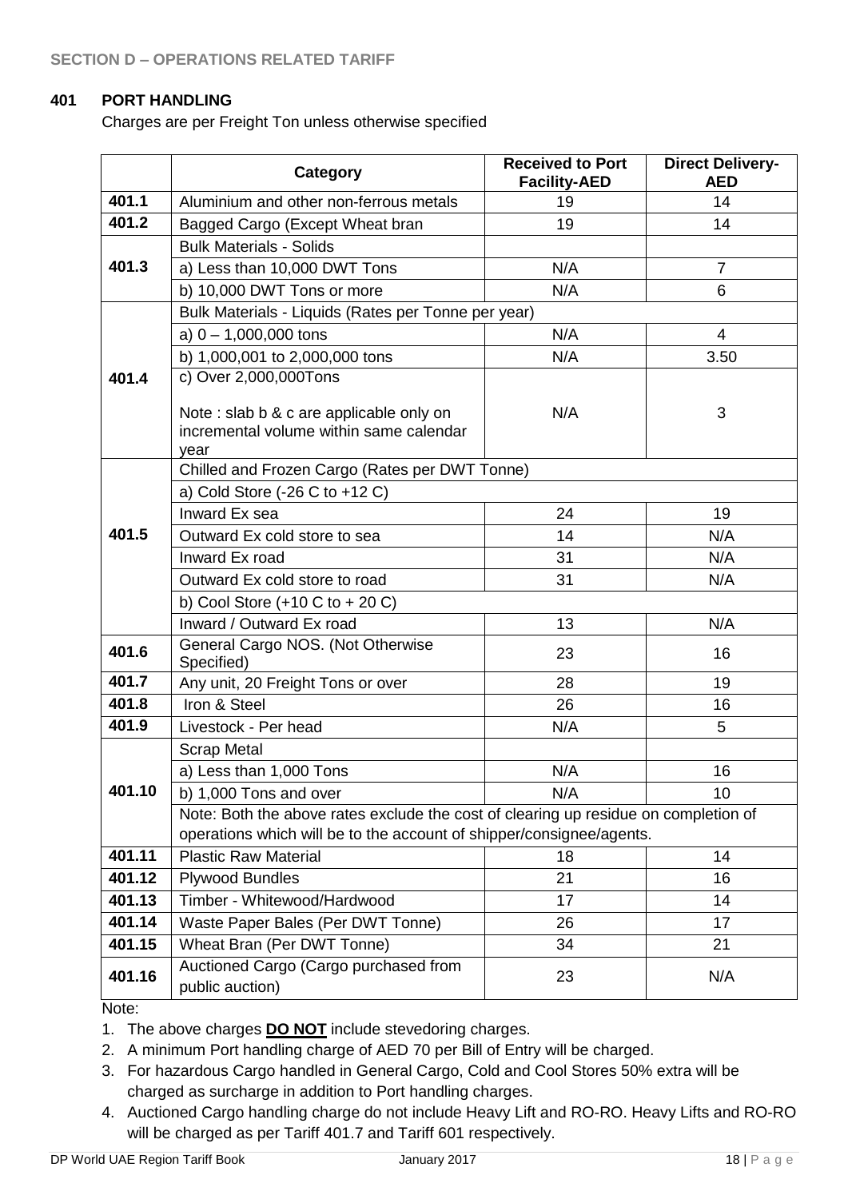## SECTION D – OPERATIONS RELATED TARIFF

### 401 PORT HANDLING

Charges are per Freight Ton unless otherwise specified

| | Category | Received to Port Facility-AED | Direct Delivery-AED |
|---|---|---|---|
| 401.1 | Aluminium and other non-ferrous metals | 19 | 14 |
| 401.2 | Bagged Cargo (Except Wheat bran | 19 | 14 |
| 401.3 | Bulk Materials - Solids | | |
| | a) Less than 10,000 DWT Tons | N/A | 7 |
| | b) 10,000 DWT Tons or more | N/A | 6 |
| 401.4 | Bulk Materials - Liquids (Rates per Tonne per year) | | |
| | a) 0 – 1,000,000 tons | N/A | 4 |
| | b) 1,000,001 to 2,000,000 tons | N/A | 3.50 |
| | c) Over 2,000,000Tons<br><br>Note : slab b & c are applicable only on incremental volume within same calendar year | N/A | 3 |
| 401.5 | Chilled and Frozen Cargo (Rates per DWT Tonne) | | |
| | a) Cold Store (-26 C to +12 C) | | |
| | Inward Ex sea | 24 | 19 |
| | Outward Ex cold store to sea | 14 | N/A |
| | Inward Ex road | 31 | N/A |
| | Outward Ex cold store to road | 31 | N/A |
| | b) Cool Store (+10 C to + 20 C) | | |
| | Inward / Outward Ex road | 13 | N/A |
| 401.6 | General Cargo NOS. (Not Otherwise Specified) | 23 | 16 |
| 401.7 | Any unit, 20 Freight Tons or over | 28 | 19 |
| 401.8 | Iron & Steel | 26 | 16 |
| 401.9 | Livestock - Per head | N/A | 5 |
| 401.10 | Scrap Metal | | |
| | a) Less than 1,000 Tons | N/A | 16 |
| | b) 1,000 Tons and over | N/A | 10 |
| | Note: Both the above rates exclude the cost of clearing up residue on completion of operations which will be to the account of shipper/consignee/agents. | | |
| 401.11 | Plastic Raw Material | 18 | 14 |
| 401.12 | Plywood Bundles | 21 | 16 |
| 401.13 | Timber - Whitewood/Hardwood | 17 | 14 |
| 401.14 | Waste Paper Bales (Per DWT Tonne) | 26 | 17 |
| 401.15 | Wheat Bran (Per DWT Tonne) | 34 | 21 |
| 401.16 | Auctioned Cargo (Cargo purchased from public auction) | 23 | N/A |

Note:

1. The above charges **DO NOT** include stevedoring charges.
2. A minimum Port handling charge of AED 70 per Bill of Entry will be charged.
3. For hazardous Cargo handled in General Cargo, Cold and Cool Stores 50% extra will be charged as surcharge in addition to Port handling charges.
4. Auctioned Cargo handling charge do not include Heavy Lift and RO-RO. Heavy Lifts and RO-RO will be charged as per Tariff 401.7 and Tariff 601 respectively.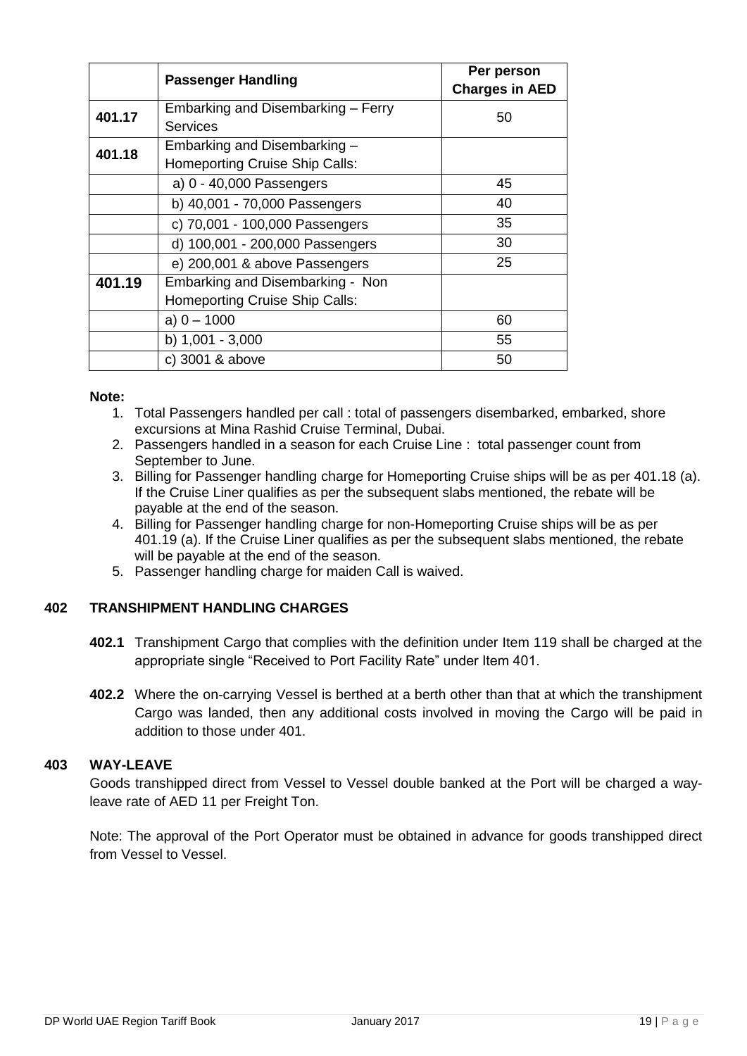|  | **Passenger Handling** | **Per person Charges in AED** |
|---|---|---|
| **401.17** | Embarking and Disembarking – Ferry Services | 50 |
| **401.18** | Embarking and Disembarking – Homeporting Cruise Ship Calls: |  |
|  | a) 0 - 40,000 Passengers | 45 |
|  | b) 40,001 - 70,000 Passengers | 40 |
|  | c) 70,001 - 100,000 Passengers | 35 |
|  | d) 100,001 - 200,000 Passengers | 30 |
|  | e) 200,001 & above Passengers | 25 |
| **401.19** | Embarking and Disembarking - Non Homeporting Cruise Ship Calls: |  |
|  | a) 0 – 1000 | 60 |
|  | b) 1,001 - 3,000 | 55 |
|  | c) 3001 & above | 50 |

**Note:**

1. Total Passengers handled per call : total of passengers disembarked, embarked, shore excursions at Mina Rashid Cruise Terminal, Dubai.
2. Passengers handled in a season for each Cruise Line : total passenger count from September to June.
3. Billing for Passenger handling charge for Homeporting Cruise ships will be as per 401.18 (a). If the Cruise Liner qualifies as per the subsequent slabs mentioned, the rebate will be payable at the end of the season.
4. Billing for Passenger handling charge for non-Homeporting Cruise ships will be as per 401.19 (a). If the Cruise Liner qualifies as per the subsequent slabs mentioned, the rebate will be payable at the end of the season.
5. Passenger handling charge for maiden Call is waived.

## 402 TRANSHIPMENT HANDLING CHARGES

**402.1** Transhipment Cargo that complies with the definition under Item 119 shall be charged at the appropriate single "Received to Port Facility Rate" under Item 401.

**402.2** Where the on-carrying Vessel is berthed at a berth other than that at which the transhipment Cargo was landed, then any additional costs involved in moving the Cargo will be paid in addition to those under 401.

## 403 WAY-LEAVE

Goods transhipped direct from Vessel to Vessel double banked at the Port will be charged a way-leave rate of AED 11 per Freight Ton.

Note: The approval of the Port Operator must be obtained in advance for goods transhipped direct from Vessel to Vessel.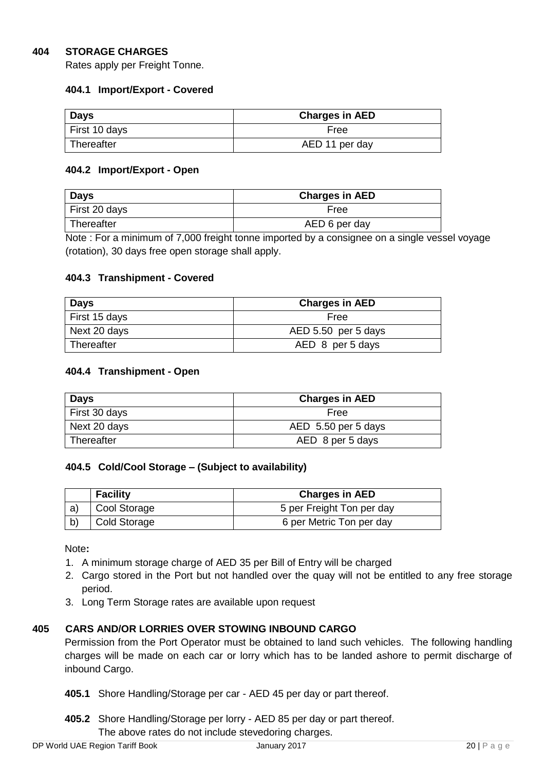## 404 STORAGE CHARGES

Rates apply per Freight Tonne.

### 404.1 Import/Export - Covered

| Days | Charges in AED |
|---|---|
| First 10 days | Free |
| Thereafter | AED 11 per day |

### 404.2 Import/Export - Open

| Days | Charges in AED |
|---|---|
| First 20 days | Free |
| Thereafter | AED 6 per day |

Note : For a minimum of 7,000 freight tonne imported by a consignee on a single vessel voyage (rotation), 30 days free open storage shall apply.

### 404.3 Transhipment - Covered

| Days | Charges in AED |
|---|---|
| First 15 days | Free |
| Next 20 days | AED 5.50 per 5 days |
| Thereafter | AED 8 per 5 days |

### 404.4 Transhipment - Open

| Days | Charges in AED |
|---|---|
| First 30 days | Free |
| Next 20 days | AED 5.50 per 5 days |
| Thereafter | AED 8 per 5 days |

### 404.5 Cold/Cool Storage – (Subject to availability)

| | Facility | Charges in AED |
|---|---|---|
| a) | Cool Storage | 5 per Freight Ton per day |
| b) | Cold Storage | 6 per Metric Ton per day |

Note**:**

1. A minimum storage charge of AED 35 per Bill of Entry will be charged
2. Cargo stored in the Port but not handled over the quay will not be entitled to any free storage period.
3. Long Term Storage rates are available upon request

## 405 CARS AND/OR LORRIES OVER STOWING INBOUND CARGO

Permission from the Port Operator must be obtained to land such vehicles. The following handling charges will be made on each car or lorry which has to be landed ashore to permit discharge of inbound Cargo.

**405.1** Shore Handling/Storage per car - AED 45 per day or part thereof.

**405.2** Shore Handling/Storage per lorry - AED 85 per day or part thereof.
The above rates do not include stevedoring charges.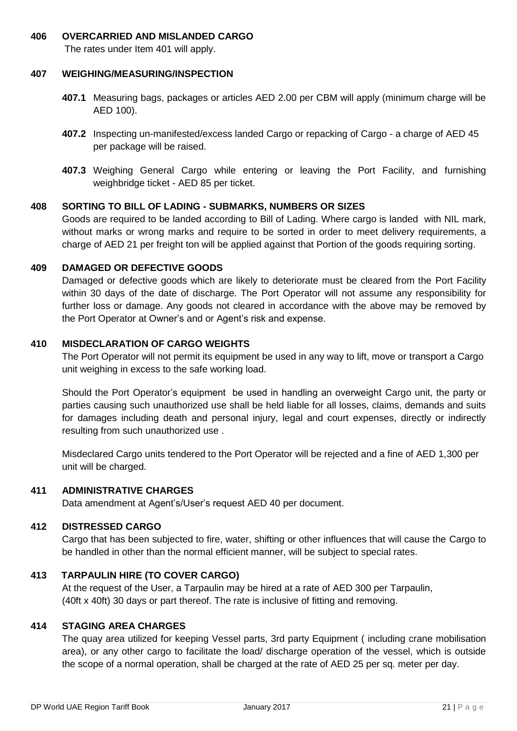### 406 OVERCARRIED AND MISLANDED CARGO

The rates under Item 401 will apply.

### 407 WEIGHING/MEASURING/INSPECTION

**407.1** Measuring bags, packages or articles AED 2.00 per CBM will apply (minimum charge will be AED 100).

**407.2** Inspecting un-manifested/excess landed Cargo or repacking of Cargo - a charge of AED 45 per package will be raised.

**407.3** Weighing General Cargo while entering or leaving the Port Facility, and furnishing weighbridge ticket - AED 85 per ticket.

### 408 SORTING TO BILL OF LADING - SUBMARKS, NUMBERS OR SIZES

Goods are required to be landed according to Bill of Lading. Where cargo is landed with NIL mark, without marks or wrong marks and require to be sorted in order to meet delivery requirements, a charge of AED 21 per freight ton will be applied against that Portion of the goods requiring sorting.

### 409 DAMAGED OR DEFECTIVE GOODS

Damaged or defective goods which are likely to deteriorate must be cleared from the Port Facility within 30 days of the date of discharge. The Port Operator will not assume any responsibility for further loss or damage. Any goods not cleared in accordance with the above may be removed by the Port Operator at Owner's and or Agent's risk and expense.

### 410 MISDECLARATION OF CARGO WEIGHTS

The Port Operator will not permit its equipment be used in any way to lift, move or transport a Cargo unit weighing in excess to the safe working load.

Should the Port Operator's equipment be used in handling an overweight Cargo unit, the party or parties causing such unauthorized use shall be held liable for all losses, claims, demands and suits for damages including death and personal injury, legal and court expenses, directly or indirectly resulting from such unauthorized use .

Misdeclared Cargo units tendered to the Port Operator will be rejected and a fine of AED 1,300 per unit will be charged.

### 411 ADMINISTRATIVE CHARGES

Data amendment at Agent's/User's request AED 40 per document.

### 412 DISTRESSED CARGO

Cargo that has been subjected to fire, water, shifting or other influences that will cause the Cargo to be handled in other than the normal efficient manner, will be subject to special rates.

### 413 TARPAULIN HIRE (TO COVER CARGO)

At the request of the User, a Tarpaulin may be hired at a rate of AED 300 per Tarpaulin, (40ft x 40ft) 30 days or part thereof. The rate is inclusive of fitting and removing.

### 414 STAGING AREA CHARGES

The quay area utilized for keeping Vessel parts, 3rd party Equipment ( including crane mobilisation area), or any other cargo to facilitate the load/ discharge operation of the vessel, which is outside the scope of a normal operation, shall be charged at the rate of AED 25 per sq. meter per day.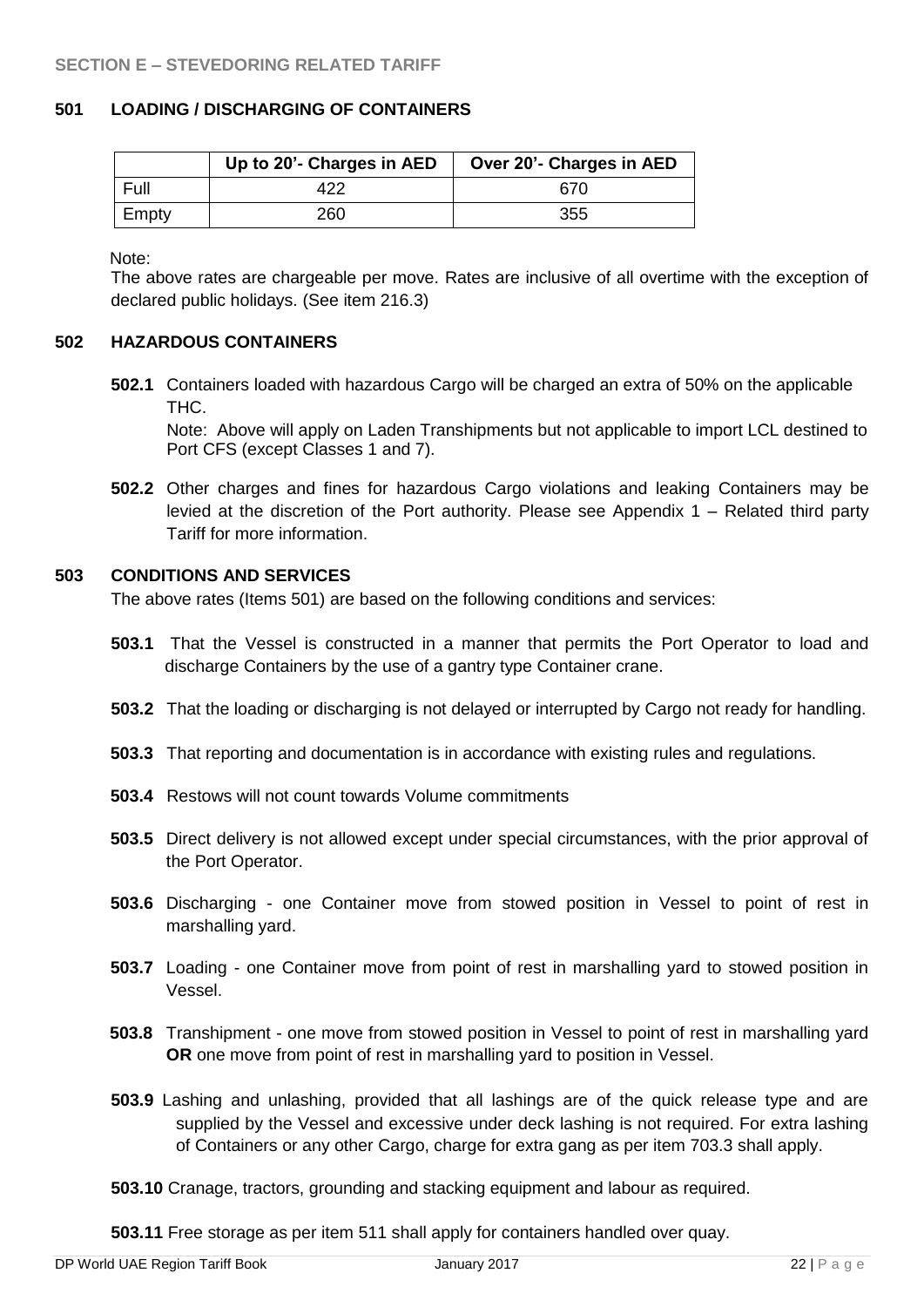## SECTION E – STEVEDORING RELATED TARIFF

### 501 LOADING / DISCHARGING OF CONTAINERS

|  | Up to 20'- Charges in AED | Over 20'- Charges in AED |
|---|---|---|
| Full | 422 | 670 |
| Empty | 260 | 355 |

Note:

The above rates are chargeable per move. Rates are inclusive of all overtime with the exception of declared public holidays. (See item 216.3)

### 502 HAZARDOUS CONTAINERS

**502.1** Containers loaded with hazardous Cargo will be charged an extra of 50% on the applicable THC.

Note: Above will apply on Laden Transhipments but not applicable to import LCL destined to Port CFS (except Classes 1 and 7).

**502.2** Other charges and fines for hazardous Cargo violations and leaking Containers may be levied at the discretion of the Port authority. Please see Appendix 1 – Related third party Tariff for more information.

### 503 CONDITIONS AND SERVICES

The above rates (Items 501) are based on the following conditions and services:

**503.1** That the Vessel is constructed in a manner that permits the Port Operator to load and discharge Containers by the use of a gantry type Container crane.

**503.2** That the loading or discharging is not delayed or interrupted by Cargo not ready for handling.

**503.3** That reporting and documentation is in accordance with existing rules and regulations.

**503.4** Restows will not count towards Volume commitments

**503.5** Direct delivery is not allowed except under special circumstances, with the prior approval of the Port Operator.

**503.6** Discharging - one Container move from stowed position in Vessel to point of rest in marshalling yard.

**503.7** Loading - one Container move from point of rest in marshalling yard to stowed position in Vessel.

**503.8** Transhipment - one move from stowed position in Vessel to point of rest in marshalling yard **OR** one move from point of rest in marshalling yard to position in Vessel.

**503.9** Lashing and unlashing, provided that all lashings are of the quick release type and are supplied by the Vessel and excessive under deck lashing is not required. For extra lashing of Containers or any other Cargo, charge for extra gang as per item 703.3 shall apply.

**503.10** Cranage, tractors, grounding and stacking equipment and labour as required.

**503.11** Free storage as per item 511 shall apply for containers handled over quay.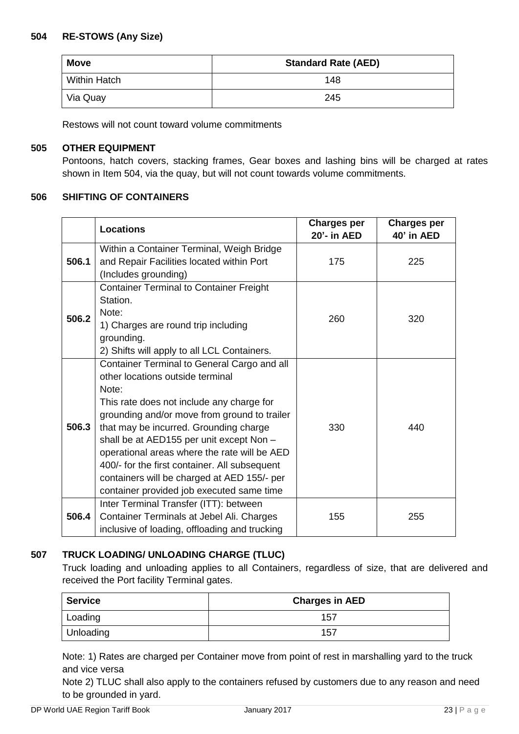## 504 RE-STOWS (Any Size)

| Move | Standard Rate (AED) |
|---|---|
| Within Hatch | 148 |
| Via Quay | 245 |

Restows will not count toward volume commitments

## 505 OTHER EQUIPMENT

Pontoons, hatch covers, stacking frames, Gear boxes and lashing bins will be charged at rates shown in Item 504, via the quay, but will not count towards volume commitments.

## 506 SHIFTING OF CONTAINERS

| | Locations | Charges per 20'- in AED | Charges per 40' in AED |
|---|---|---|---|
| 506.1 | Within a Container Terminal, Weigh Bridge and Repair Facilities located within Port (Includes grounding) | 175 | 225 |
| 506.2 | Container Terminal to Container Freight Station.<br>Note:<br>1) Charges are round trip including grounding.<br>2) Shifts will apply to all LCL Containers. | 260 | 320 |
| 506.3 | Container Terminal to General Cargo and all other locations outside terminal<br>Note:<br>This rate does not include any charge for grounding and/or move from ground to trailer that may be incurred. Grounding charge shall be at AED155 per unit except Non – operational areas where the rate will be AED 400/- for the first container. All subsequent containers will be charged at AED 155/- per container provided job executed same time | 330 | 440 |
| 506.4 | Inter Terminal Transfer (ITT): between Container Terminals at Jebel Ali. Charges inclusive of loading, offloading and trucking | 155 | 255 |

## 507 TRUCK LOADING/ UNLOADING CHARGE (TLUC)

Truck loading and unloading applies to all Containers, regardless of size, that are delivered and received the Port facility Terminal gates.

| Service | Charges in AED |
|---|---|
| Loading | 157 |
| Unloading | 157 |

Note: 1) Rates are charged per Container move from point of rest in marshalling yard to the truck and vice versa

Note 2) TLUC shall also apply to the containers refused by customers due to any reason and need to be grounded in yard.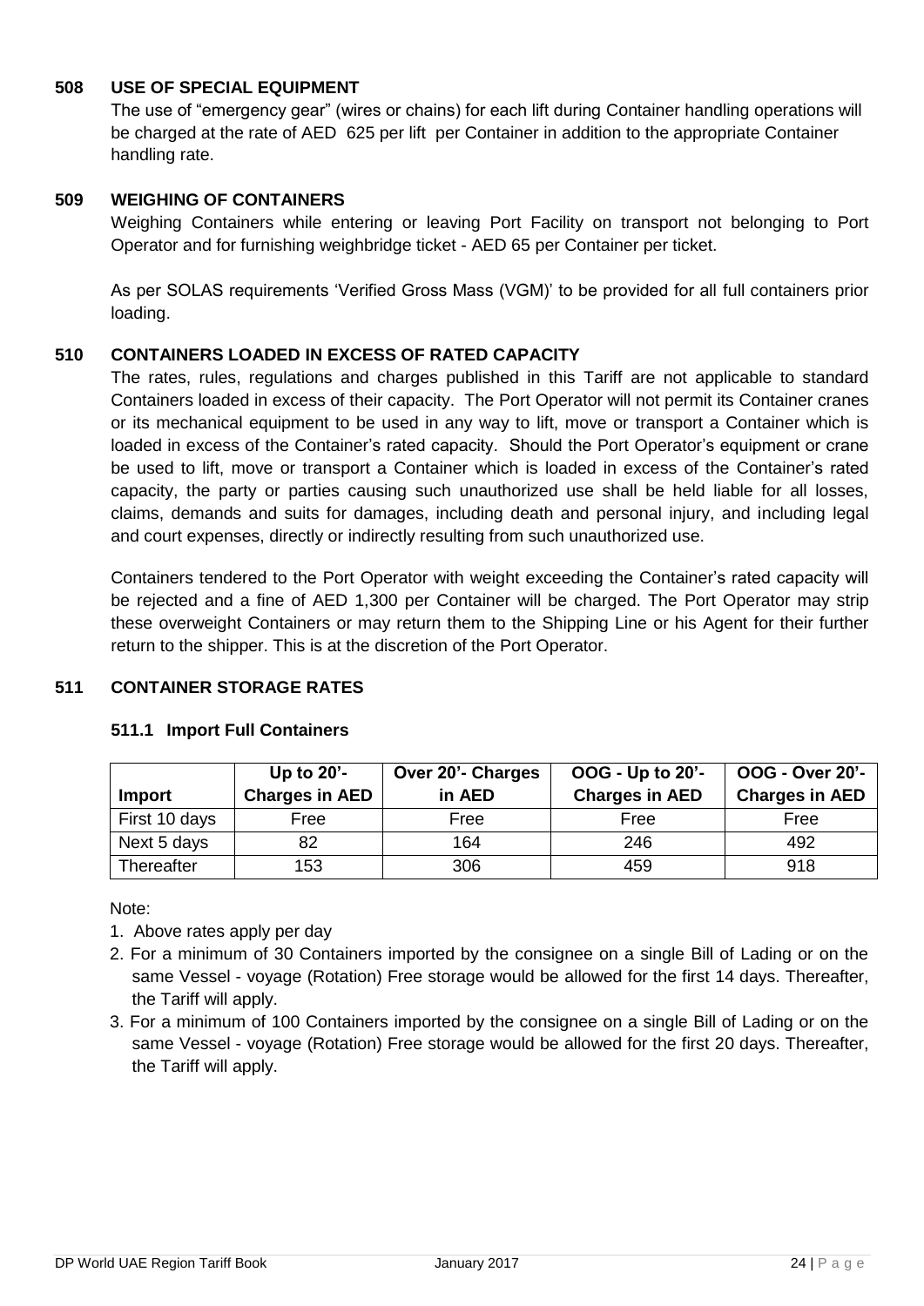### 508 USE OF SPECIAL EQUIPMENT

The use of "emergency gear" (wires or chains) for each lift during Container handling operations will be charged at the rate of AED 625 per lift per Container in addition to the appropriate Container handling rate.

### 509 WEIGHING OF CONTAINERS

Weighing Containers while entering or leaving Port Facility on transport not belonging to Port Operator and for furnishing weighbridge ticket - AED 65 per Container per ticket.

As per SOLAS requirements 'Verified Gross Mass (VGM)' to be provided for all full containers prior loading.

### 510 CONTAINERS LOADED IN EXCESS OF RATED CAPACITY

The rates, rules, regulations and charges published in this Tariff are not applicable to standard Containers loaded in excess of their capacity. The Port Operator will not permit its Container cranes or its mechanical equipment to be used in any way to lift, move or transport a Container which is loaded in excess of the Container's rated capacity. Should the Port Operator's equipment or crane be used to lift, move or transport a Container which is loaded in excess of the Container's rated capacity, the party or parties causing such unauthorized use shall be held liable for all losses, claims, demands and suits for damages, including death and personal injury, and including legal and court expenses, directly or indirectly resulting from such unauthorized use.

Containers tendered to the Port Operator with weight exceeding the Container's rated capacity will be rejected and a fine of AED 1,300 per Container will be charged. The Port Operator may strip these overweight Containers or may return them to the Shipping Line or his Agent for their further return to the shipper. This is at the discretion of the Port Operator.

### 511 CONTAINER STORAGE RATES

#### 511.1 Import Full Containers

| Import | Up to 20'- Charges in AED | Over 20'- Charges in AED | OOG - Up to 20'- Charges in AED | OOG - Over 20'- Charges in AED |
|---|---|---|---|---|
| First 10 days | Free | Free | Free | Free |
| Next 5 days | 82 | 164 | 246 | 492 |
| Thereafter | 153 | 306 | 459 | 918 |

Note:

1. Above rates apply per day
2. For a minimum of 30 Containers imported by the consignee on a single Bill of Lading or on the same Vessel - voyage (Rotation) Free storage would be allowed for the first 14 days. Thereafter, the Tariff will apply.
3. For a minimum of 100 Containers imported by the consignee on a single Bill of Lading or on the same Vessel - voyage (Rotation) Free storage would be allowed for the first 20 days. Thereafter, the Tariff will apply.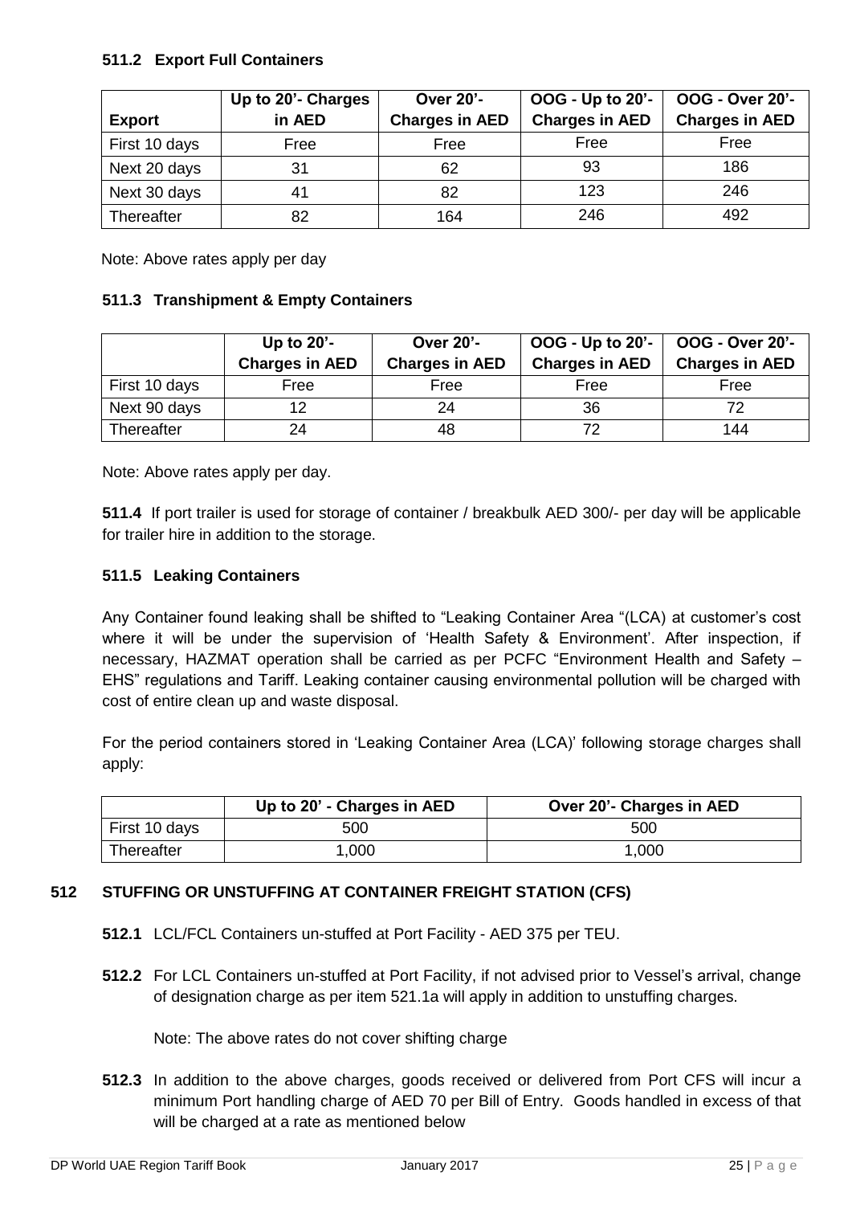### 511.2 Export Full Containers

| Export | Up to 20'- Charges in AED | Over 20'- Charges in AED | OOG - Up to 20'- Charges in AED | OOG - Over 20'- Charges in AED |
|---|---|---|---|---|
| First 10 days | Free | Free | Free | Free |
| Next 20 days | 31 | 62 | 93 | 186 |
| Next 30 days | 41 | 82 | 123 | 246 |
| Thereafter | 82 | 164 | 246 | 492 |

Note: Above rates apply per day

### 511.3 Transhipment & Empty Containers

| | Up to 20'- Charges in AED | Over 20'- Charges in AED | OOG - Up to 20'- Charges in AED | OOG - Over 20'- Charges in AED |
|---|---|---|---|---|
| First 10 days | Free | Free | Free | Free |
| Next 90 days | 12 | 24 | 36 | 72 |
| Thereafter | 24 | 48 | 72 | 144 |

Note: Above rates apply per day.

**511.4** If port trailer is used for storage of container / breakbulk AED 300/- per day will be applicable for trailer hire in addition to the storage.

### 511.5 Leaking Containers

Any Container found leaking shall be shifted to "Leaking Container Area "(LCA) at customer's cost where it will be under the supervision of 'Health Safety & Environment'. After inspection, if necessary, HAZMAT operation shall be carried as per PCFC "Environment Health and Safety – EHS" regulations and Tariff. Leaking container causing environmental pollution will be charged with cost of entire clean up and waste disposal.

For the period containers stored in 'Leaking Container Area (LCA)' following storage charges shall apply:

| | Up to 20' - Charges in AED | Over 20'- Charges in AED |
|---|---|---|
| First 10 days | 500 | 500 |
| Thereafter | 1,000 | 1,000 |

## 512 STUFFING OR UNSTUFFING AT CONTAINER FREIGHT STATION (CFS)

**512.1** LCL/FCL Containers un-stuffed at Port Facility - AED 375 per TEU.

**512.2** For LCL Containers un-stuffed at Port Facility, if not advised prior to Vessel's arrival, change of designation charge as per item 521.1a will apply in addition to unstuffing charges.

Note: The above rates do not cover shifting charge

**512.3** In addition to the above charges, goods received or delivered from Port CFS will incur a minimum Port handling charge of AED 70 per Bill of Entry. Goods handled in excess of that will be charged at a rate as mentioned below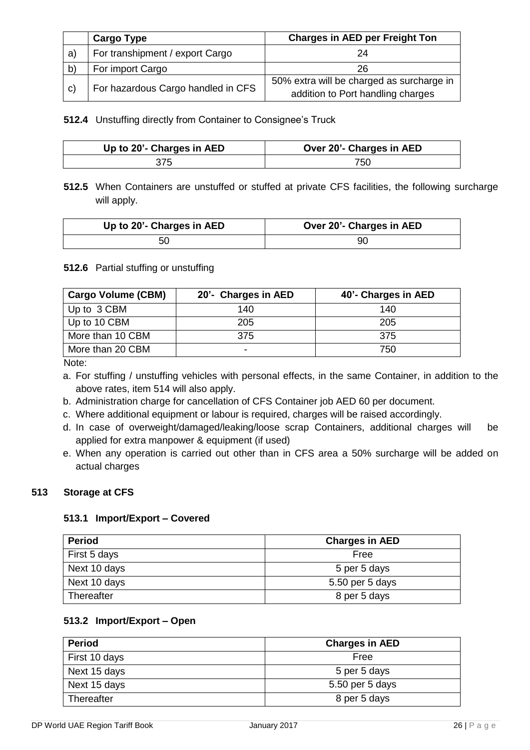|  | Cargo Type | Charges in AED per Freight Ton |
|---|---|---|
| a) | For transhipment / export Cargo | 24 |
| b) | For import Cargo | 26 |
| c) | For hazardous Cargo handled in CFS | 50% extra will be charged as surcharge in addition to Port handling charges |

**512.4** Unstuffing directly from Container to Consignee's Truck

| Up to 20'- Charges in AED | Over 20'- Charges in AED |
|---|---|
| 375 | 750 |

**512.5** When Containers are unstuffed or stuffed at private CFS facilities, the following surcharge will apply.

| Up to 20'- Charges in AED | Over 20'- Charges in AED |
|---|---|
| 50 | 90 |

**512.6** Partial stuffing or unstuffing

| Cargo Volume (CBM) | 20'- Charges in AED | 40'- Charges in AED |
|---|---|---|
| Up to 3 CBM | 140 | 140 |
| Up to 10 CBM | 205 | 205 |
| More than 10 CBM | 375 | 375 |
| More than 20 CBM | - | 750 |

Note:

a. For stuffing / unstuffing vehicles with personal effects, in the same Container, in addition to the above rates, item 514 will also apply.
b. Administration charge for cancellation of CFS Container job AED 60 per document.
c. Where additional equipment or labour is required, charges will be raised accordingly.
d. In case of overweight/damaged/leaking/loose scrap Containers, additional charges will be applied for extra manpower & equipment (if used)
e. When any operation is carried out other than in CFS area a 50% surcharge will be added on actual charges

## 513 Storage at CFS

### 513.1 Import/Export – Covered

| Period | Charges in AED |
|---|---|
| First 5 days | Free |
| Next 10 days | 5 per 5 days |
| Next 10 days | 5.50 per 5 days |
| Thereafter | 8 per 5 days |

### 513.2 Import/Export – Open

| Period | Charges in AED |
|---|---|
| First 10 days | Free |
| Next 15 days | 5 per 5 days |
| Next 15 days | 5.50 per 5 days |
| Thereafter | 8 per 5 days |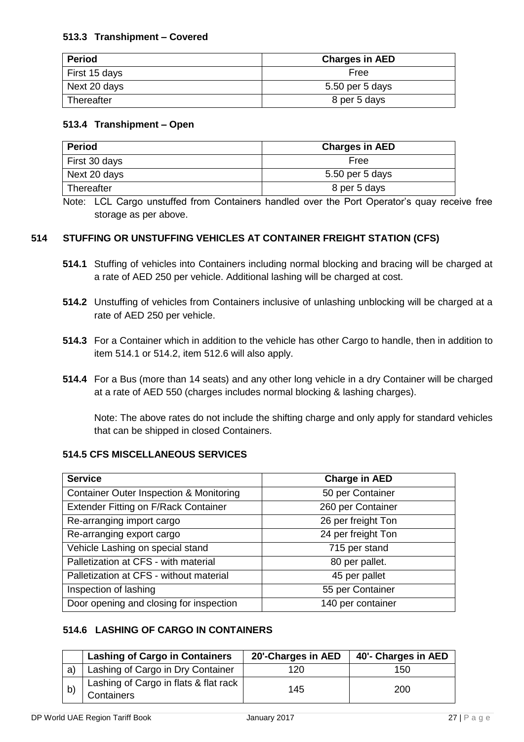#### 513.3 Transhipment – Covered

| Period | Charges in AED |
|---|---|
| First 15 days | Free |
| Next 20 days | 5.50 per 5 days |
| Thereafter | 8 per 5 days |

#### 513.4 Transhipment – Open

| Period | Charges in AED |
|---|---|
| First 30 days | Free |
| Next 20 days | 5.50 per 5 days |
| Thereafter | 8 per 5 days |

Note: LCL Cargo unstuffed from Containers handled over the Port Operator's quay receive free storage as per above.

### 514 STUFFING OR UNSTUFFING VEHICLES AT CONTAINER FREIGHT STATION (CFS)

**514.1** Stuffing of vehicles into Containers including normal blocking and bracing will be charged at a rate of AED 250 per vehicle. Additional lashing will be charged at cost.

**514.2** Unstuffing of vehicles from Containers inclusive of unlashing unblocking will be charged at a rate of AED 250 per vehicle.

**514.3** For a Container which in addition to the vehicle has other Cargo to handle, then in addition to item 514.1 or 514.2, item 512.6 will also apply.

**514.4** For a Bus (more than 14 seats) and any other long vehicle in a dry Container will be charged at a rate of AED 550 (charges includes normal blocking & lashing charges).

Note: The above rates do not include the shifting charge and only apply for standard vehicles that can be shipped in closed Containers.

#### 514.5 CFS MISCELLANEOUS SERVICES

| Service | Charge in AED |
|---|---|
| Container Outer Inspection & Monitoring | 50 per Container |
| Extender Fitting on F/Rack Container | 260 per Container |
| Re-arranging import cargo | 26 per freight Ton |
| Re-arranging export cargo | 24 per freight Ton |
| Vehicle Lashing on special stand | 715 per stand |
| Palletization at CFS - with material | 80 per pallet. |
| Palletization at CFS - without material | 45 per pallet |
| Inspection of lashing | 55 per Container |
| Door opening and closing for inspection | 140 per container |

#### 514.6 LASHING OF CARGO IN CONTAINERS

| | Lashing of Cargo in Containers | 20'-Charges in AED | 40'- Charges in AED |
|---|---|---|---|
| a) | Lashing of Cargo in Dry Container | 120 | 150 |
| b) | Lashing of Cargo in flats & flat rack Containers | 145 | 200 |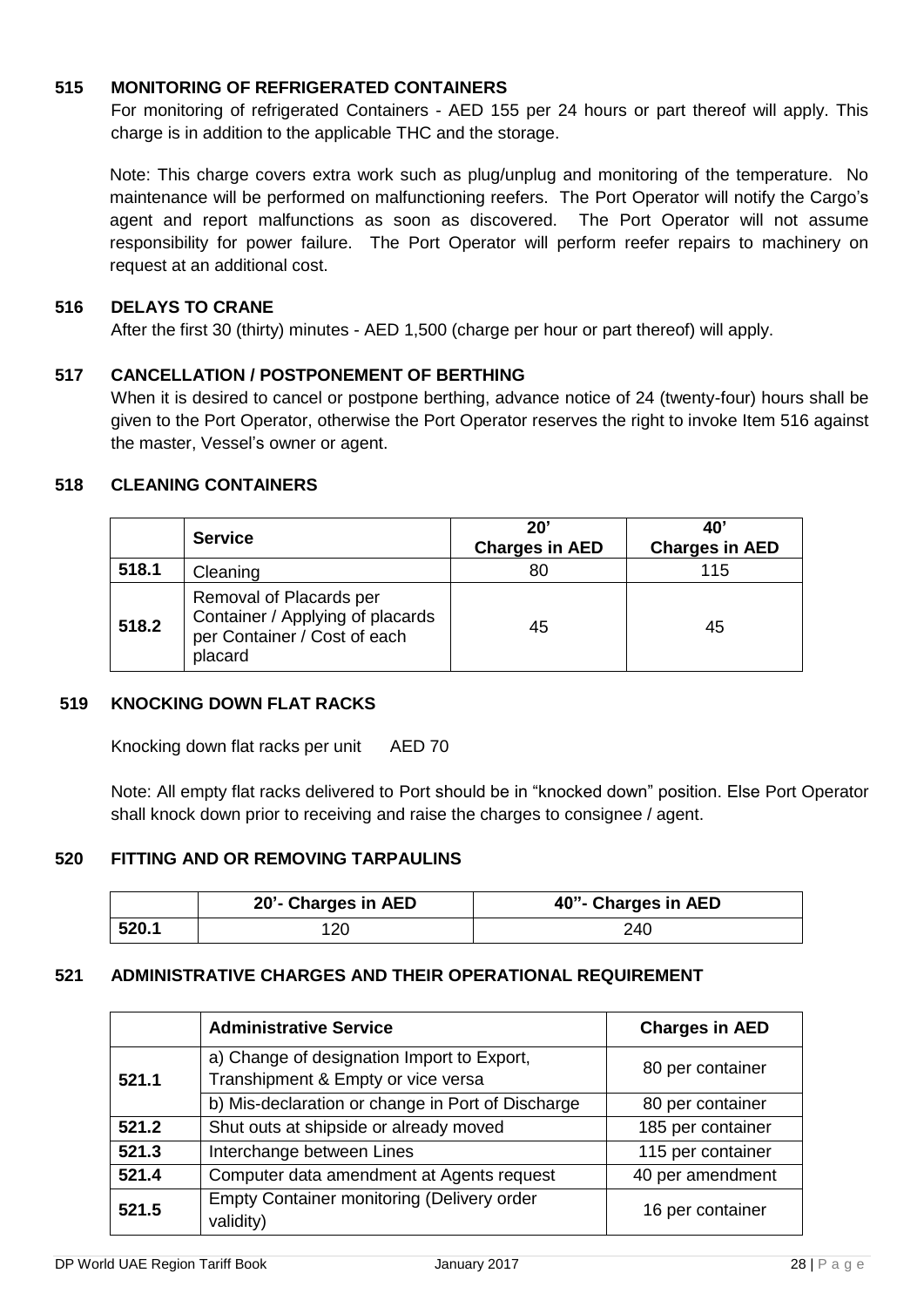### 515 MONITORING OF REFRIGERATED CONTAINERS

For monitoring of refrigerated Containers - AED 155 per 24 hours or part thereof will apply. This charge is in addition to the applicable THC and the storage.

Note: This charge covers extra work such as plug/unplug and monitoring of the temperature. No maintenance will be performed on malfunctioning reefers. The Port Operator will notify the Cargo's agent and report malfunctions as soon as discovered. The Port Operator will not assume responsibility for power failure. The Port Operator will perform reefer repairs to machinery on request at an additional cost.

### 516 DELAYS TO CRANE

After the first 30 (thirty) minutes - AED 1,500 (charge per hour or part thereof) will apply.

### 517 CANCELLATION / POSTPONEMENT OF BERTHING

When it is desired to cancel or postpone berthing, advance notice of 24 (twenty-four) hours shall be given to the Port Operator, otherwise the Port Operator reserves the right to invoke Item 516 against the master, Vessel's owner or agent.

### 518 CLEANING CONTAINERS

| | Service | 20' Charges in AED | 40' Charges in AED |
|---|---|---|---|
| 518.1 | Cleaning | 80 | 115 |
| 518.2 | Removal of Placards per Container / Applying of placards per Container / Cost of each placard | 45 | 45 |

### 519 KNOCKING DOWN FLAT RACKS

Knocking down flat racks per unit AED 70

Note: All empty flat racks delivered to Port should be in "knocked down" position. Else Port Operator shall knock down prior to receiving and raise the charges to consignee / agent.

### 520 FITTING AND OR REMOVING TARPAULINS

| | 20'- Charges in AED | 40"- Charges in AED |
|---|---|---|
| 520.1 | 120 | 240 |

### 521 ADMINISTRATIVE CHARGES AND THEIR OPERATIONAL REQUIREMENT

| | Administrative Service | Charges in AED |
|---|---|---|
| 521.1 | a) Change of designation Import to Export, Transhipment & Empty or vice versa | 80 per container |
| | b) Mis-declaration or change in Port of Discharge | 80 per container |
| 521.2 | Shut outs at shipside or already moved | 185 per container |
| 521.3 | Interchange between Lines | 115 per container |
| 521.4 | Computer data amendment at Agents request | 40 per amendment |
| 521.5 | Empty Container monitoring (Delivery order validity) | 16 per container |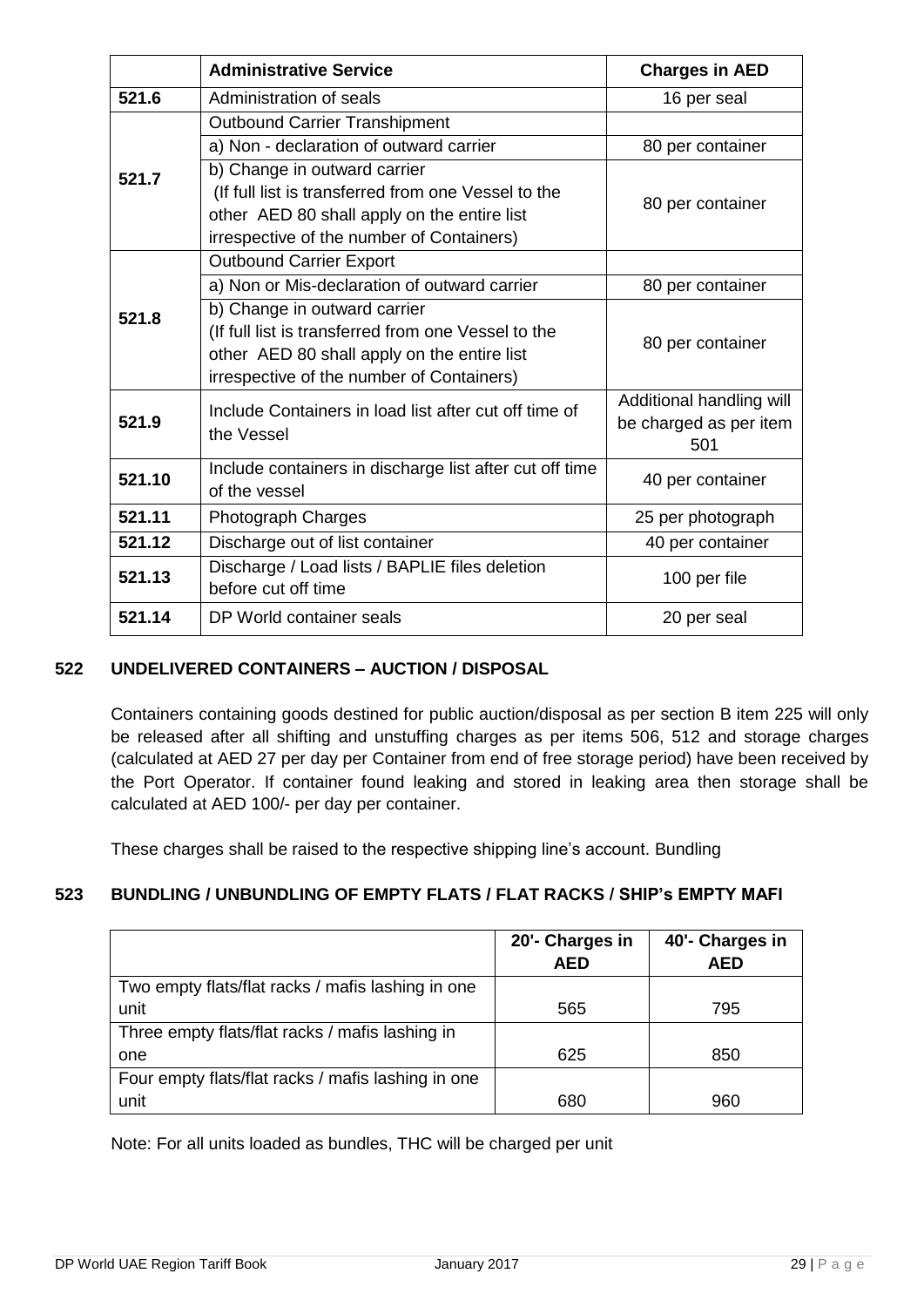| | Administrative Service | Charges in AED |
|---|---|---|
| 521.6 | Administration of seals | 16 per seal |
| 521.7 | Outbound Carrier Transhipment | |
| | a) Non - declaration of outward carrier | 80 per container |
| | b) Change in outward carrier (If full list is transferred from one Vessel to the other AED 80 shall apply on the entire list irrespective of the number of Containers) | 80 per container |
| 521.8 | Outbound Carrier Export | |
| | a) Non or Mis-declaration of outward carrier | 80 per container |
| | b) Change in outward carrier (If full list is transferred from one Vessel to the other AED 80 shall apply on the entire list irrespective of the number of Containers) | 80 per container |
| 521.9 | Include Containers in load list after cut off time of the Vessel | Additional handling will be charged as per item 501 |
| 521.10 | Include containers in discharge list after cut off time of the vessel | 40 per container |
| 521.11 | Photograph Charges | 25 per photograph |
| 521.12 | Discharge out of list container | 40 per container |
| 521.13 | Discharge / Load lists / BAPLIE files deletion before cut off time | 100 per file |
| 521.14 | DP World container seals | 20 per seal |

## 522 UNDELIVERED CONTAINERS – AUCTION / DISPOSAL

Containers containing goods destined for public auction/disposal as per section B item 225 will only be released after all shifting and unstuffing charges as per items 506, 512 and storage charges (calculated at AED 27 per day per Container from end of free storage period) have been received by the Port Operator. If container found leaking and stored in leaking area then storage shall be calculated at AED 100/- per day per container.

These charges shall be raised to the respective shipping line's account. Bundling

## 523 BUNDLING / UNBUNDLING OF EMPTY FLATS / FLAT RACKS / SHIP's EMPTY MAFI

| | 20'- Charges in AED | 40'- Charges in AED |
|---|---|---|
| Two empty flats/flat racks / mafis lashing in one unit | 565 | 795 |
| Three empty flats/flat racks / mafis lashing in one | 625 | 850 |
| Four empty flats/flat racks / mafis lashing in one unit | 680 | 960 |

Note: For all units loaded as bundles, THC will be charged per unit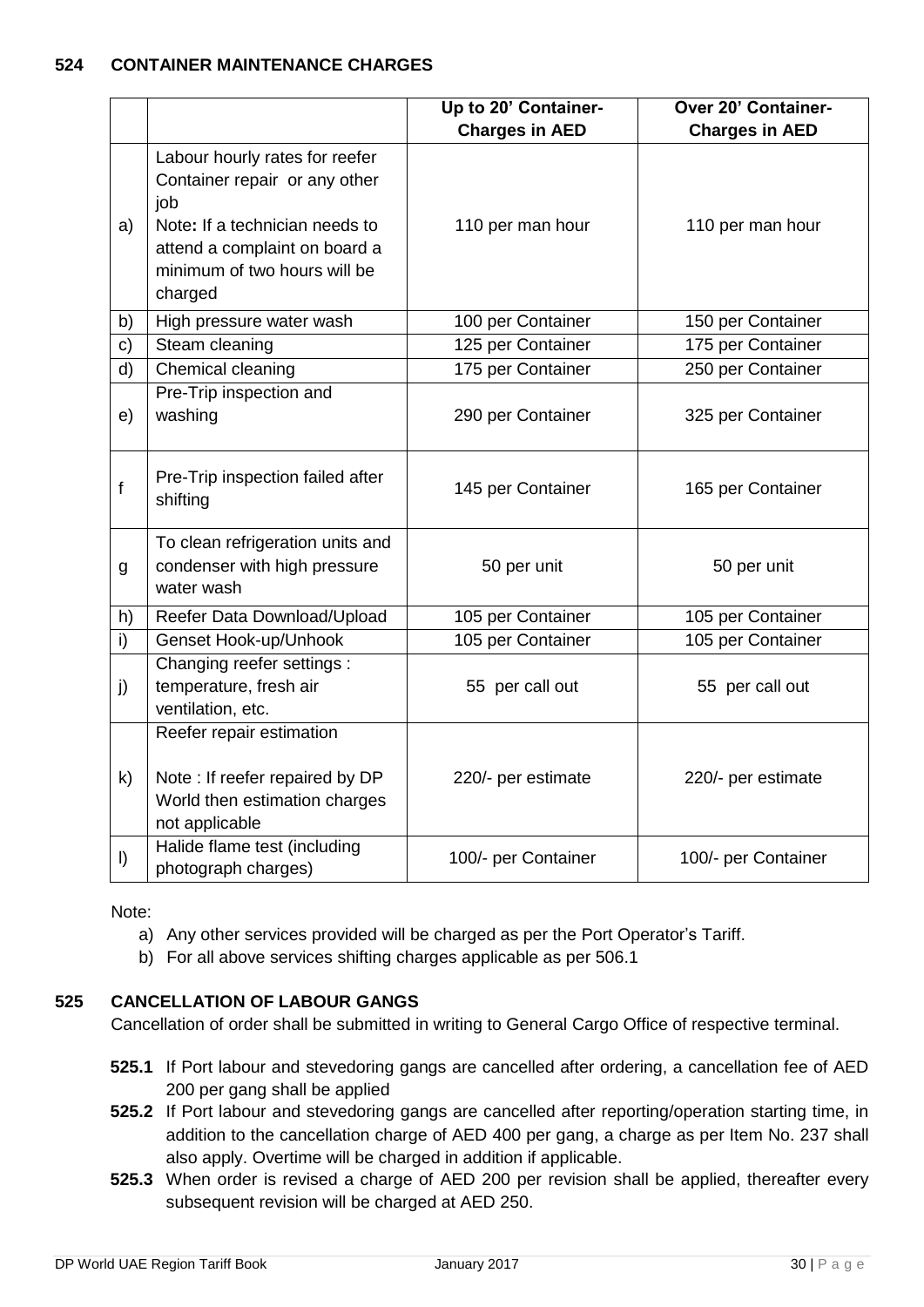## 524 CONTAINER MAINTENANCE CHARGES

| | | Up to 20' Container-Charges in AED | Over 20' Container-Charges in AED |
|---|---|---|---|
| a) | Labour hourly rates for reefer Container repair or any other job<br>**Note:** If a technician needs to attend a complaint on board a minimum of two hours will be charged | 110 per man hour | 110 per man hour |
| b) | High pressure water wash | 100 per Container | 150 per Container |
| c) | Steam cleaning | 125 per Container | 175 per Container |
| d) | Chemical cleaning | 175 per Container | 250 per Container |
| e) | Pre-Trip inspection and washing | 290 per Container | 325 per Container |
| f | Pre-Trip inspection failed after shifting | 145 per Container | 165 per Container |
| g | To clean refrigeration units and condenser with high pressure water wash | 50 per unit | 50 per unit |
| h) | Reefer Data Download/Upload | 105 per Container | 105 per Container |
| i) | Genset Hook-up/Unhook | 105 per Container | 105 per Container |
| j) | Changing reefer settings : temperature, fresh air ventilation, etc. | 55 per call out | 55 per call out |
| k) | Reefer repair estimation<br>Note : If reefer repaired by DP World then estimation charges not applicable | 220/- per estimate | 220/- per estimate |
| l) | Halide flame test (including photograph charges) | 100/- per Container | 100/- per Container |

Note:

a) Any other services provided will be charged as per the Port Operator's Tariff.
b) For all above services shifting charges applicable as per 506.1

## 525 CANCELLATION OF LABOUR GANGS

Cancellation of order shall be submitted in writing to General Cargo Office of respective terminal.

**525.1** If Port labour and stevedoring gangs are cancelled after ordering, a cancellation fee of AED 200 per gang shall be applied

**525.2** If Port labour and stevedoring gangs are cancelled after reporting/operation starting time, in addition to the cancellation charge of AED 400 per gang, a charge as per Item No. 237 shall also apply. Overtime will be charged in addition if applicable.

**525.3** When order is revised a charge of AED 200 per revision shall be applied, thereafter every subsequent revision will be charged at AED 250.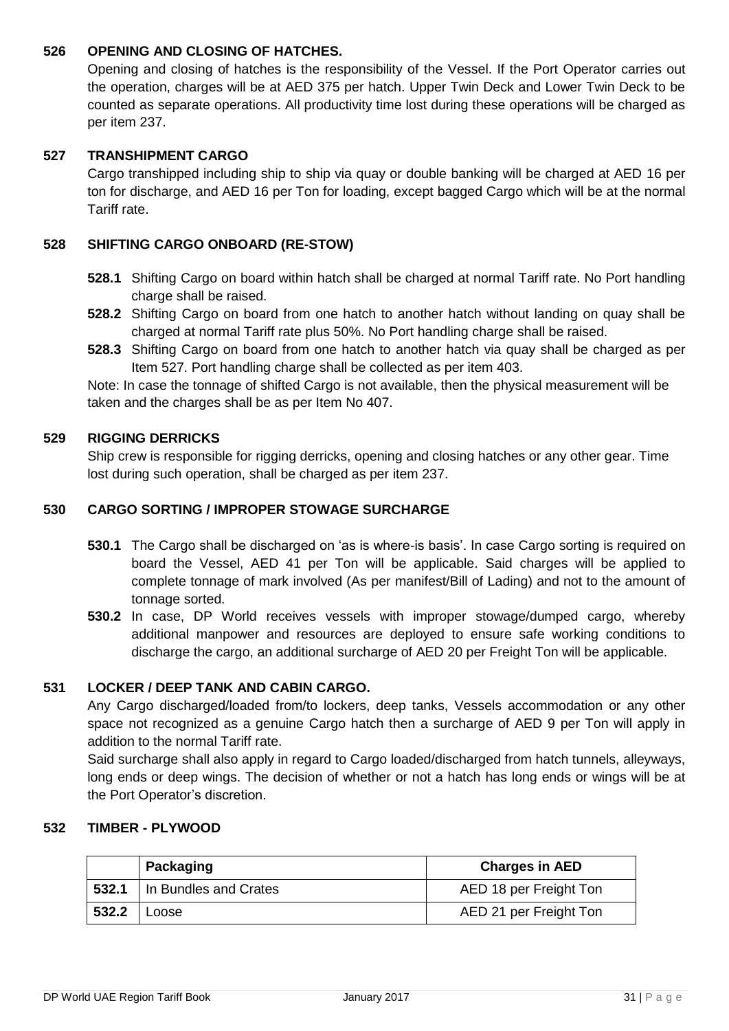### 526 OPENING AND CLOSING OF HATCHES.

Opening and closing of hatches is the responsibility of the Vessel. If the Port Operator carries out the operation, charges will be at AED 375 per hatch. Upper Twin Deck and Lower Twin Deck to be counted as separate operations. All productivity time lost during these operations will be charged as per item 237.

### 527 TRANSHIPMENT CARGO

Cargo transhipped including ship to ship via quay or double banking will be charged at AED 16 per ton for discharge, and AED 16 per Ton for loading, except bagged Cargo which will be at the normal Tariff rate.

### 528 SHIFTING CARGO ONBOARD (RE-STOW)

- **528.1** Shifting Cargo on board within hatch shall be charged at normal Tariff rate. No Port handling charge shall be raised.
- **528.2** Shifting Cargo on board from one hatch to another hatch without landing on quay shall be charged at normal Tariff rate plus 50%. No Port handling charge shall be raised.
- **528.3** Shifting Cargo on board from one hatch to another hatch via quay shall be charged as per Item 527. Port handling charge shall be collected as per item 403.

Note: In case the tonnage of shifted Cargo is not available, then the physical measurement will be taken and the charges shall be as per Item No 407.

### 529 RIGGING DERRICKS

Ship crew is responsible for rigging derricks, opening and closing hatches or any other gear. Time lost during such operation, shall be charged as per item 237.

### 530 CARGO SORTING / IMPROPER STOWAGE SURCHARGE

- **530.1** The Cargo shall be discharged on 'as is where-is basis'. In case Cargo sorting is required on board the Vessel, AED 41 per Ton will be applicable. Said charges will be applied to complete tonnage of mark involved (As per manifest/Bill of Lading) and not to the amount of tonnage sorted.
- **530.2** In case, DP World receives vessels with improper stowage/dumped cargo, whereby additional manpower and resources are deployed to ensure safe working conditions to discharge the cargo, an additional surcharge of AED 20 per Freight Ton will be applicable.

### 531 LOCKER / DEEP TANK AND CABIN CARGO.

Any Cargo discharged/loaded from/to lockers, deep tanks, Vessels accommodation or any other space not recognized as a genuine Cargo hatch then a surcharge of AED 9 per Ton will apply in addition to the normal Tariff rate.

Said surcharge shall also apply in regard to Cargo loaded/discharged from hatch tunnels, alleyways, long ends or deep wings. The decision of whether or not a hatch has long ends or wings will be at the Port Operator's discretion.

### 532 TIMBER - PLYWOOD

| | Packaging | Charges in AED |
|---|---|---|
| **532.1** | In Bundles and Crates | AED 18 per Freight Ton |
| **532.2** | Loose | AED 21 per Freight Ton |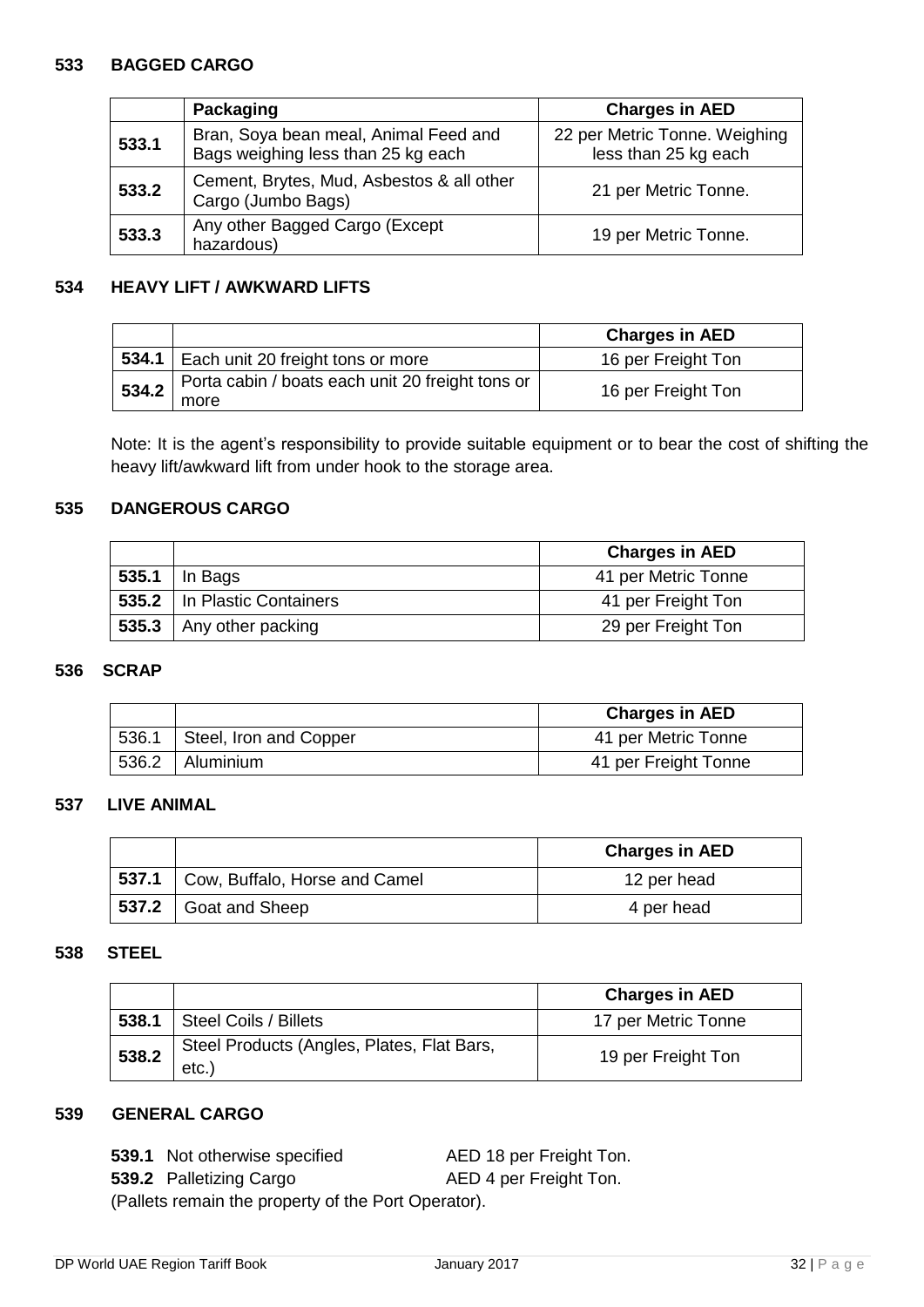## 533 BAGGED CARGO

| | Packaging | Charges in AED |
|---|---|---|
| **533.1** | Bran, Soya bean meal, Animal Feed and Bags weighing less than 25 kg each | 22 per Metric Tonne. Weighing less than 25 kg each |
| **533.2** | Cement, Brytes, Mud, Asbestos & all other Cargo (Jumbo Bags) | 21 per Metric Tonne. |
| **533.3** | Any other Bagged Cargo (Except hazardous) | 19 per Metric Tonne. |

## 534 HEAVY LIFT / AWKWARD LIFTS

| | | Charges in AED |
|---|---|---|
| **534.1** | Each unit 20 freight tons or more | 16 per Freight Ton |
| **534.2** | Porta cabin / boats each unit 20 freight tons or more | 16 per Freight Ton |

Note: It is the agent's responsibility to provide suitable equipment or to bear the cost of shifting the heavy lift/awkward lift from under hook to the storage area.

## 535 DANGEROUS CARGO

| | | Charges in AED |
|---|---|---|
| **535.1** | In Bags | 41 per Metric Tonne |
| **535.2** | In Plastic Containers | 41 per Freight Ton |
| **535.3** | Any other packing | 29 per Freight Ton |

## 536 SCRAP

| | | Charges in AED |
|---|---|---|
| 536.1 | Steel, Iron and Copper | 41 per Metric Tonne |
| 536.2 | Aluminium | 41 per Freight Tonne |

## 537 LIVE ANIMAL

| | | Charges in AED |
|---|---|---|
| **537.1** | Cow, Buffalo, Horse and Camel | 12 per head |
| **537.2** | Goat and Sheep | 4 per head |

## 538 STEEL

| | | Charges in AED |
|---|---|---|
| **538.1** | Steel Coils / Billets | 17 per Metric Tonne |
| **538.2** | Steel Products (Angles, Plates, Flat Bars, etc.) | 19 per Freight Ton |

## 539 GENERAL CARGO

**539.1** Not otherwise specified AED 18 per Freight Ton.

**539.2** Palletizing Cargo AED 4 per Freight Ton.

(Pallets remain the property of the Port Operator).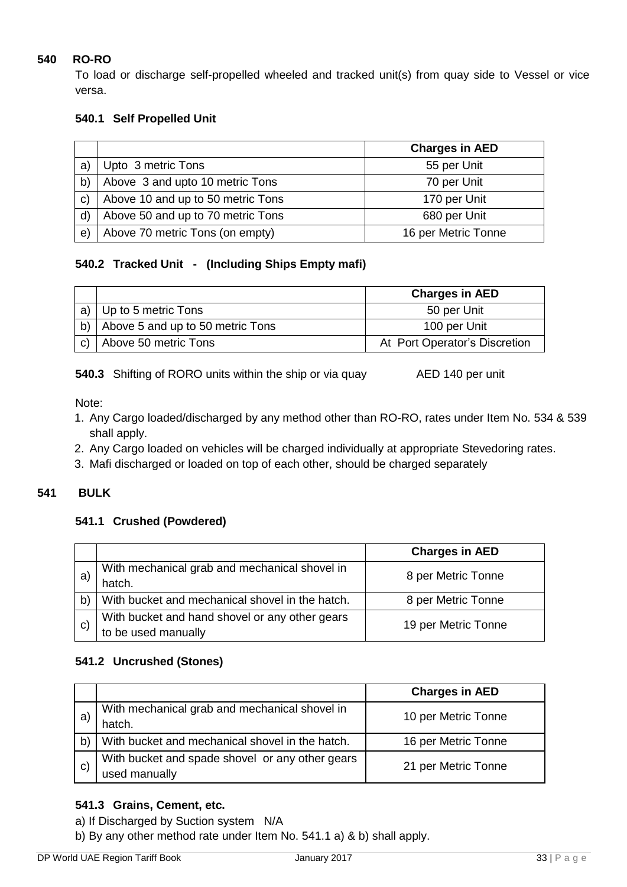## 540 RO-RO

To load or discharge self-propelled wheeled and tracked unit(s) from quay side to Vessel or vice versa.

### 540.1 Self Propelled Unit

| | | Charges in AED |
|---|---|---|
| a) | Upto 3 metric Tons | 55 per Unit |
| b) | Above 3 and upto 10 metric Tons | 70 per Unit |
| c) | Above 10 and up to 50 metric Tons | 170 per Unit |
| d) | Above 50 and up to 70 metric Tons | 680 per Unit |
| e) | Above 70 metric Tons (on empty) | 16 per Metric Tonne |

### 540.2 Tracked Unit - (Including Ships Empty mafi)

| | | Charges in AED |
|---|---|---|
| a) | Up to 5 metric Tons | 50 per Unit |
| b) | Above 5 and up to 50 metric Tons | 100 per Unit |
| c) | Above 50 metric Tons | At Port Operator's Discretion |

**540.3** Shifting of RORO units within the ship or via quay AED 140 per unit

Note:

1. Any Cargo loaded/discharged by any method other than RO-RO, rates under Item No. 534 & 539 shall apply.
2. Any Cargo loaded on vehicles will be charged individually at appropriate Stevedoring rates.
3. Mafi discharged or loaded on top of each other, should be charged separately

## 541 BULK

### 541.1 Crushed (Powdered)

| | | Charges in AED |
|---|---|---|
| a) | With mechanical grab and mechanical shovel in hatch. | 8 per Metric Tonne |
| b) | With bucket and mechanical shovel in the hatch. | 8 per Metric Tonne |
| c) | With bucket and hand shovel or any other gears to be used manually | 19 per Metric Tonne |

### 541.2 Uncrushed (Stones)

| | | Charges in AED |
|---|---|---|
| a) | With mechanical grab and mechanical shovel in hatch. | 10 per Metric Tonne |
| b) | With bucket and mechanical shovel in the hatch. | 16 per Metric Tonne |
| c) | With bucket and spade shovel or any other gears used manually | 21 per Metric Tonne |

### 541.3 Grains, Cement, etc.

a) If Discharged by Suction system N/A

b) By any other method rate under Item No. 541.1 a) & b) shall apply.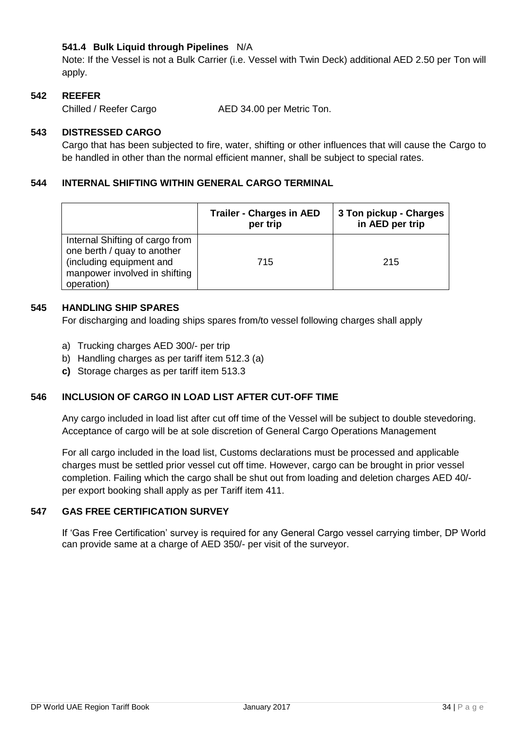#### 541.4 Bulk Liquid through Pipelines N/A

Note: If the Vessel is not a Bulk Carrier (i.e. Vessel with Twin Deck) additional AED 2.50 per Ton will apply.

### 542 REEFER

Chilled / Reefer Cargo AED 34.00 per Metric Ton.

### 543 DISTRESSED CARGO

Cargo that has been subjected to fire, water, shifting or other influences that will cause the Cargo to be handled in other than the normal efficient manner, shall be subject to special rates.

### 544 INTERNAL SHIFTING WITHIN GENERAL CARGO TERMINAL

| | Trailer - Charges in AED per trip | 3 Ton pickup - Charges in AED per trip |
|---|---|---|
| Internal Shifting of cargo from one berth / quay to another (including equipment and manpower involved in shifting operation) | 715 | 215 |

### 545 HANDLING SHIP SPARES

For discharging and loading ships spares from/to vessel following charges shall apply

a) Trucking charges AED 300/- per trip
b) Handling charges as per tariff item 512.3 (a)
**c)** Storage charges as per tariff item 513.3

### 546 INCLUSION OF CARGO IN LOAD LIST AFTER CUT-OFF TIME

Any cargo included in load list after cut off time of the Vessel will be subject to double stevedoring. Acceptance of cargo will be at sole discretion of General Cargo Operations Management

For all cargo included in the load list, Customs declarations must be processed and applicable charges must be settled prior vessel cut off time. However, cargo can be brought in prior vessel completion. Failing which the cargo shall be shut out from loading and deletion charges AED 40/- per export booking shall apply as per Tariff item 411.

### 547 GAS FREE CERTIFICATION SURVEY

If 'Gas Free Certification' survey is required for any General Cargo vessel carrying timber, DP World can provide same at a charge of AED 350/- per visit of the surveyor.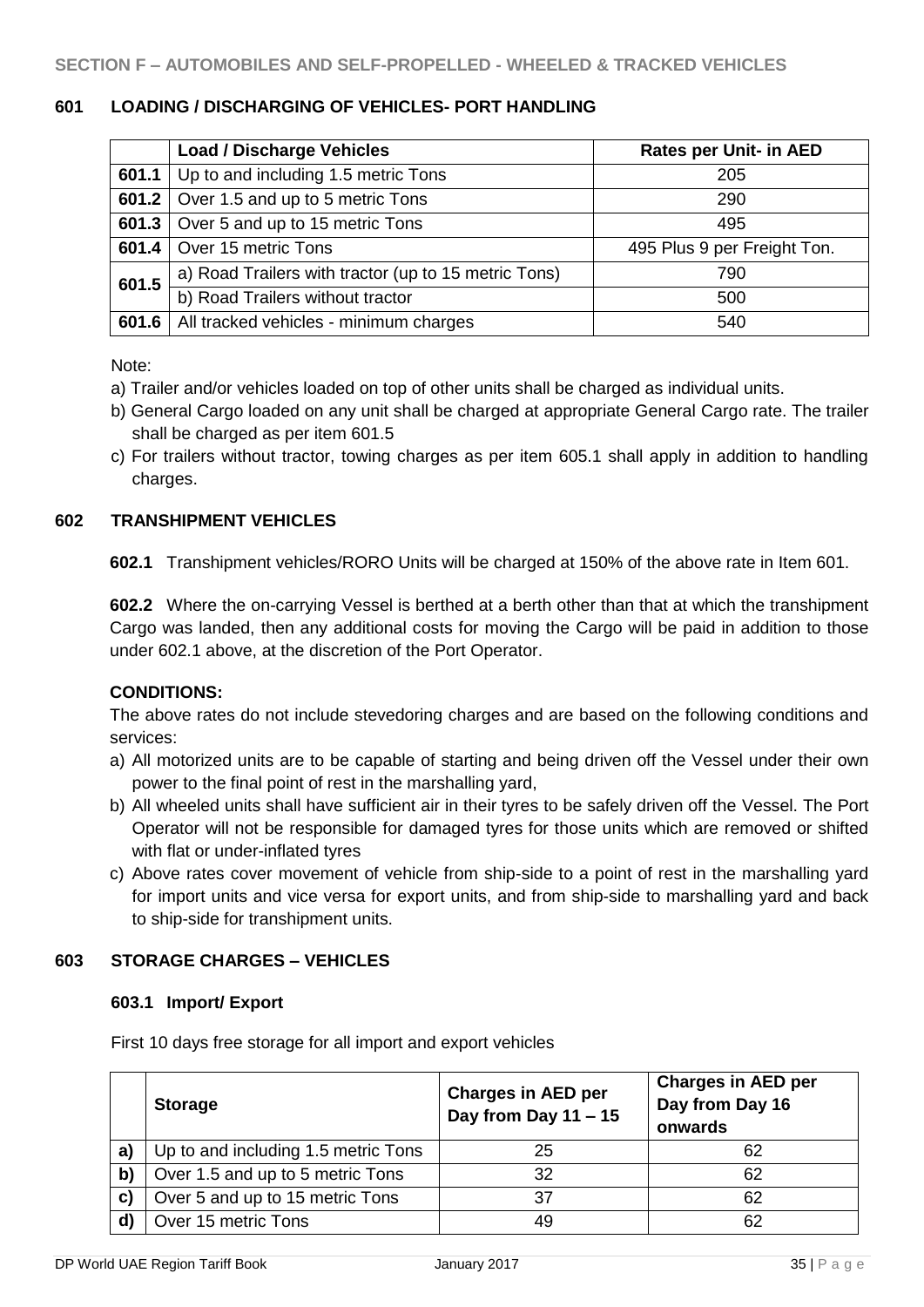## SECTION F – AUTOMOBILES AND SELF-PROPELLED - WHEELED & TRACKED VEHICLES

### 601 LOADING / DISCHARGING OF VEHICLES- PORT HANDLING

| | Load / Discharge Vehicles | Rates per Unit- in AED |
|---|---|---|
| 601.1 | Up to and including 1.5 metric Tons | 205 |
| 601.2 | Over 1.5 and up to 5 metric Tons | 290 |
| 601.3 | Over 5 and up to 15 metric Tons | 495 |
| 601.4 | Over 15 metric Tons | 495 Plus 9 per Freight Ton. |
| 601.5 | a) Road Trailers with tractor (up to 15 metric Tons) | 790 |
| | b) Road Trailers without tractor | 500 |
| 601.6 | All tracked vehicles - minimum charges | 540 |

Note:

a) Trailer and/or vehicles loaded on top of other units shall be charged as individual units.

b) General Cargo loaded on any unit shall be charged at appropriate General Cargo rate. The trailer shall be charged as per item 601.5

c) For trailers without tractor, towing charges as per item 605.1 shall apply in addition to handling charges.

### 602 TRANSHIPMENT VEHICLES

**602.1** Transhipment vehicles/RORO Units will be charged at 150% of the above rate in Item 601.

**602.2** Where the on-carrying Vessel is berthed at a berth other than that at which the transhipment Cargo was landed, then any additional costs for moving the Cargo will be paid in addition to those under 602.1 above, at the discretion of the Port Operator.

**CONDITIONS:**

The above rates do not include stevedoring charges and are based on the following conditions and services:

a) All motorized units are to be capable of starting and being driven off the Vessel under their own power to the final point of rest in the marshalling yard,

b) All wheeled units shall have sufficient air in their tyres to be safely driven off the Vessel. The Port Operator will not be responsible for damaged tyres for those units which are removed or shifted with flat or under-inflated tyres

c) Above rates cover movement of vehicle from ship-side to a point of rest in the marshalling yard for import units and vice versa for export units, and from ship-side to marshalling yard and back to ship-side for transhipment units.

### 603 STORAGE CHARGES – VEHICLES

#### 603.1 Import/ Export

First 10 days free storage for all import and export vehicles

| | Storage | Charges in AED per Day from Day 11 – 15 | Charges in AED per Day from Day 16 onwards |
|---|---|---|---|
| a) | Up to and including 1.5 metric Tons | 25 | 62 |
| b) | Over 1.5 and up to 5 metric Tons | 32 | 62 |
| c) | Over 5 and up to 15 metric Tons | 37 | 62 |
| d) | Over 15 metric Tons | 49 | 62 |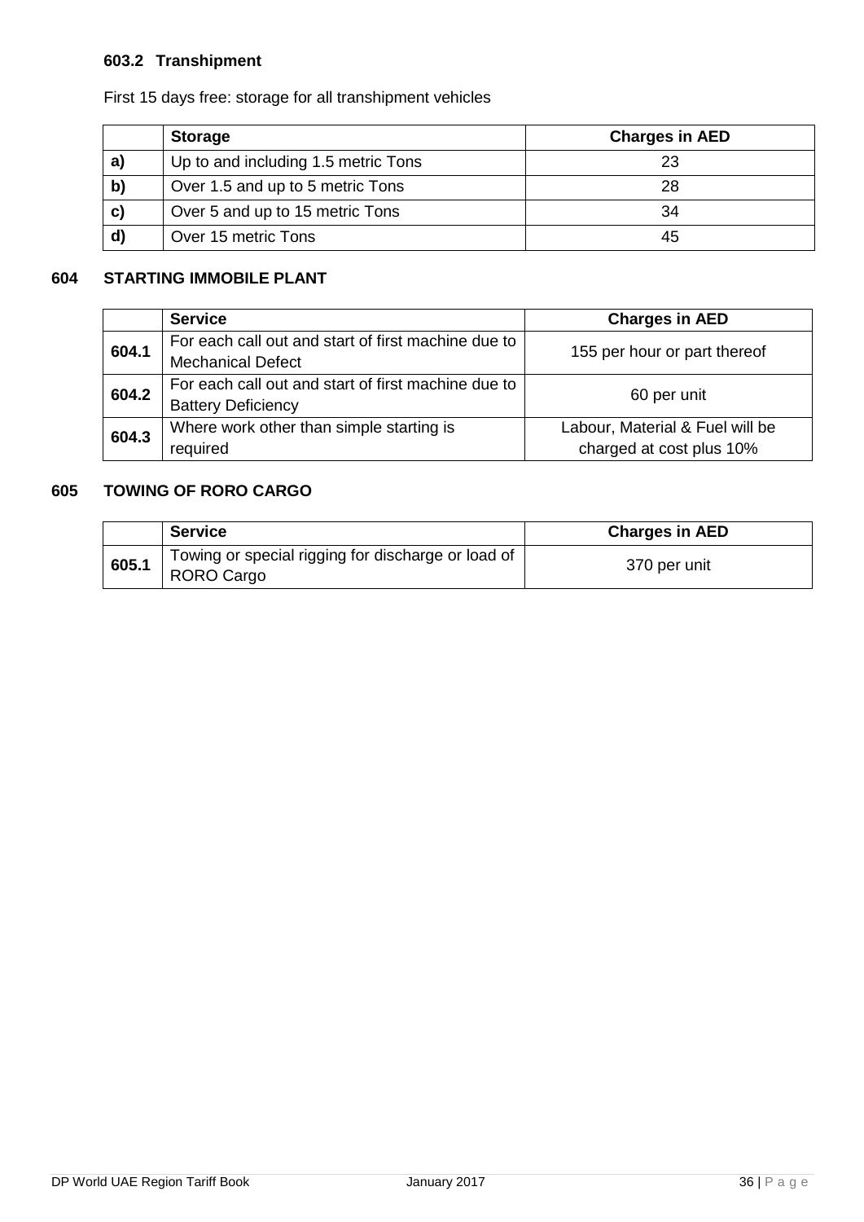### 603.2 Transhipment

First 15 days free: storage for all transhipment vehicles

| | Storage | Charges in AED |
|---|---|---|
| a) | Up to and including 1.5 metric Tons | 23 |
| b) | Over 1.5 and up to 5 metric Tons | 28 |
| c) | Over 5 and up to 15 metric Tons | 34 |
| d) | Over 15 metric Tons | 45 |

## 604 STARTING IMMOBILE PLANT

| | Service | Charges in AED |
|---|---|---|
| 604.1 | For each call out and start of first machine due to Mechanical Defect | 155 per hour or part thereof |
| 604.2 | For each call out and start of first machine due to Battery Deficiency | 60 per unit |
| 604.3 | Where work other than simple starting is required | Labour, Material & Fuel will be charged at cost plus 10% |

## 605 TOWING OF RORO CARGO

| | Service | Charges in AED |
|---|---|---|
| 605.1 | Towing or special rigging for discharge or load of RORO Cargo | 370 per unit |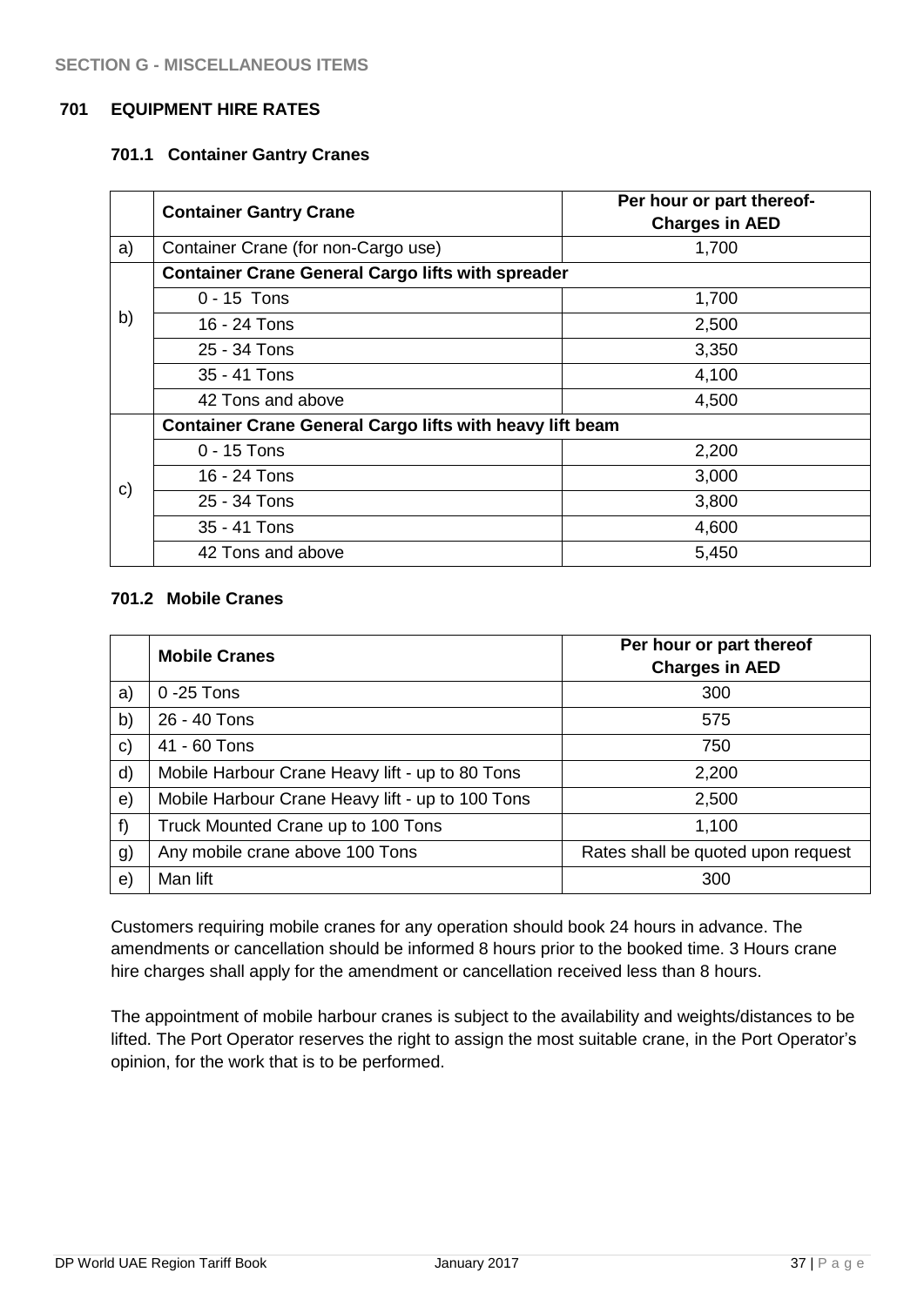**SECTION G - MISCELLANEOUS ITEMS**

## 701 EQUIPMENT HIRE RATES

### 701.1 Container Gantry Cranes

| | Container Gantry Crane | Per hour or part thereof- Charges in AED |
|---|---|---|
| a) | Container Crane (for non-Cargo use) | 1,700 |
| b) | **Container Crane General Cargo lifts with spreader** | |
| | 0 - 15 Tons | 1,700 |
| | 16 - 24 Tons | 2,500 |
| | 25 - 34 Tons | 3,350 |
| | 35 - 41 Tons | 4,100 |
| | 42 Tons and above | 4,500 |
| c) | **Container Crane General Cargo lifts with heavy lift beam** | |
| | 0 - 15 Tons | 2,200 |
| | 16 - 24 Tons | 3,000 |
| | 25 - 34 Tons | 3,800 |
| | 35 - 41 Tons | 4,600 |
| | 42 Tons and above | 5,450 |

### 701.2 Mobile Cranes

| | Mobile Cranes | Per hour or part thereof Charges in AED |
|---|---|---|
| a) | 0 -25 Tons | 300 |
| b) | 26 - 40 Tons | 575 |
| c) | 41 - 60 Tons | 750 |
| d) | Mobile Harbour Crane Heavy lift - up to 80 Tons | 2,200 |
| e) | Mobile Harbour Crane Heavy lift - up to 100 Tons | 2,500 |
| f) | Truck Mounted Crane up to 100 Tons | 1,100 |
| g) | Any mobile crane above 100 Tons | Rates shall be quoted upon request |
| e) | Man lift | 300 |

Customers requiring mobile cranes for any operation should book 24 hours in advance. The amendments or cancellation should be informed 8 hours prior to the booked time. 3 Hours crane hire charges shall apply for the amendment or cancellation received less than 8 hours.

The appointment of mobile harbour cranes is subject to the availability and weights/distances to be lifted. The Port Operator reserves the right to assign the most suitable crane, in the Port Operator's opinion, for the work that is to be performed.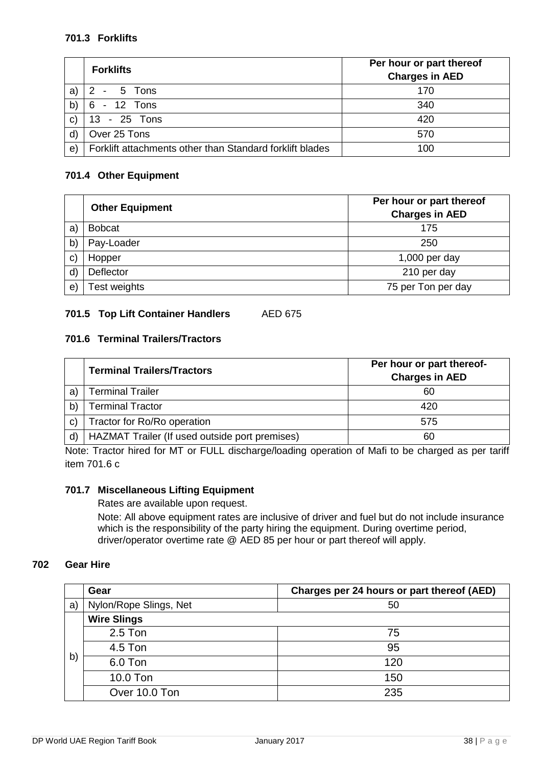### 701.3 Forklifts

| | Forklifts | Per hour or part thereof Charges in AED |
|---|---|---|
| a) | 2 - 5 Tons | 170 |
| b) | 6 - 12 Tons | 340 |
| c) | 13 - 25 Tons | 420 |
| d) | Over 25 Tons | 570 |
| e) | Forklift attachments other than Standard forklift blades | 100 |

### 701.4 Other Equipment

| | Other Equipment | Per hour or part thereof Charges in AED |
|---|---|---|
| a) | Bobcat | 175 |
| b) | Pay-Loader | 250 |
| c) | Hopper | 1,000 per day |
| d) | Deflector | 210 per day |
| e) | Test weights | 75 per Ton per day |

### 701.5 Top Lift Container Handlers AED 675

### 701.6 Terminal Trailers/Tractors

| | Terminal Trailers/Tractors | Per hour or part thereof- Charges in AED |
|---|---|---|
| a) | Terminal Trailer | 60 |
| b) | Terminal Tractor | 420 |
| c) | Tractor for Ro/Ro operation | 575 |
| d) | HAZMAT Trailer (If used outside port premises) | 60 |

Note: Tractor hired for MT or FULL discharge/loading operation of Mafi to be charged as per tariff item 701.6 c

### 701.7 Miscellaneous Lifting Equipment

Rates are available upon request.

Note: All above equipment rates are inclusive of driver and fuel but do not include insurance which is the responsibility of the party hiring the equipment. During overtime period, driver/operator overtime rate @ AED 85 per hour or part thereof will apply.

## 702 Gear Hire

| | Gear | Charges per 24 hours or part thereof (AED) |
|---|---|---|
| a) | Nylon/Rope Slings, Net | 50 |
| b) | **Wire Slings** | |
| | 2.5 Ton | 75 |
| | 4.5 Ton | 95 |
| | 6.0 Ton | 120 |
| | 10.0 Ton | 150 |
| | Over 10.0 Ton | 235 |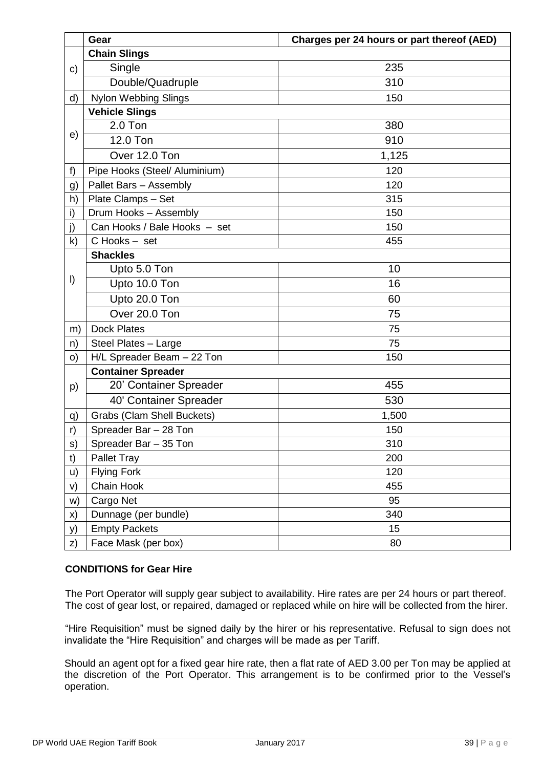| | Gear | Charges per 24 hours or part thereof (AED) |
|---|---|---|
| c) | **Chain Slings** | |
| | Single | 235 |
| | Double/Quadruple | 310 |
| d) | Nylon Webbing Slings | 150 |
| e) | **Vehicle Slings** | |
| | 2.0 Ton | 380 |
| | 12.0 Ton | 910 |
| | Over 12.0 Ton | 1,125 |
| f) | Pipe Hooks (Steel/ Aluminium) | 120 |
| g) | Pallet Bars – Assembly | 120 |
| h) | Plate Clamps – Set | 315 |
| i) | Drum Hooks – Assembly | 150 |
| j) | Can Hooks / Bale Hooks – set | 150 |
| k) | C Hooks – set | 455 |
| l) | **Shackles** | |
| | Upto 5.0 Ton | 10 |
| | Upto 10.0 Ton | 16 |
| | Upto 20.0 Ton | 60 |
| | Over 20.0 Ton | 75 |
| m) | Dock Plates | 75 |
| n) | Steel Plates – Large | 75 |
| o) | H/L Spreader Beam – 22 Ton | 150 |
| p) | **Container Spreader** | |
| | 20' Container Spreader | 455 |
| | 40' Container Spreader | 530 |
| q) | Grabs (Clam Shell Buckets) | 1,500 |
| r) | Spreader Bar – 28 Ton | 150 |
| s) | Spreader Bar – 35 Ton | 310 |
| t) | Pallet Tray | 200 |
| u) | Flying Fork | 120 |
| v) | Chain Hook | 455 |
| w) | Cargo Net | 95 |
| x) | Dunnage (per bundle) | 340 |
| y) | Empty Packets | 15 |
| z) | Face Mask (per box) | 80 |

**CONDITIONS for Gear Hire**

The Port Operator will supply gear subject to availability. Hire rates are per 24 hours or part thereof. The cost of gear lost, or repaired, damaged or replaced while on hire will be collected from the hirer.

"Hire Requisition" must be signed daily by the hirer or his representative. Refusal to sign does not invalidate the "Hire Requisition" and charges will be made as per Tariff.

Should an agent opt for a fixed gear hire rate, then a flat rate of AED 3.00 per Ton may be applied at the discretion of the Port Operator. This arrangement is to be confirmed prior to the Vessel's operation.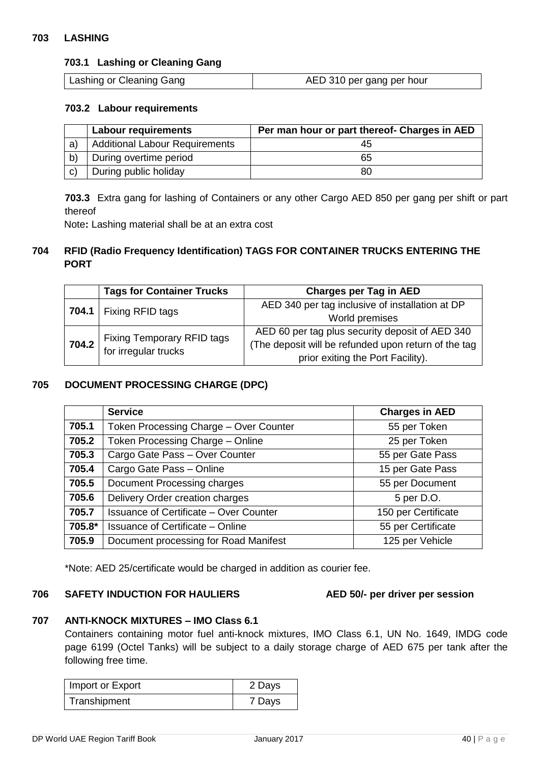## 703 LASHING

### 703.1 Lashing or Cleaning Gang

| Lashing or Cleaning Gang | AED 310 per gang per hour |
|---|---|

### 703.2 Labour requirements

| | Labour requirements | Per man hour or part thereof- Charges in AED |
|---|---|---|
| a) | Additional Labour Requirements | 45 |
| b) | During overtime period | 65 |
| c) | During public holiday | 80 |

**703.3** Extra gang for lashing of Containers or any other Cargo AED 850 per gang per shift or part thereof

Note**:** Lashing material shall be at an extra cost

## 704 RFID (Radio Frequency Identification) TAGS FOR CONTAINER TRUCKS ENTERING THE PORT

| | Tags for Container Trucks | Charges per Tag in AED |
|---|---|---|
| **704.1** | Fixing RFID tags | AED 340 per tag inclusive of installation at DP World premises |
| **704.2** | Fixing Temporary RFID tags for irregular trucks | AED 60 per tag plus security deposit of AED 340 (The deposit will be refunded upon return of the tag prior exiting the Port Facility). |

## 705 DOCUMENT PROCESSING CHARGE (DPC)

| | Service | Charges in AED |
|---|---|---|
| **705.1** | Token Processing Charge – Over Counter | 55 per Token |
| **705.2** | Token Processing Charge – Online | 25 per Token |
| **705.3** | Cargo Gate Pass – Over Counter | 55 per Gate Pass |
| **705.4** | Cargo Gate Pass – Online | 15 per Gate Pass |
| **705.5** | Document Processing charges | 55 per Document |
| **705.6** | Delivery Order creation charges | 5 per D.O. |
| **705.7** | Issuance of Certificate – Over Counter | 150 per Certificate |
| **705.8*** | Issuance of Certificate – Online | 55 per Certificate |
| **705.9** | Document processing for Road Manifest | 125 per Vehicle |

*Note: AED 25/certificate would be charged in addition as courier fee.

## 706 SAFETY INDUCTION FOR HAULIERS — AED 50/- per driver per session

## 707 ANTI-KNOCK MIXTURES – IMO Class 6.1

Containers containing motor fuel anti-knock mixtures, IMO Class 6.1, UN No. 1649, IMDG code page 6199 (Octel Tanks) will be subject to a daily storage charge of AED 675 per tank after the following free time.

| Import or Export | 2 Days |
|---|---|
| Transhipment | 7 Days |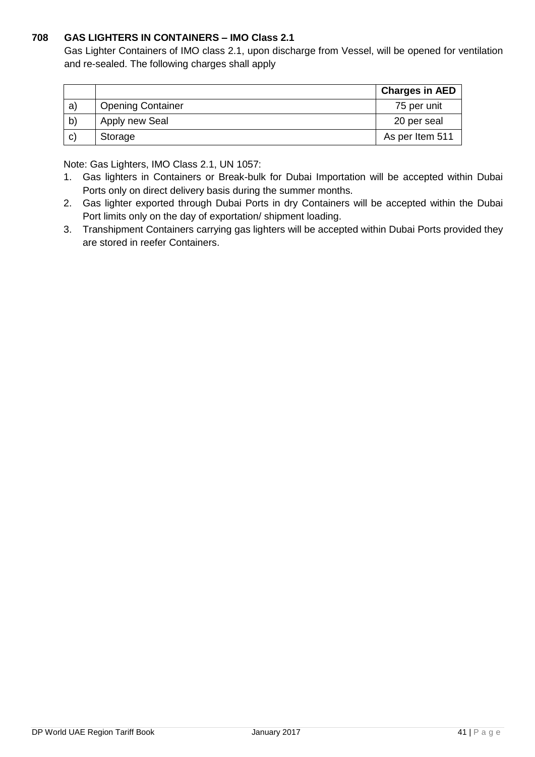### 708 GAS LIGHTERS IN CONTAINERS – IMO Class 2.1

Gas Lighter Containers of IMO class 2.1, upon discharge from Vessel, will be opened for ventilation and re-sealed. The following charges shall apply

| | | Charges in AED |
|---|---|---|
| a) | Opening Container | 75 per unit |
| b) | Apply new Seal | 20 per seal |
| c) | Storage | As per Item 511 |

Note: Gas Lighters, IMO Class 2.1, UN 1057:

1. Gas lighters in Containers or Break-bulk for Dubai Importation will be accepted within Dubai Ports only on direct delivery basis during the summer months.
2. Gas lighter exported through Dubai Ports in dry Containers will be accepted within the Dubai Port limits only on the day of exportation/ shipment loading.
3. Transhipment Containers carrying gas lighters will be accepted within Dubai Ports provided they are stored in reefer Containers.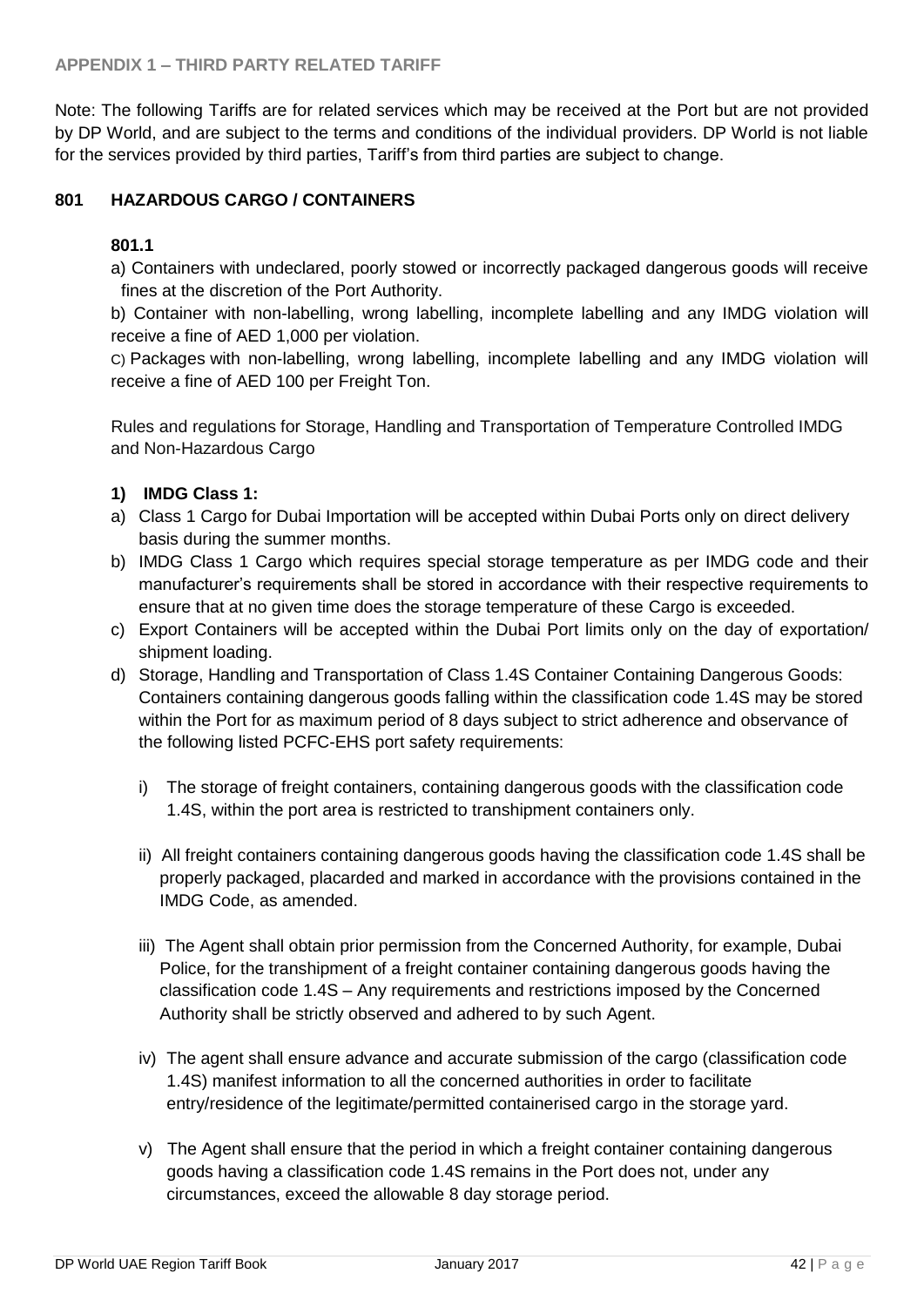### APPENDIX 1 – THIRD PARTY RELATED TARIFF

Note: The following Tariffs are for related services which may be received at the Port but are not provided by DP World, and are subject to the terms and conditions of the individual providers. DP World is not liable for the services provided by third parties, Tariff's from third parties are subject to change.

## 801 HAZARDOUS CARGO / CONTAINERS

### 801.1

a) Containers with undeclared, poorly stowed or incorrectly packaged dangerous goods will receive fines at the discretion of the Port Authority.

b) Container with non-labelling, wrong labelling, incomplete labelling and any IMDG violation will receive a fine of AED 1,000 per violation.

c) Packages with non-labelling, wrong labelling, incomplete labelling and any IMDG violation will receive a fine of AED 100 per Freight Ton.

Rules and regulations for Storage, Handling and Transportation of Temperature Controlled IMDG and Non-Hazardous Cargo

**1) IMDG Class 1:**

a) Class 1 Cargo for Dubai Importation will be accepted within Dubai Ports only on direct delivery basis during the summer months.

b) IMDG Class 1 Cargo which requires special storage temperature as per IMDG code and their manufacturer's requirements shall be stored in accordance with their respective requirements to ensure that at no given time does the storage temperature of these Cargo is exceeded.

c) Export Containers will be accepted within the Dubai Port limits only on the day of exportation/ shipment loading.

d) Storage, Handling and Transportation of Class 1.4S Container Containing Dangerous Goods: Containers containing dangerous goods falling within the classification code 1.4S may be stored within the Port for as maximum period of 8 days subject to strict adherence and observance of the following listed PCFC-EHS port safety requirements:

   i) The storage of freight containers, containing dangerous goods with the classification code 1.4S, within the port area is restricted to transhipment containers only.

   ii) All freight containers containing dangerous goods having the classification code 1.4S shall be properly packaged, placarded and marked in accordance with the provisions contained in the IMDG Code, as amended.

   iii) The Agent shall obtain prior permission from the Concerned Authority, for example, Dubai Police, for the transhipment of a freight container containing dangerous goods having the classification code 1.4S – Any requirements and restrictions imposed by the Concerned Authority shall be strictly observed and adhered to by such Agent.

   iv) The agent shall ensure advance and accurate submission of the cargo (classification code 1.4S) manifest information to all the concerned authorities in order to facilitate entry/residence of the legitimate/permitted containerised cargo in the storage yard.

   v) The Agent shall ensure that the period in which a freight container containing dangerous goods having a classification code 1.4S remains in the Port does not, under any circumstances, exceed the allowable 8 day storage period.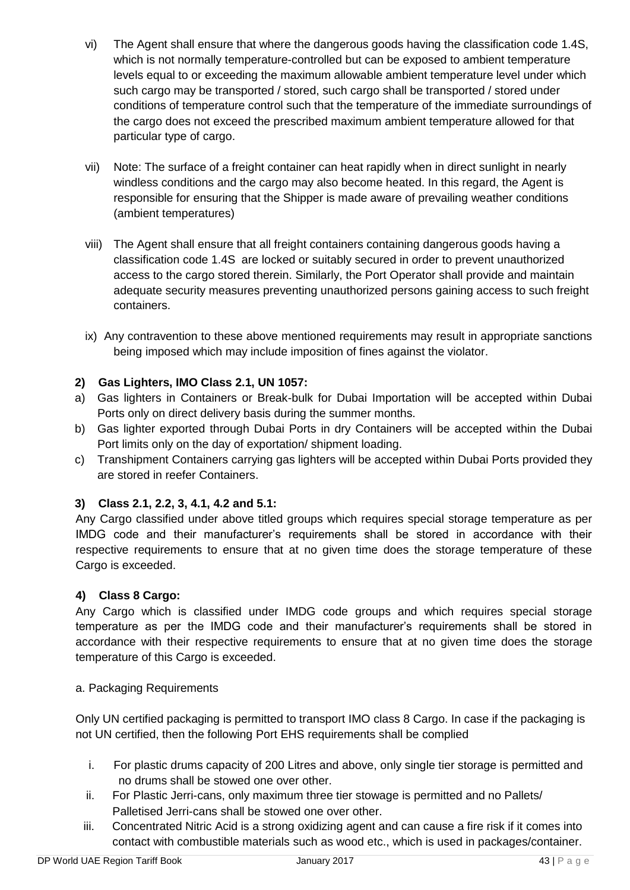vi) The Agent shall ensure that where the dangerous goods having the classification code 1.4S, which is not normally temperature-controlled but can be exposed to ambient temperature levels equal to or exceeding the maximum allowable ambient temperature level under which such cargo may be transported / stored, such cargo shall be transported / stored under conditions of temperature control such that the temperature of the immediate surroundings of the cargo does not exceed the prescribed maximum ambient temperature allowed for that particular type of cargo.

vii) Note: The surface of a freight container can heat rapidly when in direct sunlight in nearly windless conditions and the cargo may also become heated. In this regard, the Agent is responsible for ensuring that the Shipper is made aware of prevailing weather conditions (ambient temperatures)

viii) The Agent shall ensure that all freight containers containing dangerous goods having a classification code 1.4S are locked or suitably secured in order to prevent unauthorized access to the cargo stored therein. Similarly, the Port Operator shall provide and maintain adequate security measures preventing unauthorized persons gaining access to such freight containers.

ix) Any contravention to these above mentioned requirements may result in appropriate sanctions being imposed which may include imposition of fines against the violator.

**2) Gas Lighters, IMO Class 2.1, UN 1057:**

a) Gas lighters in Containers or Break-bulk for Dubai Importation will be accepted within Dubai Ports only on direct delivery basis during the summer months.

b) Gas lighter exported through Dubai Ports in dry Containers will be accepted within the Dubai Port limits only on the day of exportation/ shipment loading.

c) Transhipment Containers carrying gas lighters will be accepted within Dubai Ports provided they are stored in reefer Containers.

**3) Class 2.1, 2.2, 3, 4.1, 4.2 and 5.1:**

Any Cargo classified under above titled groups which requires special storage temperature as per IMDG code and their manufacturer's requirements shall be stored in accordance with their respective requirements to ensure that at no given time does the storage temperature of these Cargo is exceeded.

**4) Class 8 Cargo:**

Any Cargo which is classified under IMDG code groups and which requires special storage temperature as per the IMDG code and their manufacturer's requirements shall be stored in accordance with their respective requirements to ensure that at no given time does the storage temperature of this Cargo is exceeded.

a. Packaging Requirements

Only UN certified packaging is permitted to transport IMO class 8 Cargo. In case if the packaging is not UN certified, then the following Port EHS requirements shall be complied

i. For plastic drums capacity of 200 Litres and above, only single tier storage is permitted and no drums shall be stowed one over other.

ii. For Plastic Jerri-cans, only maximum three tier stowage is permitted and no Pallets/ Palletised Jerri-cans shall be stowed one over other.

iii. Concentrated Nitric Acid is a strong oxidizing agent and can cause a fire risk if it comes into contact with combustible materials such as wood etc., which is used in packages/container.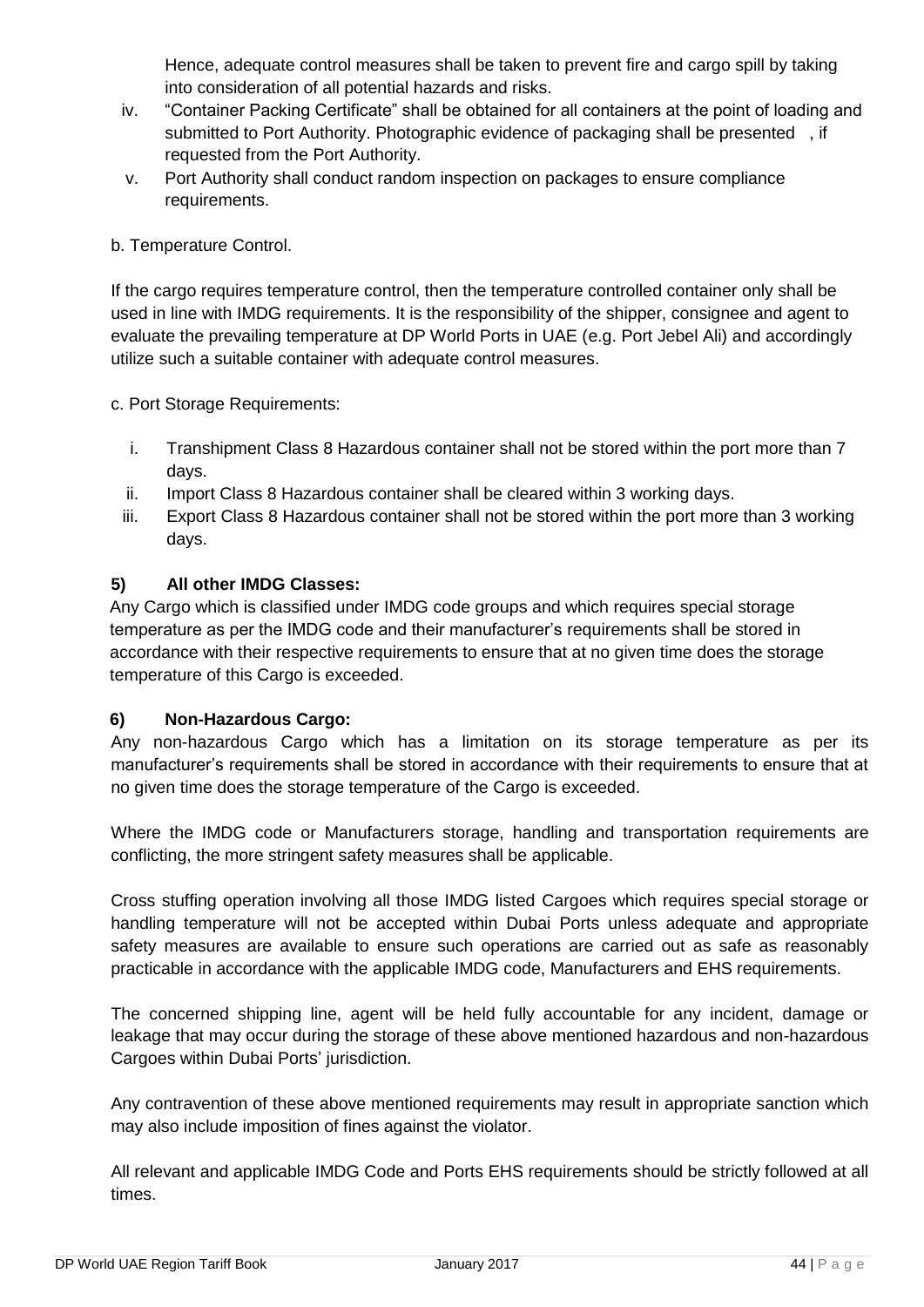Hence, adequate control measures shall be taken to prevent fire and cargo spill by taking into consideration of all potential hazards and risks.

iv. "Container Packing Certificate" shall be obtained for all containers at the point of loading and submitted to Port Authority. Photographic evidence of packaging shall be presented , if requested from the Port Authority.

v. Port Authority shall conduct random inspection on packages to ensure compliance requirements.

b. Temperature Control.

If the cargo requires temperature control, then the temperature controlled container only shall be used in line with IMDG requirements. It is the responsibility of the shipper, consignee and agent to evaluate the prevailing temperature at DP World Ports in UAE (e.g. Port Jebel Ali) and accordingly utilize such a suitable container with adequate control measures.

c. Port Storage Requirements:

i. Transhipment Class 8 Hazardous container shall not be stored within the port more than 7 days.

ii. Import Class 8 Hazardous container shall be cleared within 3 working days.

iii. Export Class 8 Hazardous container shall not be stored within the port more than 3 working days.

### 5) All other IMDG Classes:

Any Cargo which is classified under IMDG code groups and which requires special storage temperature as per the IMDG code and their manufacturer's requirements shall be stored in accordance with their respective requirements to ensure that at no given time does the storage temperature of this Cargo is exceeded.

### 6) Non-Hazardous Cargo:

Any non-hazardous Cargo which has a limitation on its storage temperature as per its manufacturer's requirements shall be stored in accordance with their requirements to ensure that at no given time does the storage temperature of the Cargo is exceeded.

Where the IMDG code or Manufacturers storage, handling and transportation requirements are conflicting, the more stringent safety measures shall be applicable.

Cross stuffing operation involving all those IMDG listed Cargoes which requires special storage or handling temperature will not be accepted within Dubai Ports unless adequate and appropriate safety measures are available to ensure such operations are carried out as safe as reasonably practicable in accordance with the applicable IMDG code, Manufacturers and EHS requirements.

The concerned shipping line, agent will be held fully accountable for any incident, damage or leakage that may occur during the storage of these above mentioned hazardous and non-hazardous Cargoes within Dubai Ports' jurisdiction.

Any contravention of these above mentioned requirements may result in appropriate sanction which may also include imposition of fines against the violator.

All relevant and applicable IMDG Code and Ports EHS requirements should be strictly followed at all times.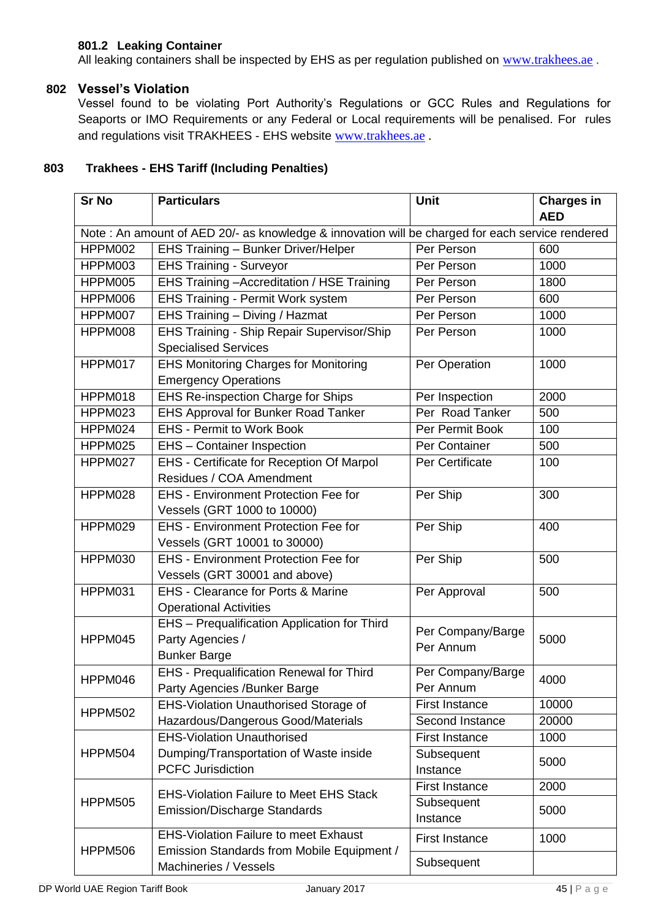### 801.2 Leaking Container

All leaking containers shall be inspected by EHS as per regulation published on www.trakhees.ae .

## 802 Vessel's Violation

Vessel found to be violating Port Authority's Regulations or GCC Rules and Regulations for Seaports or IMO Requirements or any Federal or Local requirements will be penalised. For rules and regulations visit TRAKHEES - EHS website www.trakhees.ae .

## 803 Trakhees - EHS Tariff (Including Penalties)

| Sr No | Particulars | Unit | Charges in AED |
|---|---|---|---|
| Note : An amount of AED 20/- as knowledge & innovation will be charged for each service rendered | | | |
| HPPM002 | EHS Training – Bunker Driver/Helper | Per Person | 600 |
| HPPM003 | EHS Training - Surveyor | Per Person | 1000 |
| HPPM005 | EHS Training –Accreditation / HSE Training | Per Person | 1800 |
| HPPM006 | EHS Training - Permit Work system | Per Person | 600 |
| HPPM007 | EHS Training – Diving / Hazmat | Per Person | 1000 |
| HPPM008 | EHS Training - Ship Repair Supervisor/Ship Specialised Services | Per Person | 1000 |
| HPPM017 | EHS Monitoring Charges for Monitoring Emergency Operations | Per Operation | 1000 |
| HPPM018 | EHS Re-inspection Charge for Ships | Per Inspection | 2000 |
| HPPM023 | EHS Approval for Bunker Road Tanker | Per Road Tanker | 500 |
| HPPM024 | EHS - Permit to Work Book | Per Permit Book | 100 |
| HPPM025 | EHS – Container Inspection | Per Container | 500 |
| HPPM027 | EHS - Certificate for Reception Of Marpol Residues / COA Amendment | Per Certificate | 100 |
| HPPM028 | EHS - Environment Protection Fee for Vessels (GRT 1000 to 10000) | Per Ship | 300 |
| HPPM029 | EHS - Environment Protection Fee for Vessels (GRT 10001 to 30000) | Per Ship | 400 |
| HPPM030 | EHS - Environment Protection Fee for Vessels (GRT 30001 and above) | Per Ship | 500 |
| HPPM031 | EHS - Clearance for Ports & Marine Operational Activities | Per Approval | 500 |
| HPPM045 | EHS – Prequalification Application for Third Party Agencies / Bunker Barge | Per Company/Barge Per Annum | 5000 |
| HPPM046 | EHS - Prequalification Renewal for Third Party Agencies /Bunker Barge | Per Company/Barge Per Annum | 4000 |
| HPPM502 | EHS-Violation Unauthorised Storage of Hazardous/Dangerous Good/Materials | First Instance | 10000 |
| | | Second Instance | 20000 |
| HPPM504 | EHS-Violation Unauthorised Dumping/Transportation of Waste inside PCFC Jurisdiction | First Instance | 1000 |
| | | Subsequent Instance | 5000 |
| HPPM505 | EHS-Violation Failure to Meet EHS Stack Emission/Discharge Standards | First Instance | 2000 |
| | | Subsequent Instance | 5000 |
| HPPM506 | EHS-Violation Failure to meet Exhaust Emission Standards from Mobile Equipment / Machineries / Vessels | First Instance | 1000 |
| | | Subsequent | |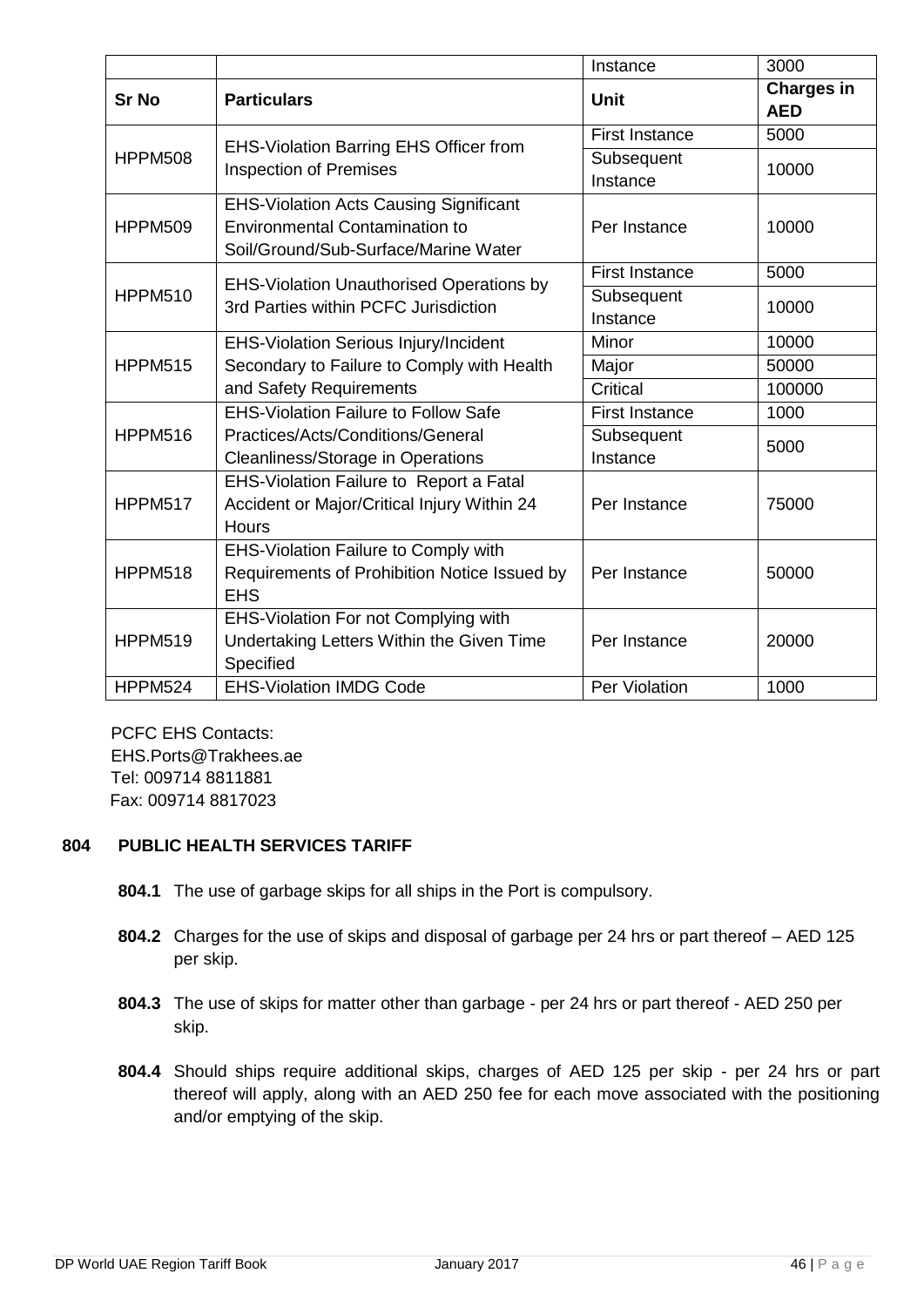| | | Instance | 3000 |
|---|---|---|---|
| **Sr No** | **Particulars** | **Unit** | **Charges in AED** |
| HPPM508 | EHS-Violation Barring EHS Officer from Inspection of Premises | First Instance | 5000 |
| | | Subsequent Instance | 10000 |
| HPPM509 | EHS-Violation Acts Causing Significant Environmental Contamination to Soil/Ground/Sub-Surface/Marine Water | Per Instance | 10000 |
| HPPM510 | EHS-Violation Unauthorised Operations by 3rd Parties within PCFC Jurisdiction | First Instance | 5000 |
| | | Subsequent Instance | 10000 |
| HPPM515 | EHS-Violation Serious Injury/Incident Secondary to Failure to Comply with Health and Safety Requirements | Minor | 10000 |
| | | Major | 50000 |
| | | Critical | 100000 |
| HPPM516 | EHS-Violation Failure to Follow Safe Practices/Acts/Conditions/General Cleanliness/Storage in Operations | First Instance | 1000 |
| | | Subsequent Instance | 5000 |
| HPPM517 | EHS-Violation Failure to Report a Fatal Accident or Major/Critical Injury Within 24 Hours | Per Instance | 75000 |
| HPPM518 | EHS-Violation Failure to Comply with Requirements of Prohibition Notice Issued by EHS | Per Instance | 50000 |
| HPPM519 | EHS-Violation For not Complying with Undertaking Letters Within the Given Time Specified | Per Instance | 20000 |
| HPPM524 | EHS-Violation IMDG Code | Per Violation | 1000 |

PCFC EHS Contacts:
EHS.Ports@Trakhees.ae
Tel: 009714 8811881
Fax: 009714 8817023

## 804 PUBLIC HEALTH SERVICES TARIFF

**804.1** The use of garbage skips for all ships in the Port is compulsory.

**804.2** Charges for the use of skips and disposal of garbage per 24 hrs or part thereof – AED 125 per skip.

**804.3** The use of skips for matter other than garbage - per 24 hrs or part thereof - AED 250 per skip.

**804.4** Should ships require additional skips, charges of AED 125 per skip - per 24 hrs or part thereof will apply, along with an AED 250 fee for each move associated with the positioning and/or emptying of the skip.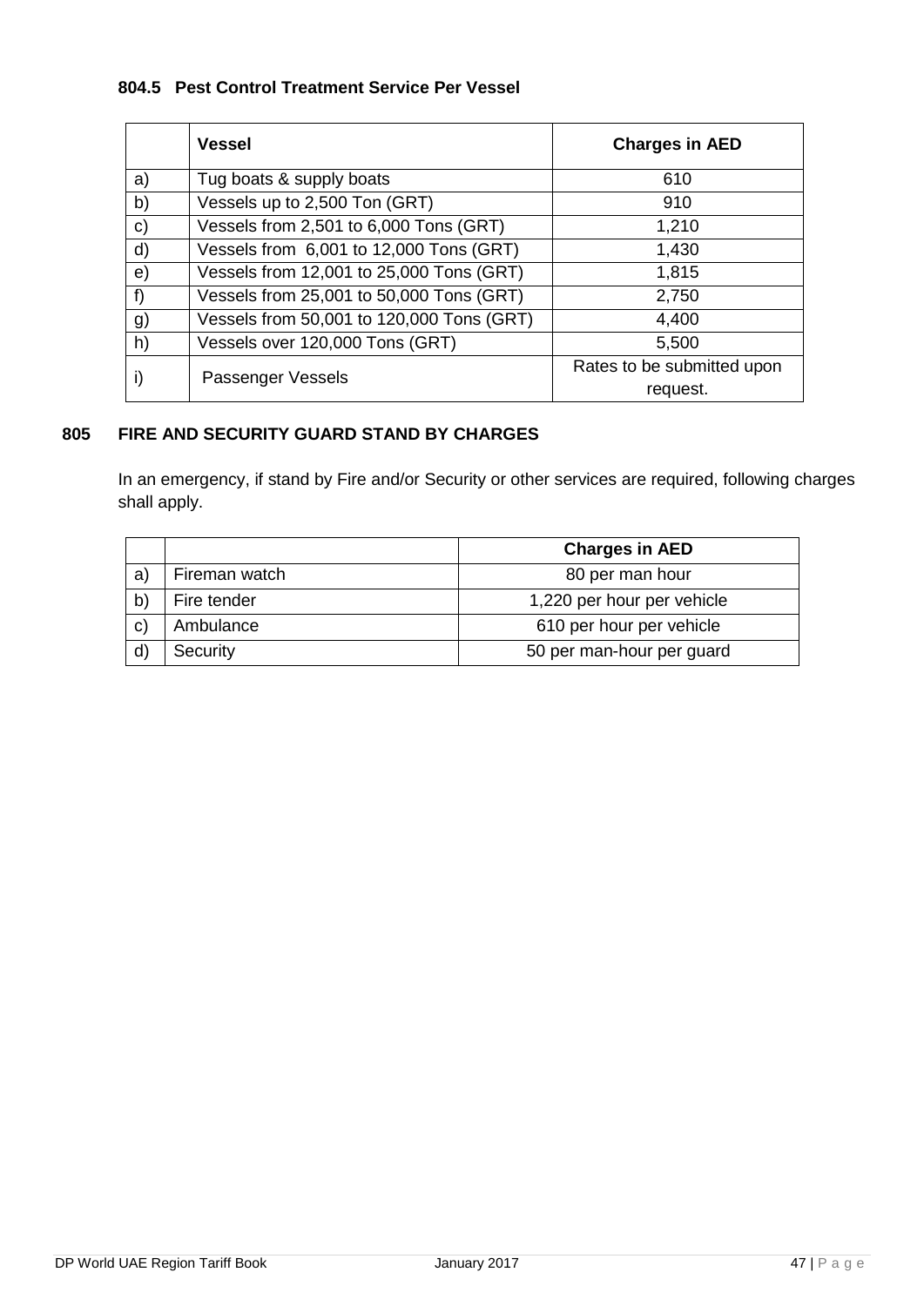### 804.5 Pest Control Treatment Service Per Vessel

| | Vessel | Charges in AED |
|---|---|---|
| a) | Tug boats & supply boats | 610 |
| b) | Vessels up to 2,500 Ton (GRT) | 910 |
| c) | Vessels from 2,501 to 6,000 Tons (GRT) | 1,210 |
| d) | Vessels from 6,001 to 12,000 Tons (GRT) | 1,430 |
| e) | Vessels from 12,001 to 25,000 Tons (GRT) | 1,815 |
| f) | Vessels from 25,001 to 50,000 Tons (GRT) | 2,750 |
| g) | Vessels from 50,001 to 120,000 Tons (GRT) | 4,400 |
| h) | Vessels over 120,000 Tons (GRT) | 5,500 |
| i) | Passenger Vessels | Rates to be submitted upon request. |

## 805 FIRE AND SECURITY GUARD STAND BY CHARGES

In an emergency, if stand by Fire and/or Security or other services are required, following charges shall apply.

| | | Charges in AED |
|---|---|---|
| a) | Fireman watch | 80 per man hour |
| b) | Fire tender | 1,220 per hour per vehicle |
| c) | Ambulance | 610 per hour per vehicle |
| d) | Security | 50 per man-hour per guard |